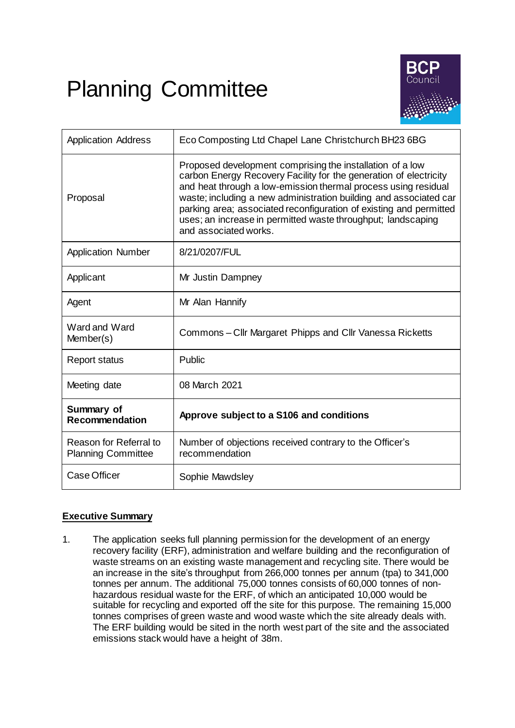# Planning Committee

| Application Address | Eco Composting Ltd Chapel Lane Christchurch BH23 6BG |
|---|---|
| Proposal | Proposed development comprising the installation of a low carbon Energy Recovery Facility for the generation of electricity and heat through a low-emission thermal process using residual waste; including a new administration building and associated car parking area; associated reconfiguration of existing and permitted uses; an increase in permitted waste throughput; landscaping and associated works. |
| Application Number | 8/21/0207/FUL |
| Applicant | Mr Justin Dampney |
| Agent | Mr Alan Hannify |
| Ward and Ward Member(s) | Commons – Cllr Margaret Phipps and Cllr Vanessa Ricketts |
| Report status | Public |
| Meeting date | 08 March 2021 |
| **Summary of Recommendation** | **Approve subject to a S106 and conditions** |
| Reason for Referral to Planning Committee | Number of objections received contrary to the Officer's recommendation |
| Case Officer | Sophie Mawdsley |

## Executive Summary

1. The application seeks full planning permission for the development of an energy recovery facility (ERF), administration and welfare building and the reconfiguration of waste streams on an existing waste management and recycling site. There would be an increase in the site's throughput from 266,000 tonnes per annum (tpa) to 341,000 tonnes per annum. The additional 75,000 tonnes consists of 60,000 tonnes of non-hazardous residual waste for the ERF, of which an anticipated 10,000 would be suitable for recycling and exported off the site for this purpose. The remaining 15,000 tonnes comprises of green waste and wood waste which the site already deals with. The ERF building would be sited in the north west part of the site and the associated emissions stack would have a height of 38m.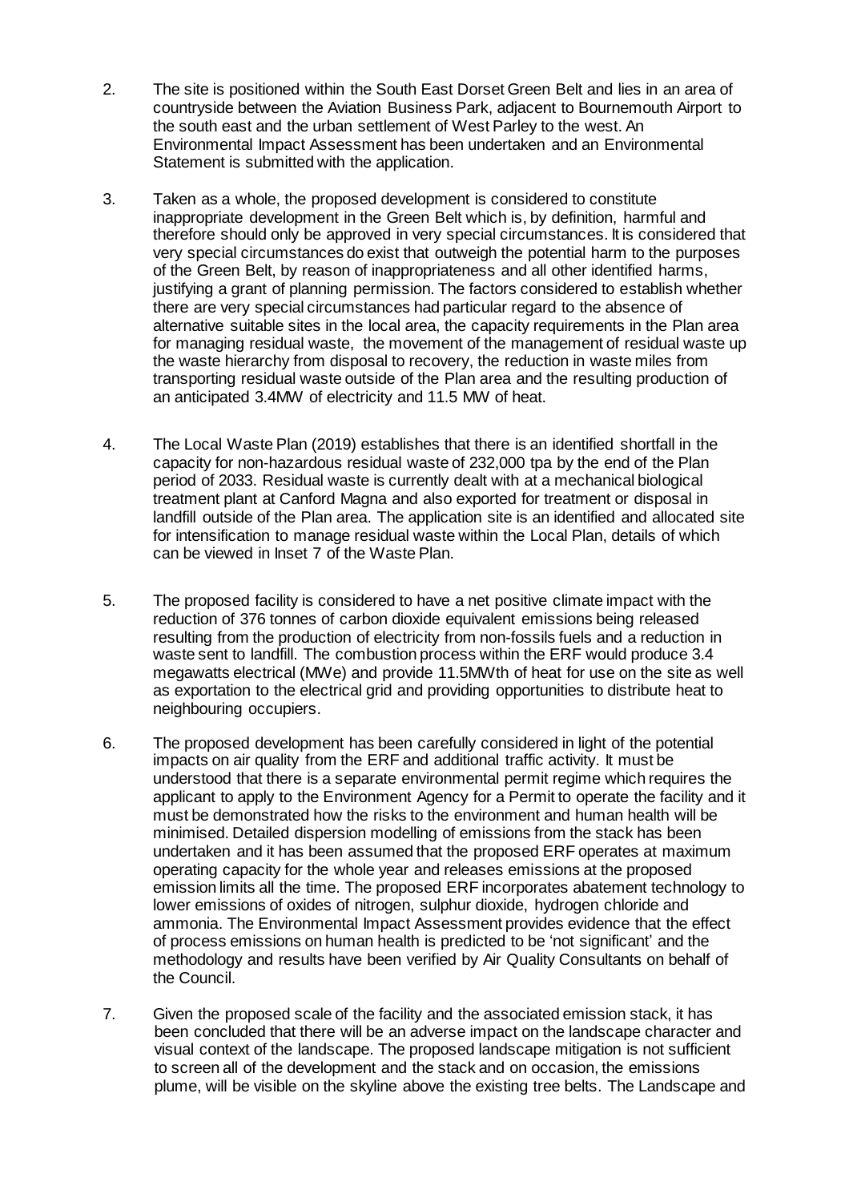2. The site is positioned within the South East Dorset Green Belt and lies in an area of countryside between the Aviation Business Park, adjacent to Bournemouth Airport to the south east and the urban settlement of West Parley to the west. An Environmental Impact Assessment has been undertaken and an Environmental Statement is submitted with the application.

3. Taken as a whole, the proposed development is considered to constitute inappropriate development in the Green Belt which is, by definition, harmful and therefore should only be approved in very special circumstances. It is considered that very special circumstances do exist that outweigh the potential harm to the purposes of the Green Belt, by reason of inappropriateness and all other identified harms, justifying a grant of planning permission. The factors considered to establish whether there are very special circumstances had particular regard to the absence of alternative suitable sites in the local area, the capacity requirements in the Plan area for managing residual waste, the movement of the management of residual waste up the waste hierarchy from disposal to recovery, the reduction in waste miles from transporting residual waste outside of the Plan area and the resulting production of an anticipated 3.4MW of electricity and 11.5 MW of heat.

4. The Local Waste Plan (2019) establishes that there is an identified shortfall in the capacity for non-hazardous residual waste of 232,000 tpa by the end of the Plan period of 2033. Residual waste is currently dealt with at a mechanical biological treatment plant at Canford Magna and also exported for treatment or disposal in landfill outside of the Plan area. The application site is an identified and allocated site for intensification to manage residual waste within the Local Plan, details of which can be viewed in Inset 7 of the Waste Plan.

5. The proposed facility is considered to have a net positive climate impact with the reduction of 376 tonnes of carbon dioxide equivalent emissions being released resulting from the production of electricity from non-fossils fuels and a reduction in waste sent to landfill. The combustion process within the ERF would produce 3.4 megawatts electrical (MWe) and provide 11.5MWth of heat for use on the site as well as exportation to the electrical grid and providing opportunities to distribute heat to neighbouring occupiers.

6. The proposed development has been carefully considered in light of the potential impacts on air quality from the ERF and additional traffic activity. It must be understood that there is a separate environmental permit regime which requires the applicant to apply to the Environment Agency for a Permit to operate the facility and it must be demonstrated how the risks to the environment and human health will be minimised. Detailed dispersion modelling of emissions from the stack has been undertaken and it has been assumed that the proposed ERF operates at maximum operating capacity for the whole year and releases emissions at the proposed emission limits all the time. The proposed ERF incorporates abatement technology to lower emissions of oxides of nitrogen, sulphur dioxide, hydrogen chloride and ammonia. The Environmental Impact Assessment provides evidence that the effect of process emissions on human health is predicted to be 'not significant' and the methodology and results have been verified by Air Quality Consultants on behalf of the Council.

7. Given the proposed scale of the facility and the associated emission stack, it has been concluded that there will be an adverse impact on the landscape character and visual context of the landscape. The proposed landscape mitigation is not sufficient to screen all of the development and the stack and on occasion, the emissions plume, will be visible on the skyline above the existing tree belts. The Landscape and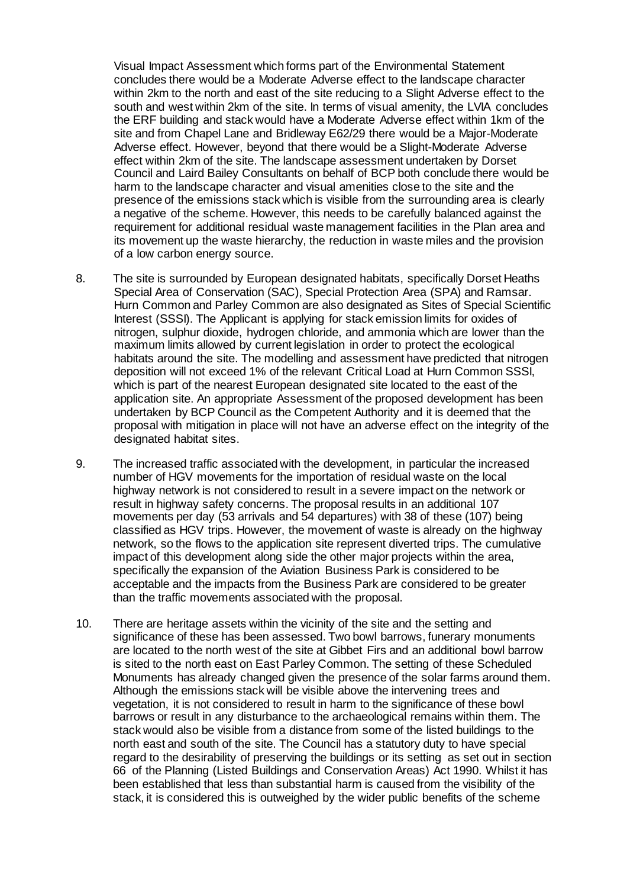Visual Impact Assessment which forms part of the Environmental Statement concludes there would be a Moderate Adverse effect to the landscape character within 2km to the north and east of the site reducing to a Slight Adverse effect to the south and west within 2km of the site. In terms of visual amenity, the LVIA concludes the ERF building and stack would have a Moderate Adverse effect within 1km of the site and from Chapel Lane and Bridleway E62/29 there would be a Major-Moderate Adverse effect. However, beyond that there would be a Slight-Moderate Adverse effect within 2km of the site. The landscape assessment undertaken by Dorset Council and Laird Bailey Consultants on behalf of BCP both conclude there would be harm to the landscape character and visual amenities close to the site and the presence of the emissions stack which is visible from the surrounding area is clearly a negative of the scheme. However, this needs to be carefully balanced against the requirement for additional residual waste management facilities in the Plan area and its movement up the waste hierarchy, the reduction in waste miles and the provision of a low carbon energy source.

8. The site is surrounded by European designated habitats, specifically Dorset Heaths Special Area of Conservation (SAC), Special Protection Area (SPA) and Ramsar. Hurn Common and Parley Common are also designated as Sites of Special Scientific Interest (SSSI). The Applicant is applying for stack emission limits for oxides of nitrogen, sulphur dioxide, hydrogen chloride, and ammonia which are lower than the maximum limits allowed by current legislation in order to protect the ecological habitats around the site. The modelling and assessment have predicted that nitrogen deposition will not exceed 1% of the relevant Critical Load at Hurn Common SSSI, which is part of the nearest European designated site located to the east of the application site. An appropriate Assessment of the proposed development has been undertaken by BCP Council as the Competent Authority and it is deemed that the proposal with mitigation in place will not have an adverse effect on the integrity of the designated habitat sites.

9. The increased traffic associated with the development, in particular the increased number of HGV movements for the importation of residual waste on the local highway network is not considered to result in a severe impact on the network or result in highway safety concerns. The proposal results in an additional 107 movements per day (53 arrivals and 54 departures) with 38 of these (107) being classified as HGV trips. However, the movement of waste is already on the highway network, so the flows to the application site represent diverted trips. The cumulative impact of this development along side the other major projects within the area, specifically the expansion of the Aviation Business Park is considered to be acceptable and the impacts from the Business Park are considered to be greater than the traffic movements associated with the proposal.

10. There are heritage assets within the vicinity of the site and the setting and significance of these has been assessed. Two bowl barrows, funerary monuments are located to the north west of the site at Gibbet Firs and an additional bowl barrow is sited to the north east on East Parley Common. The setting of these Scheduled Monuments has already changed given the presence of the solar farms around them. Although the emissions stack will be visible above the intervening trees and vegetation, it is not considered to result in harm to the significance of these bowl barrows or result in any disturbance to the archaeological remains within them. The stack would also be visible from a distance from some of the listed buildings to the north east and south of the site. The Council has a statutory duty to have special regard to the desirability of preserving the buildings or its setting as set out in section 66 of the Planning (Listed Buildings and Conservation Areas) Act 1990. Whilst it has been established that less than substantial harm is caused from the visibility of the stack, it is considered this is outweighed by the wider public benefits of the scheme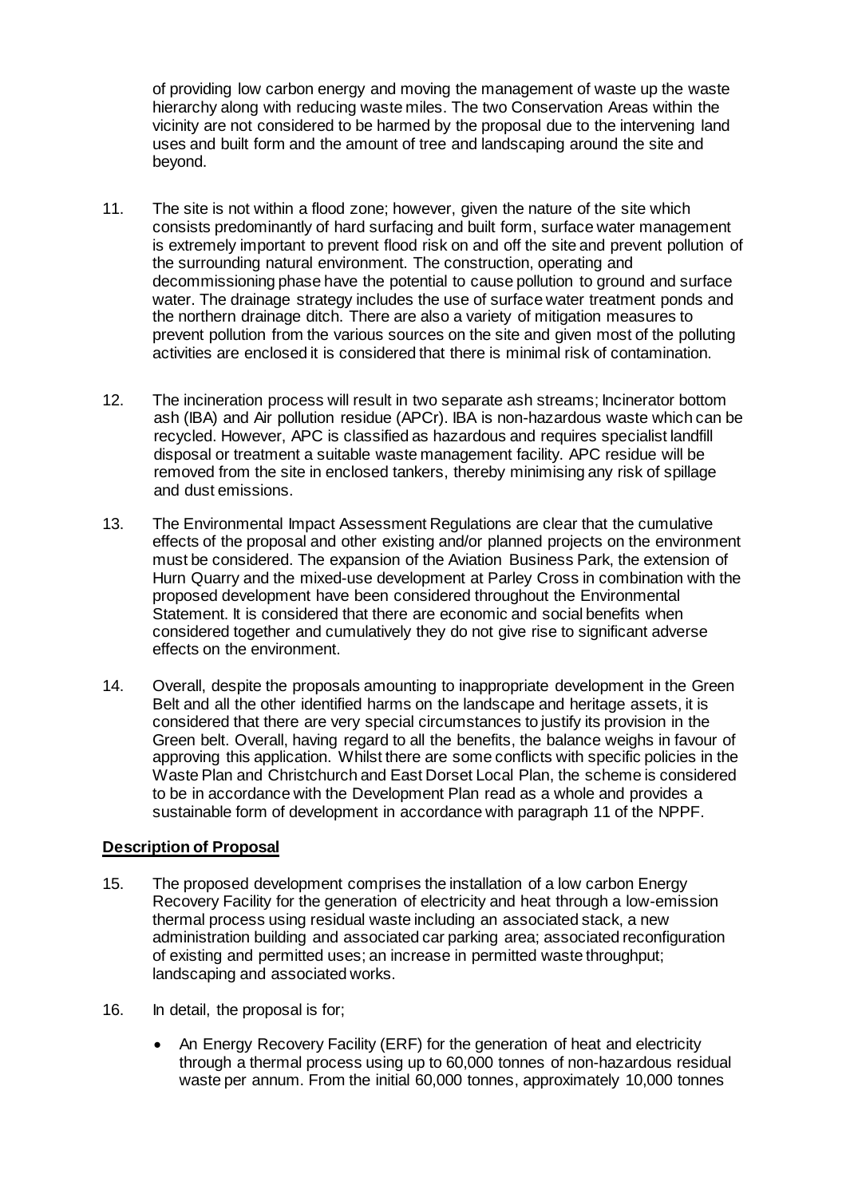of providing low carbon energy and moving the management of waste up the waste hierarchy along with reducing waste miles. The two Conservation Areas within the vicinity are not considered to be harmed by the proposal due to the intervening land uses and built form and the amount of tree and landscaping around the site and beyond.

11. The site is not within a flood zone; however, given the nature of the site which consists predominantly of hard surfacing and built form, surface water management is extremely important to prevent flood risk on and off the site and prevent pollution of the surrounding natural environment. The construction, operating and decommissioning phase have the potential to cause pollution to ground and surface water. The drainage strategy includes the use of surface water treatment ponds and the northern drainage ditch. There are also a variety of mitigation measures to prevent pollution from the various sources on the site and given most of the polluting activities are enclosed it is considered that there is minimal risk of contamination.

12. The incineration process will result in two separate ash streams; Incinerator bottom ash (IBA) and Air pollution residue (APCr). IBA is non-hazardous waste which can be recycled. However, APC is classified as hazardous and requires specialist landfill disposal or treatment a suitable waste management facility. APC residue will be removed from the site in enclosed tankers, thereby minimising any risk of spillage and dust emissions.

13. The Environmental Impact Assessment Regulations are clear that the cumulative effects of the proposal and other existing and/or planned projects on the environment must be considered. The expansion of the Aviation Business Park, the extension of Hurn Quarry and the mixed-use development at Parley Cross in combination with the proposed development have been considered throughout the Environmental Statement. It is considered that there are economic and social benefits when considered together and cumulatively they do not give rise to significant adverse effects on the environment.

14. Overall, despite the proposals amounting to inappropriate development in the Green Belt and all the other identified harms on the landscape and heritage assets, it is considered that there are very special circumstances to justify its provision in the Green belt. Overall, having regard to all the benefits, the balance weighs in favour of approving this application. Whilst there are some conflicts with specific policies in the Waste Plan and Christchurch and East Dorset Local Plan, the scheme is considered to be in accordance with the Development Plan read as a whole and provides a sustainable form of development in accordance with paragraph 11 of the NPPF.

## Description of Proposal

15. The proposed development comprises the installation of a low carbon Energy Recovery Facility for the generation of electricity and heat through a low-emission thermal process using residual waste including an associated stack, a new administration building and associated car parking area; associated reconfiguration of existing and permitted uses; an increase in permitted waste throughput; landscaping and associated works.

16. In detail, the proposal is for;

   - An Energy Recovery Facility (ERF) for the generation of heat and electricity through a thermal process using up to 60,000 tonnes of non-hazardous residual waste per annum. From the initial 60,000 tonnes, approximately 10,000 tonnes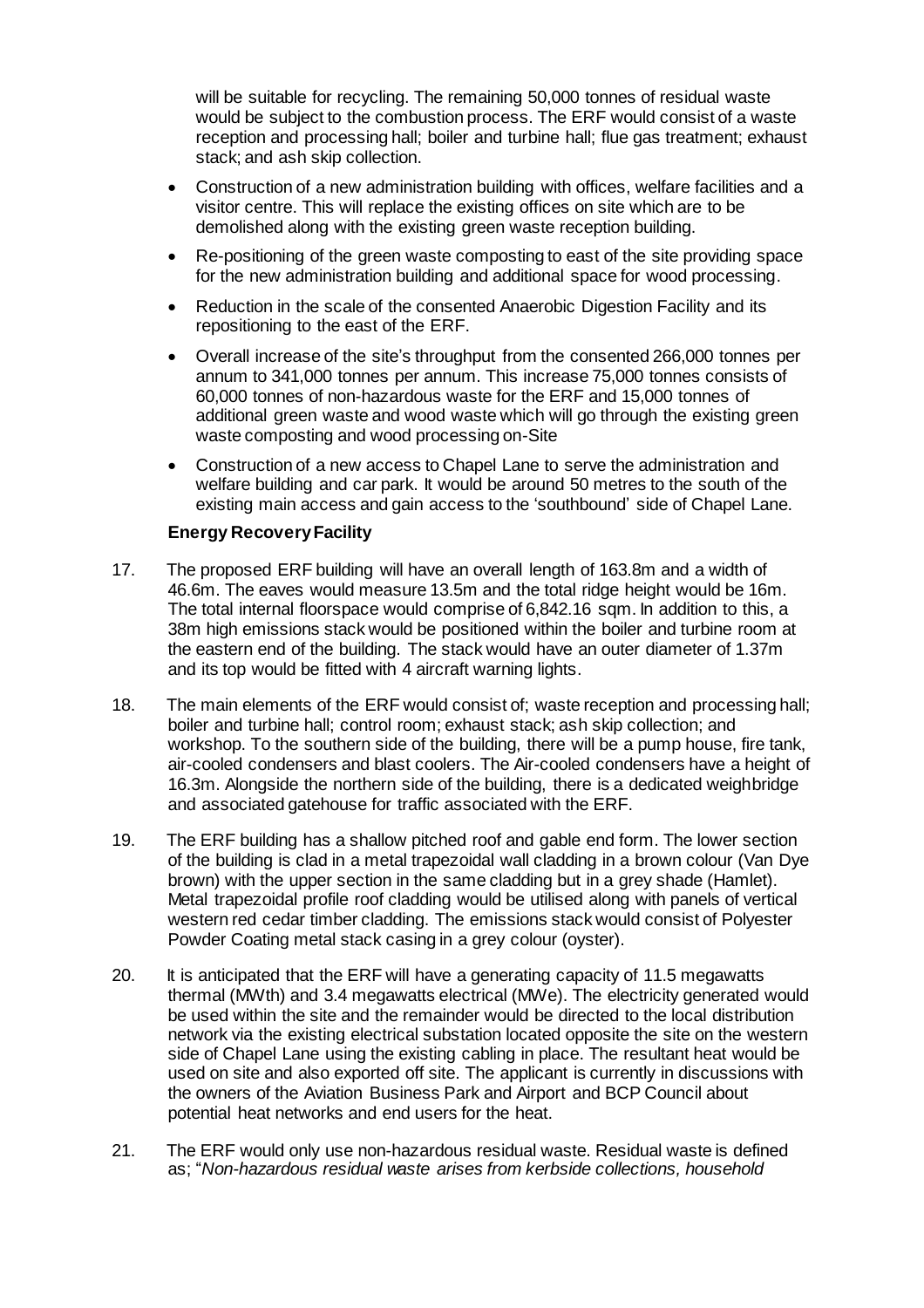will be suitable for recycling. The remaining 50,000 tonnes of residual waste would be subject to the combustion process. The ERF would consist of a waste reception and processing hall; boiler and turbine hall; flue gas treatment; exhaust stack; and ash skip collection.

- Construction of a new administration building with offices, welfare facilities and a visitor centre. This will replace the existing offices on site which are to be demolished along with the existing green waste reception building.
- Re-positioning of the green waste composting to east of the site providing space for the new administration building and additional space for wood processing.
- Reduction in the scale of the consented Anaerobic Digestion Facility and its repositioning to the east of the ERF.
- Overall increase of the site's throughput from the consented 266,000 tonnes per annum to 341,000 tonnes per annum. This increase 75,000 tonnes consists of 60,000 tonnes of non-hazardous waste for the ERF and 15,000 tonnes of additional green waste and wood waste which will go through the existing green waste composting and wood processing on-Site
- Construction of a new access to Chapel Lane to serve the administration and welfare building and car park. It would be around 50 metres to the south of the existing main access and gain access to the 'southbound' side of Chapel Lane.

**Energy Recovery Facility**

17. The proposed ERF building will have an overall length of 163.8m and a width of 46.6m. The eaves would measure 13.5m and the total ridge height would be 16m. The total internal floorspace would comprise of 6,842.16 sqm. In addition to this, a 38m high emissions stack would be positioned within the boiler and turbine room at the eastern end of the building. The stack would have an outer diameter of 1.37m and its top would be fitted with 4 aircraft warning lights.

18. The main elements of the ERF would consist of; waste reception and processing hall; boiler and turbine hall; control room; exhaust stack; ash skip collection; and workshop. To the southern side of the building, there will be a pump house, fire tank, air-cooled condensers and blast coolers. The Air-cooled condensers have a height of 16.3m. Alongside the northern side of the building, there is a dedicated weighbridge and associated gatehouse for traffic associated with the ERF.

19. The ERF building has a shallow pitched roof and gable end form. The lower section of the building is clad in a metal trapezoidal wall cladding in a brown colour (Van Dye brown) with the upper section in the same cladding but in a grey shade (Hamlet). Metal trapezoidal profile roof cladding would be utilised along with panels of vertical western red cedar timber cladding. The emissions stack would consist of Polyester Powder Coating metal stack casing in a grey colour (oyster).

20. It is anticipated that the ERF will have a generating capacity of 11.5 megawatts thermal (MWth) and 3.4 megawatts electrical (MWe). The electricity generated would be used within the site and the remainder would be directed to the local distribution network via the existing electrical substation located opposite the site on the western side of Chapel Lane using the existing cabling in place. The resultant heat would be used on site and also exported off site. The applicant is currently in discussions with the owners of the Aviation Business Park and Airport and BCP Council about potential heat networks and end users for the heat.

21. The ERF would only use non-hazardous residual waste. Residual waste is defined as; "*Non-hazardous residual waste arises from kerbside collections, household*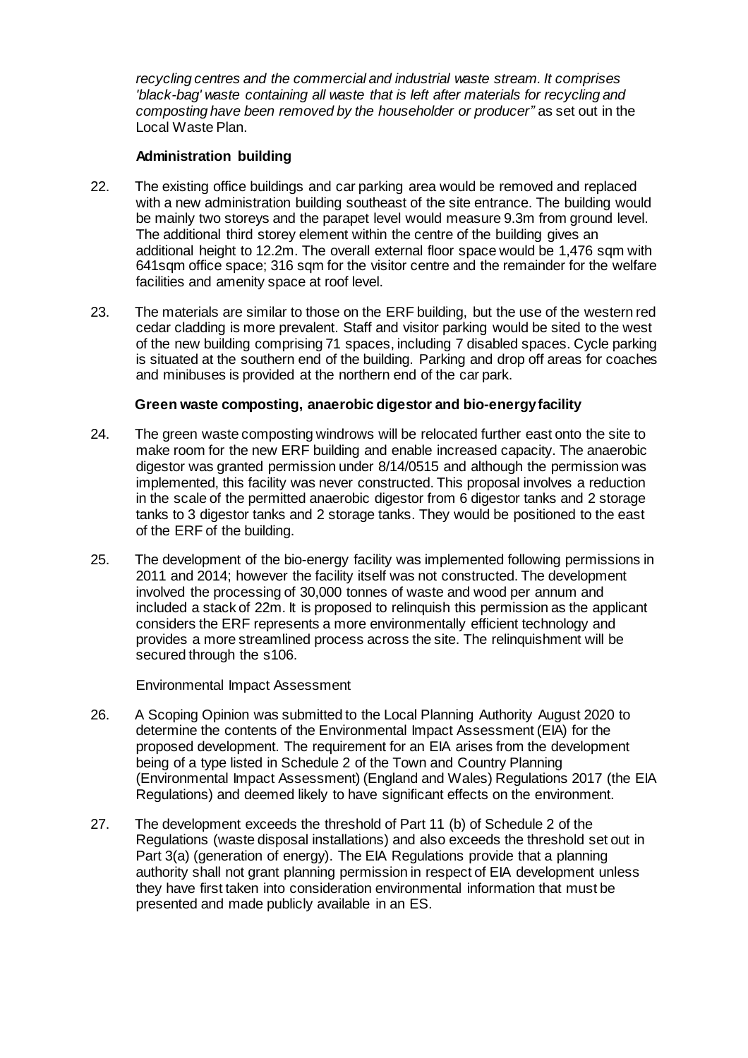*recycling centres and the commercial and industrial waste stream. It comprises 'black-bag' waste containing all waste that is left after materials for recycling and composting have been removed by the householder or producer"* as set out in the Local Waste Plan.

**Administration building**

22. The existing office buildings and car parking area would be removed and replaced with a new administration building southeast of the site entrance. The building would be mainly two storeys and the parapet level would measure 9.3m from ground level. The additional third storey element within the centre of the building gives an additional height to 12.2m. The overall external floor space would be 1,476 sqm with 641sqm office space; 316 sqm for the visitor centre and the remainder for the welfare facilities and amenity space at roof level.

23. The materials are similar to those on the ERF building, but the use of the western red cedar cladding is more prevalent. Staff and visitor parking would be sited to the west of the new building comprising 71 spaces, including 7 disabled spaces. Cycle parking is situated at the southern end of the building. Parking and drop off areas for coaches and minibuses is provided at the northern end of the car park.

**Green waste composting, anaerobic digestor and bio-energy facility**

24. The green waste composting windrows will be relocated further east onto the site to make room for the new ERF building and enable increased capacity. The anaerobic digestor was granted permission under 8/14/0515 and although the permission was implemented, this facility was never constructed. This proposal involves a reduction in the scale of the permitted anaerobic digestor from 6 digestor tanks and 2 storage tanks to 3 digestor tanks and 2 storage tanks. They would be positioned to the east of the ERF of the building.

25. The development of the bio-energy facility was implemented following permissions in 2011 and 2014; however the facility itself was not constructed. The development involved the processing of 30,000 tonnes of waste and wood per annum and included a stack of 22m. It is proposed to relinquish this permission as the applicant considers the ERF represents a more environmentally efficient technology and provides a more streamlined process across the site. The relinquishment will be secured through the s106.

Environmental Impact Assessment

26. A Scoping Opinion was submitted to the Local Planning Authority August 2020 to determine the contents of the Environmental Impact Assessment (EIA) for the proposed development. The requirement for an EIA arises from the development being of a type listed in Schedule 2 of the Town and Country Planning (Environmental Impact Assessment) (England and Wales) Regulations 2017 (the EIA Regulations) and deemed likely to have significant effects on the environment.

27. The development exceeds the threshold of Part 11 (b) of Schedule 2 of the Regulations (waste disposal installations) and also exceeds the threshold set out in Part 3(a) (generation of energy). The EIA Regulations provide that a planning authority shall not grant planning permission in respect of EIA development unless they have first taken into consideration environmental information that must be presented and made publicly available in an ES.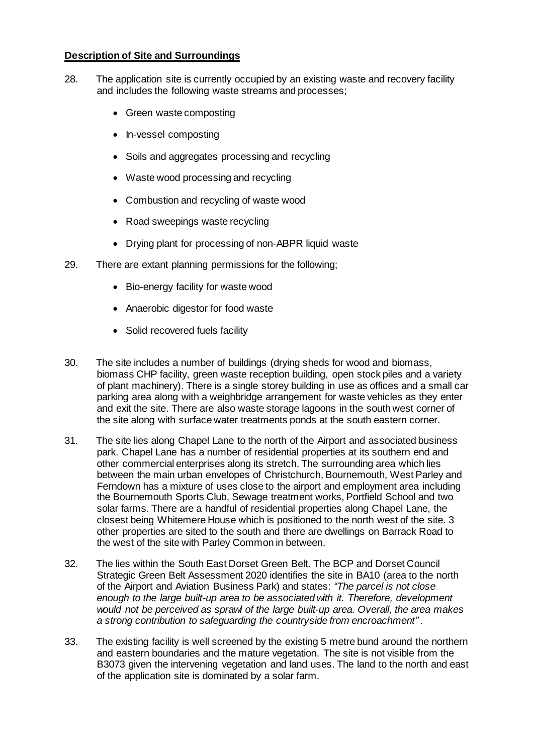## Description of Site and Surroundings

28. The application site is currently occupied by an existing waste and recovery facility and includes the following waste streams and processes;

    - Green waste composting
    - In-vessel composting
    - Soils and aggregates processing and recycling
    - Waste wood processing and recycling
    - Combustion and recycling of waste wood
    - Road sweepings waste recycling
    - Drying plant for processing of non-ABPR liquid waste

29. There are extant planning permissions for the following;

    - Bio-energy facility for waste wood
    - Anaerobic digestor for food waste
    - Solid recovered fuels facility

30. The site includes a number of buildings (drying sheds for wood and biomass, biomass CHP facility, green waste reception building, open stock piles and a variety of plant machinery). There is a single storey building in use as offices and a small car parking area along with a weighbridge arrangement for waste vehicles as they enter and exit the site. There are also waste storage lagoons in the south west corner of the site along with surface water treatments ponds at the south eastern corner.

31. The site lies along Chapel Lane to the north of the Airport and associated business park. Chapel Lane has a number of residential properties at its southern end and other commercial enterprises along its stretch. The surrounding area which lies between the main urban envelopes of Christchurch, Bournemouth, West Parley and Ferndown has a mixture of uses close to the airport and employment area including the Bournemouth Sports Club, Sewage treatment works, Portfield School and two solar farms. There are a handful of residential properties along Chapel Lane, the closest being Whitemere House which is positioned to the north west of the site. 3 other properties are sited to the south and there are dwellings on Barrack Road to the west of the site with Parley Common in between.

32. The lies within the South East Dorset Green Belt. The BCP and Dorset Council Strategic Green Belt Assessment 2020 identifies the site in BA10 (area to the north of the Airport and Aviation Business Park) and states: *"The parcel is not close enough to the large built-up area to be associated with it. Therefore, development would not be perceived as sprawl of the large built-up area. Overall, the area makes a strong contribution to safeguarding the countryside from encroachment"*.

33. The existing facility is well screened by the existing 5 metre bund around the northern and eastern boundaries and the mature vegetation. The site is not visible from the B3073 given the intervening vegetation and land uses. The land to the north and east of the application site is dominated by a solar farm.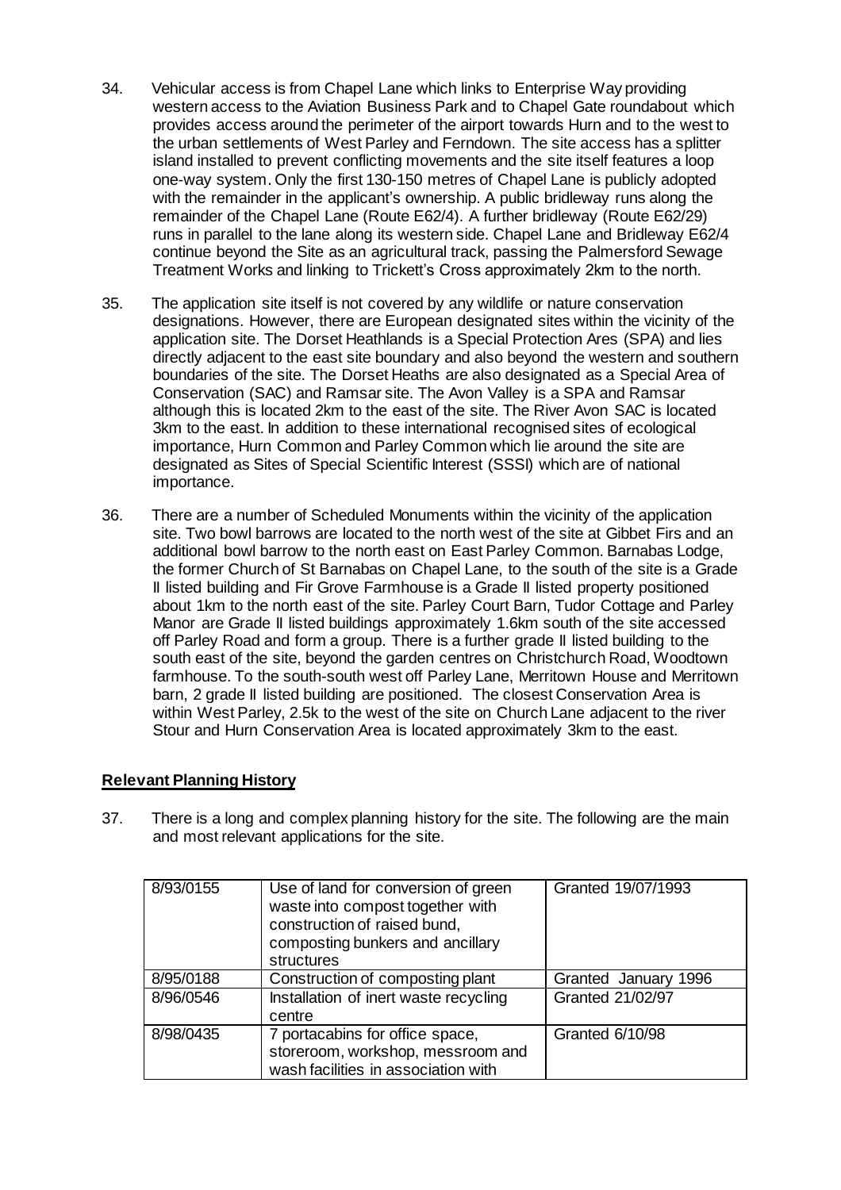34. Vehicular access is from Chapel Lane which links to Enterprise Way providing western access to the Aviation Business Park and to Chapel Gate roundabout which provides access around the perimeter of the airport towards Hurn and to the west to the urban settlements of West Parley and Ferndown. The site access has a splitter island installed to prevent conflicting movements and the site itself features a loop one-way system. Only the first 130-150 metres of Chapel Lane is publicly adopted with the remainder in the applicant's ownership. A public bridleway runs along the remainder of the Chapel Lane (Route E62/4). A further bridleway (Route E62/29) runs in parallel to the lane along its western side. Chapel Lane and Bridleway E62/4 continue beyond the Site as an agricultural track, passing the Palmersford Sewage Treatment Works and linking to Trickett's Cross approximately 2km to the north.

35. The application site itself is not covered by any wildlife or nature conservation designations. However, there are European designated sites within the vicinity of the application site. The Dorset Heathlands is a Special Protection Ares (SPA) and lies directly adjacent to the east site boundary and also beyond the western and southern boundaries of the site. The Dorset Heaths are also designated as a Special Area of Conservation (SAC) and Ramsar site. The Avon Valley is a SPA and Ramsar although this is located 2km to the east of the site. The River Avon SAC is located 3km to the east. In addition to these international recognised sites of ecological importance, Hurn Common and Parley Common which lie around the site are designated as Sites of Special Scientific Interest (SSSI) which are of national importance.

36. There are a number of Scheduled Monuments within the vicinity of the application site. Two bowl barrows are located to the north west of the site at Gibbet Firs and an additional bowl barrow to the north east on East Parley Common. Barnabas Lodge, the former Church of St Barnabas on Chapel Lane, to the south of the site is a Grade II listed building and Fir Grove Farmhouse is a Grade II listed property positioned about 1km to the north east of the site. Parley Court Barn, Tudor Cottage and Parley Manor are Grade II listed buildings approximately 1.6km south of the site accessed off Parley Road and form a group. There is a further grade II listed building to the south east of the site, beyond the garden centres on Christchurch Road, Woodtown farmhouse. To the south-south west off Parley Lane, Merritown House and Merritown barn, 2 grade II listed building are positioned. The closest Conservation Area is within West Parley, 2.5k to the west of the site on Church Lane adjacent to the river Stour and Hurn Conservation Area is located approximately 3km to the east.

## Relevant Planning History

37. There is a long and complex planning history for the site. The following are the main and most relevant applications for the site.

| | | |
|---|---|---|
| 8/93/0155 | Use of land for conversion of green waste into compost together with construction of raised bund, composting bunkers and ancillary structures | Granted 19/07/1993 |
| 8/95/0188 | Construction of composting plant | Granted January 1996 |
| 8/96/0546 | Installation of inert waste recycling centre | Granted 21/02/97 |
| 8/98/0435 | 7 portacabins for office space, storeroom, workshop, messroom and wash facilities in association with | Granted 6/10/98 |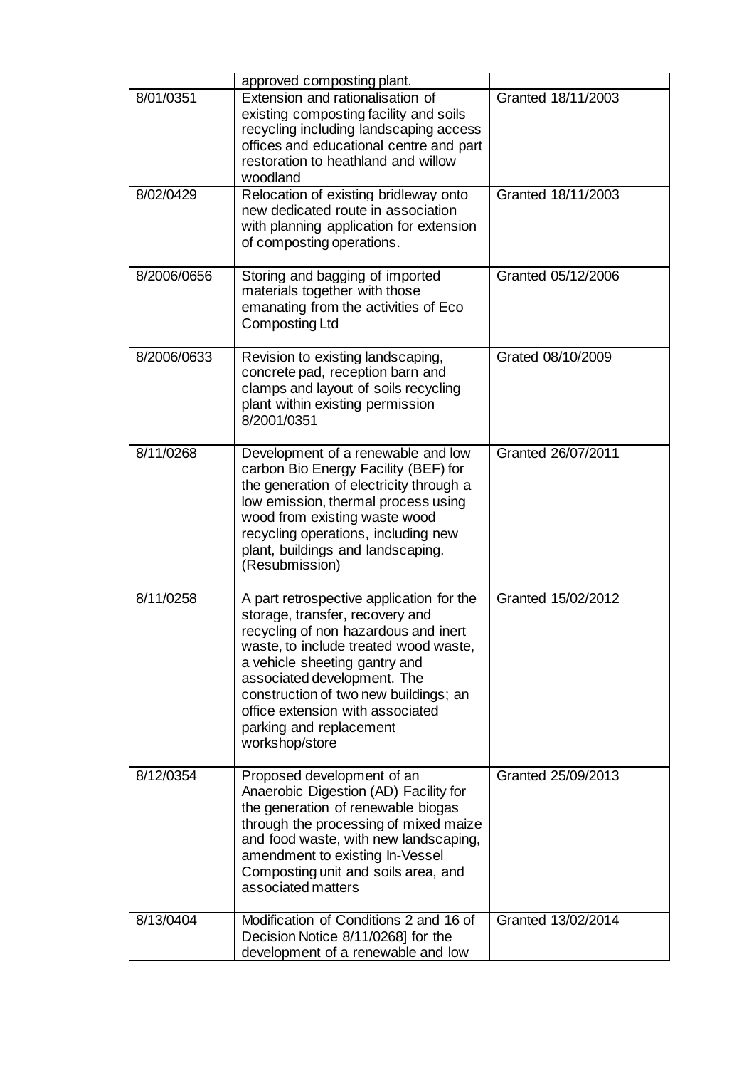| | | |
|---|---|---|
| | approved composting plant. | |
| 8/01/0351 | Extension and rationalisation of existing composting facility and soils recycling including landscaping access offices and educational centre and part restoration to heathland and willow woodland | Granted 18/11/2003 |
| 8/02/0429 | Relocation of existing bridleway onto new dedicated route in association with planning application for extension of composting operations. | Granted 18/11/2003 |
| 8/2006/0656 | Storing and bagging of imported materials together with those emanating from the activities of Eco Composting Ltd | Granted 05/12/2006 |
| 8/2006/0633 | Revision to existing landscaping, concrete pad, reception barn and clamps and layout of soils recycling plant within existing permission 8/2001/0351 | Grated 08/10/2009 |
| 8/11/0268 | Development of a renewable and low carbon Bio Energy Facility (BEF) for the generation of electricity through a low emission, thermal process using wood from existing waste wood recycling operations, including new plant, buildings and landscaping. (Resubmission) | Granted 26/07/2011 |
| 8/11/0258 | A part retrospective application for the storage, transfer, recovery and recycling of non hazardous and inert waste, to include treated wood waste, a vehicle sheeting gantry and associated development. The construction of two new buildings; an office extension with associated parking and replacement workshop/store | Granted 15/02/2012 |
| 8/12/0354 | Proposed development of an Anaerobic Digestion (AD) Facility for the generation of renewable biogas through the processing of mixed maize and food waste, with new landscaping, amendment to existing In-Vessel Composting unit and soils area, and associated matters | Granted 25/09/2013 |
| 8/13/0404 | Modification of Conditions 2 and 16 of Decision Notice 8/11/0268] for the development of a renewable and low | Granted 13/02/2014 |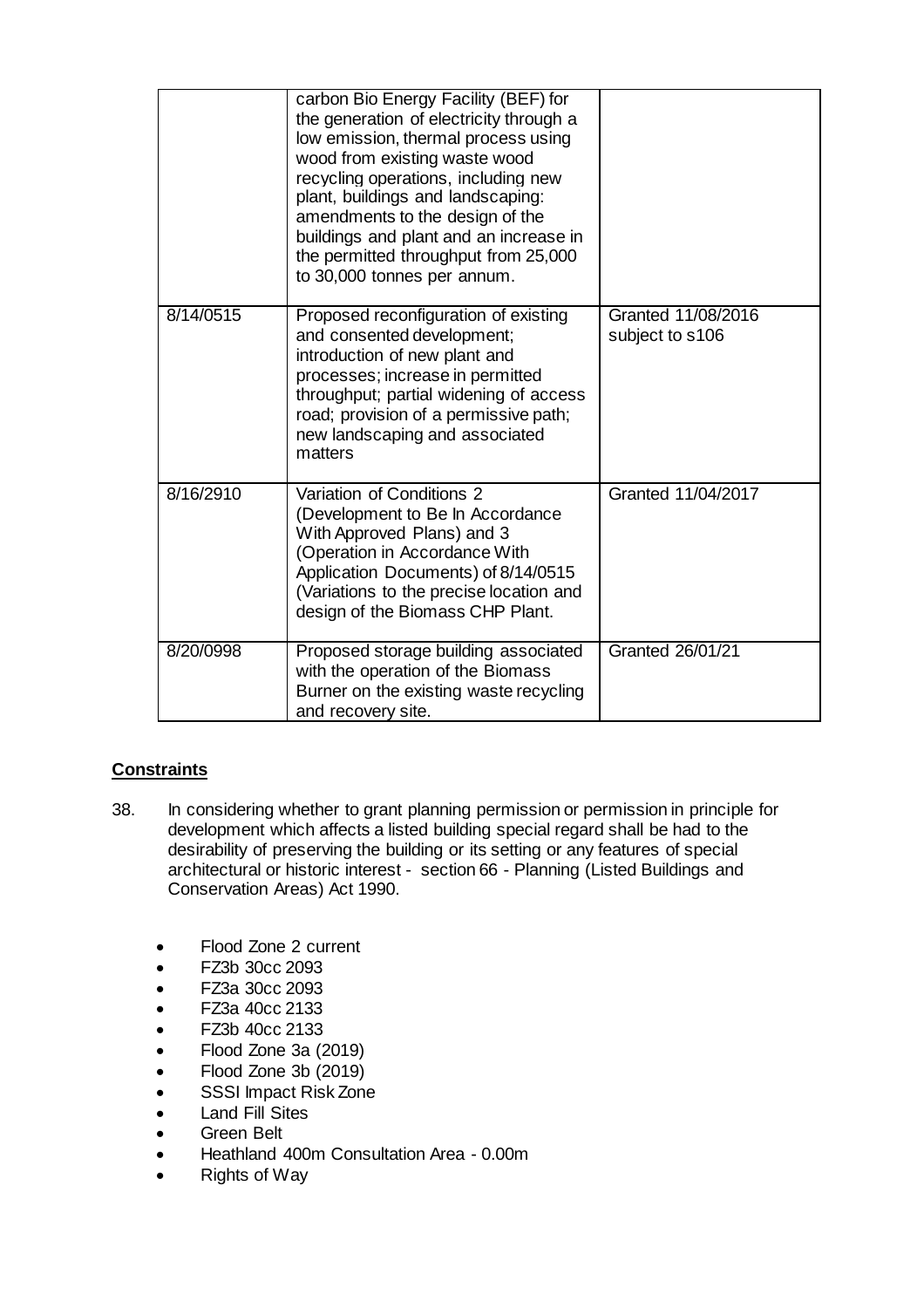| | | |
|---|---|---|
| | carbon Bio Energy Facility (BEF) for the generation of electricity through a low emission, thermal process using wood from existing waste wood recycling operations, including new plant, buildings and landscaping: amendments to the design of the buildings and plant and an increase in the permitted throughput from 25,000 to 30,000 tonnes per annum. | |
| 8/14/0515 | Proposed reconfiguration of existing and consented development; introduction of new plant and processes; increase in permitted throughput; partial widening of access road; provision of a permissive path; new landscaping and associated matters | Granted 11/08/2016 subject to s106 |
| 8/16/2910 | Variation of Conditions 2 (Development to Be In Accordance With Approved Plans) and 3 (Operation in Accordance With Application Documents) of 8/14/0515 (Variations to the precise location and design of the Biomass CHP Plant. | Granted 11/04/2017 |
| 8/20/0998 | Proposed storage building associated with the operation of the Biomass Burner on the existing waste recycling and recovery site. | Granted 26/01/21 |

## Constraints

38. In considering whether to grant planning permission or permission in principle for development which affects a listed building special regard shall be had to the desirability of preserving the building or its setting or any features of special architectural or historic interest - section 66 - Planning (Listed Buildings and Conservation Areas) Act 1990.

- Flood Zone 2 current
- FZ3b 30cc 2093
- FZ3a 30cc 2093
- FZ3a 40cc 2133
- FZ3b 40cc 2133
- Flood Zone 3a (2019)
- Flood Zone 3b (2019)
- SSSI Impact Risk Zone
- Land Fill Sites
- Green Belt
- Heathland 400m Consultation Area - 0.00m
- Rights of Way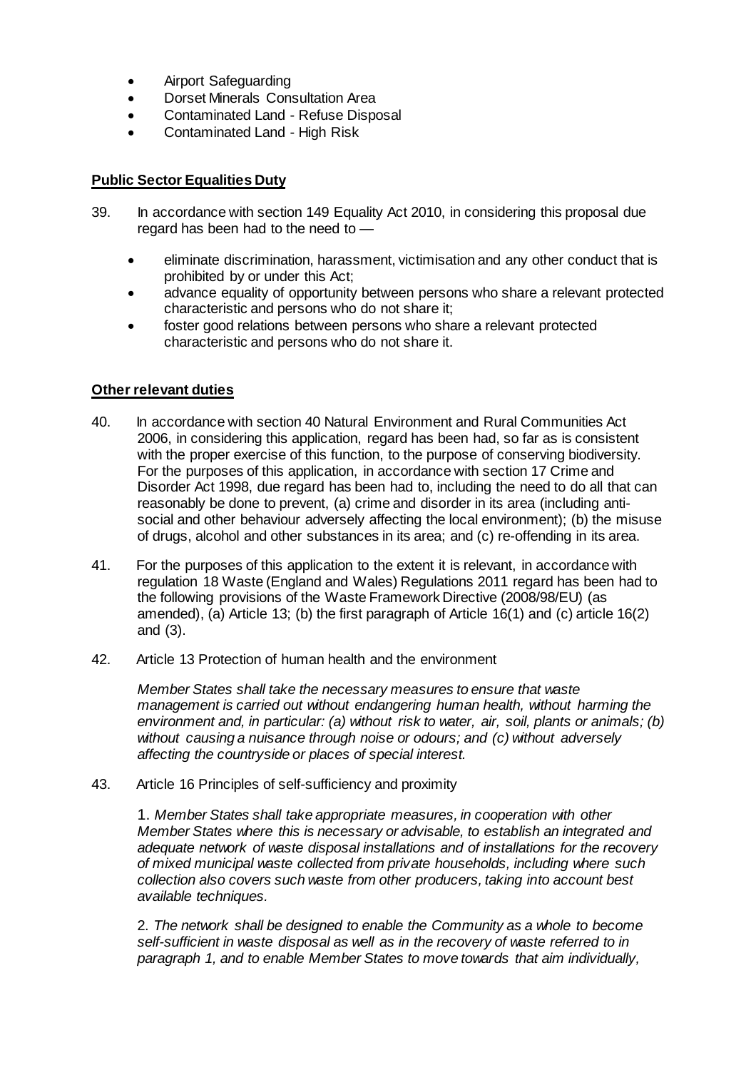- Airport Safeguarding
- Dorset Minerals Consultation Area
- Contaminated Land - Refuse Disposal
- Contaminated Land - High Risk

**Public Sector Equalities Duty**

39. In accordance with section 149 Equality Act 2010, in considering this proposal due regard has been had to the need to —

    - eliminate discrimination, harassment, victimisation and any other conduct that is prohibited by or under this Act;
    - advance equality of opportunity between persons who share a relevant protected characteristic and persons who do not share it;
    - foster good relations between persons who share a relevant protected characteristic and persons who do not share it.

**Other relevant duties**

40. In accordance with section 40 Natural Environment and Rural Communities Act 2006, in considering this application, regard has been had, so far as is consistent with the proper exercise of this function, to the purpose of conserving biodiversity. For the purposes of this application, in accordance with section 17 Crime and Disorder Act 1998, due regard has been had to, including the need to do all that can reasonably be done to prevent, (a) crime and disorder in its area (including anti-social and other behaviour adversely affecting the local environment); (b) the misuse of drugs, alcohol and other substances in its area; and (c) re-offending in its area.

41. For the purposes of this application to the extent it is relevant, in accordance with regulation 18 Waste (England and Wales) Regulations 2011 regard has been had to the following provisions of the Waste Framework Directive (2008/98/EU) (as amended), (a) Article 13; (b) the first paragraph of Article 16(1) and (c) article 16(2) and (3).

42. Article 13 Protection of human health and the environment

    *Member States shall take the necessary measures to ensure that waste management is carried out without endangering human health, without harming the environment and, in particular: (a) without risk to water, air, soil, plants or animals; (b) without causing a nuisance through noise or odours; and (c) without adversely affecting the countryside or places of special interest.*

43. Article 16 Principles of self-sufficiency and proximity

    1. *Member States shall take appropriate measures, in cooperation with other Member States where this is necessary or advisable, to establish an integrated and adequate network of waste disposal installations and of installations for the recovery of mixed municipal waste collected from private households, including where such collection also covers such waste from other producers, taking into account best available techniques.*

    2. *The network shall be designed to enable the Community as a whole to become self-sufficient in waste disposal as well as in the recovery of waste referred to in paragraph 1, and to enable Member States to move towards that aim individually,*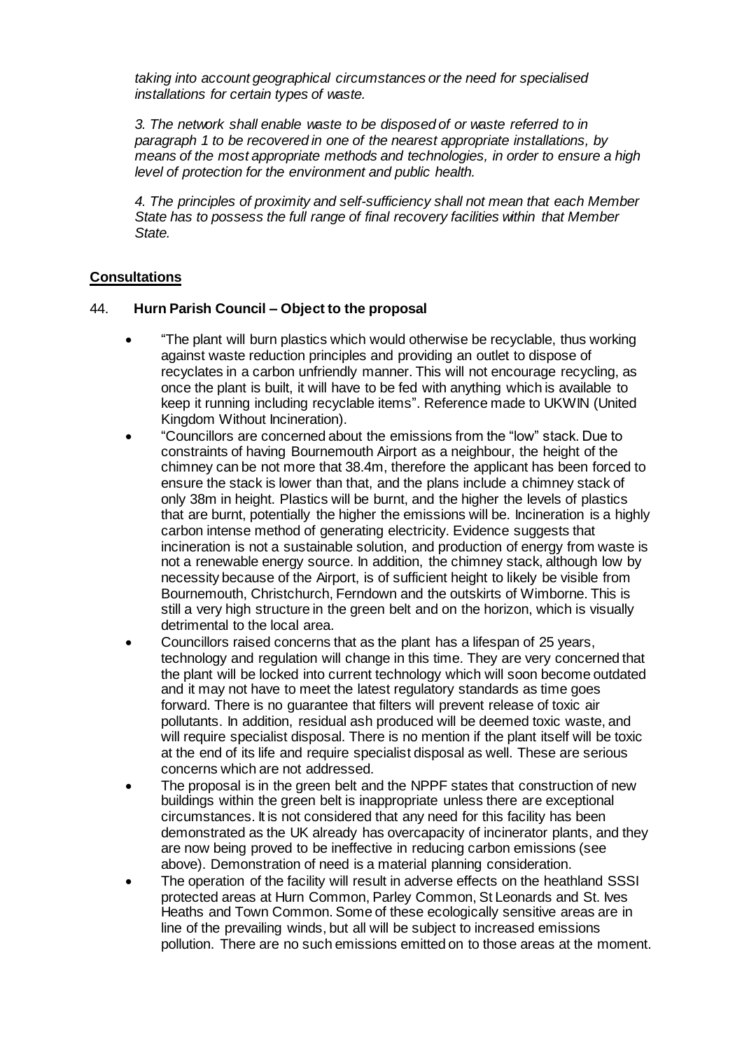*taking into account geographical circumstances or the need for specialised installations for certain types of waste.*

*3. The network shall enable waste to be disposed of or waste referred to in paragraph 1 to be recovered in one of the nearest appropriate installations, by means of the most appropriate methods and technologies, in order to ensure a high level of protection for the environment and public health.*

*4. The principles of proximity and self-sufficiency shall not mean that each Member State has to possess the full range of final recovery facilities within that Member State.*

## Consultations

44. **Hurn Parish Council – Object to the proposal**

- "The plant will burn plastics which would otherwise be recyclable, thus working against waste reduction principles and providing an outlet to dispose of recyclates in a carbon unfriendly manner. This will not encourage recycling, as once the plant is built, it will have to be fed with anything which is available to keep it running including recyclable items". Reference made to UKWIN (United Kingdom Without Incineration).
- "Councillors are concerned about the emissions from the "low" stack. Due to constraints of having Bournemouth Airport as a neighbour, the height of the chimney can be not more that 38.4m, therefore the applicant has been forced to ensure the stack is lower than that, and the plans include a chimney stack of only 38m in height. Plastics will be burnt, and the higher the levels of plastics that are burnt, potentially the higher the emissions will be. Incineration is a highly carbon intense method of generating electricity. Evidence suggests that incineration is not a sustainable solution, and production of energy from waste is not a renewable energy source. In addition, the chimney stack, although low by necessity because of the Airport, is of sufficient height to likely be visible from Bournemouth, Christchurch, Ferndown and the outskirts of Wimborne. This is still a very high structure in the green belt and on the horizon, which is visually detrimental to the local area.
- Councillors raised concerns that as the plant has a lifespan of 25 years, technology and regulation will change in this time. They are very concerned that the plant will be locked into current technology which will soon become outdated and it may not have to meet the latest regulatory standards as time goes forward. There is no guarantee that filters will prevent release of toxic air pollutants. In addition, residual ash produced will be deemed toxic waste, and will require specialist disposal. There is no mention if the plant itself will be toxic at the end of its life and require specialist disposal as well. These are serious concerns which are not addressed.
- The proposal is in the green belt and the NPPF states that construction of new buildings within the green belt is inappropriate unless there are exceptional circumstances. It is not considered that any need for this facility has been demonstrated as the UK already has overcapacity of incinerator plants, and they are now being proved to be ineffective in reducing carbon emissions (see above). Demonstration of need is a material planning consideration.
- The operation of the facility will result in adverse effects on the heathland SSSI protected areas at Hurn Common, Parley Common, St Leonards and St. Ives Heaths and Town Common. Some of these ecologically sensitive areas are in line of the prevailing winds, but all will be subject to increased emissions pollution. There are no such emissions emitted on to those areas at the moment.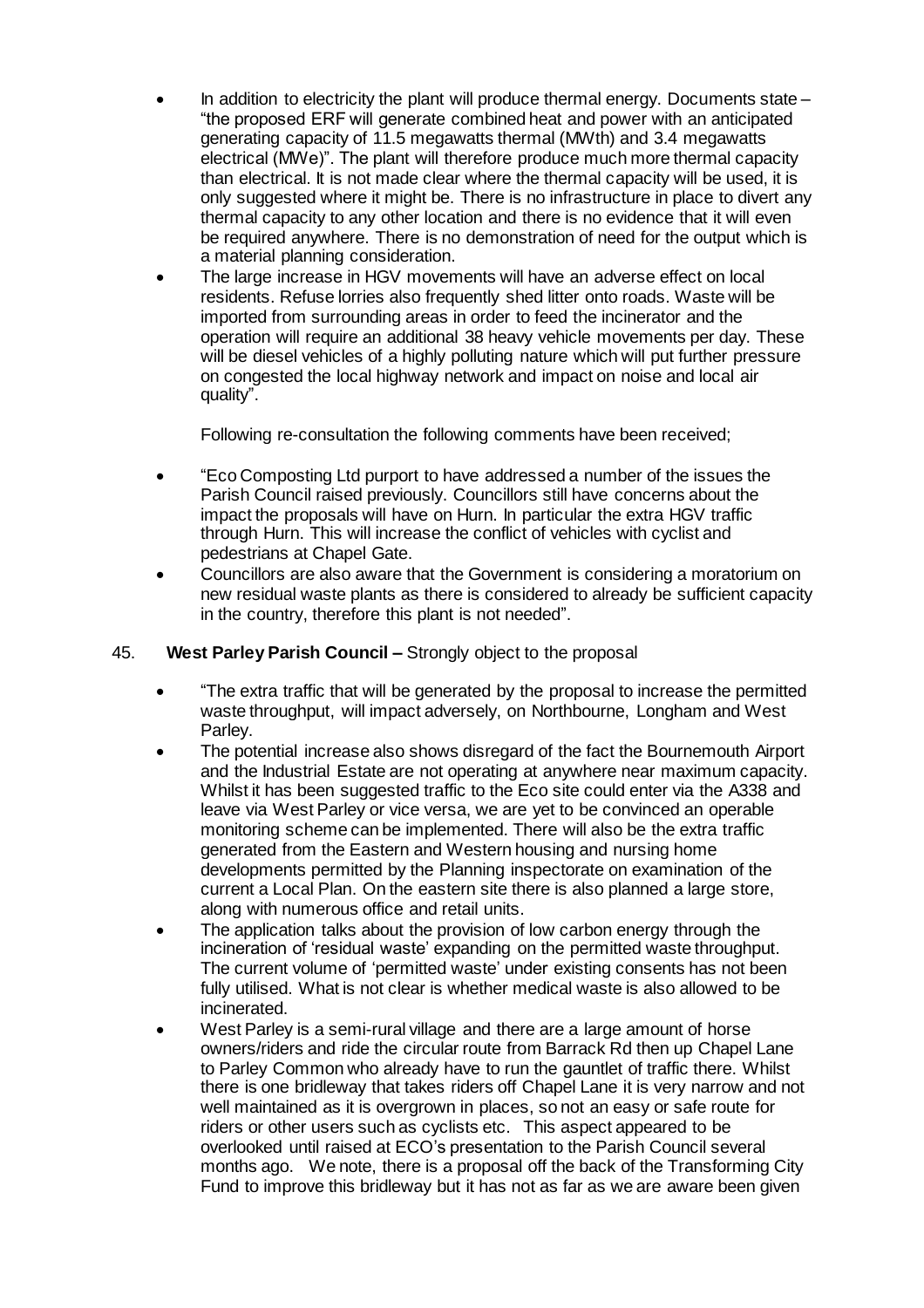- In addition to electricity the plant will produce thermal energy. Documents state – "the proposed ERF will generate combined heat and power with an anticipated generating capacity of 11.5 megawatts thermal (MWth) and 3.4 megawatts electrical (MWe)". The plant will therefore produce much more thermal capacity than electrical. It is not made clear where the thermal capacity will be used, it is only suggested where it might be. There is no infrastructure in place to divert any thermal capacity to any other location and there is no evidence that it will even be required anywhere. There is no demonstration of need for the output which is a material planning consideration.
- The large increase in HGV movements will have an adverse effect on local residents. Refuse lorries also frequently shed litter onto roads. Waste will be imported from surrounding areas in order to feed the incinerator and the operation will require an additional 38 heavy vehicle movements per day. These will be diesel vehicles of a highly polluting nature which will put further pressure on congested the local highway network and impact on noise and local air quality".

  Following re-consultation the following comments have been received;

- "Eco Composting Ltd purport to have addressed a number of the issues the Parish Council raised previously. Councillors still have concerns about the impact the proposals will have on Hurn. In particular the extra HGV traffic through Hurn. This will increase the conflict of vehicles with cyclist and pedestrians at Chapel Gate.
- Councillors are also aware that the Government is considering a moratorium on new residual waste plants as there is considered to already be sufficient capacity in the country, therefore this plant is not needed".

45. **West Parley Parish Council –** Strongly object to the proposal

- "The extra traffic that will be generated by the proposal to increase the permitted waste throughput, will impact adversely, on Northbourne, Longham and West Parley.
- The potential increase also shows disregard of the fact the Bournemouth Airport and the Industrial Estate are not operating at anywhere near maximum capacity. Whilst it has been suggested traffic to the Eco site could enter via the A338 and leave via West Parley or vice versa, we are yet to be convinced an operable monitoring scheme can be implemented. There will also be the extra traffic generated from the Eastern and Western housing and nursing home developments permitted by the Planning inspectorate on examination of the current a Local Plan. On the eastern site there is also planned a large store, along with numerous office and retail units.
- The application talks about the provision of low carbon energy through the incineration of 'residual waste' expanding on the permitted waste throughput. The current volume of 'permitted waste' under existing consents has not been fully utilised. What is not clear is whether medical waste is also allowed to be incinerated.
- West Parley is a semi-rural village and there are a large amount of horse owners/riders and ride the circular route from Barrack Rd then up Chapel Lane to Parley Common who already have to run the gauntlet of traffic there. Whilst there is one bridleway that takes riders off Chapel Lane it is very narrow and not well maintained as it is overgrown in places, so not an easy or safe route for riders or other users such as cyclists etc. This aspect appeared to be overlooked until raised at ECO's presentation to the Parish Council several months ago. We note, there is a proposal off the back of the Transforming City Fund to improve this bridleway but it has not as far as we are aware been given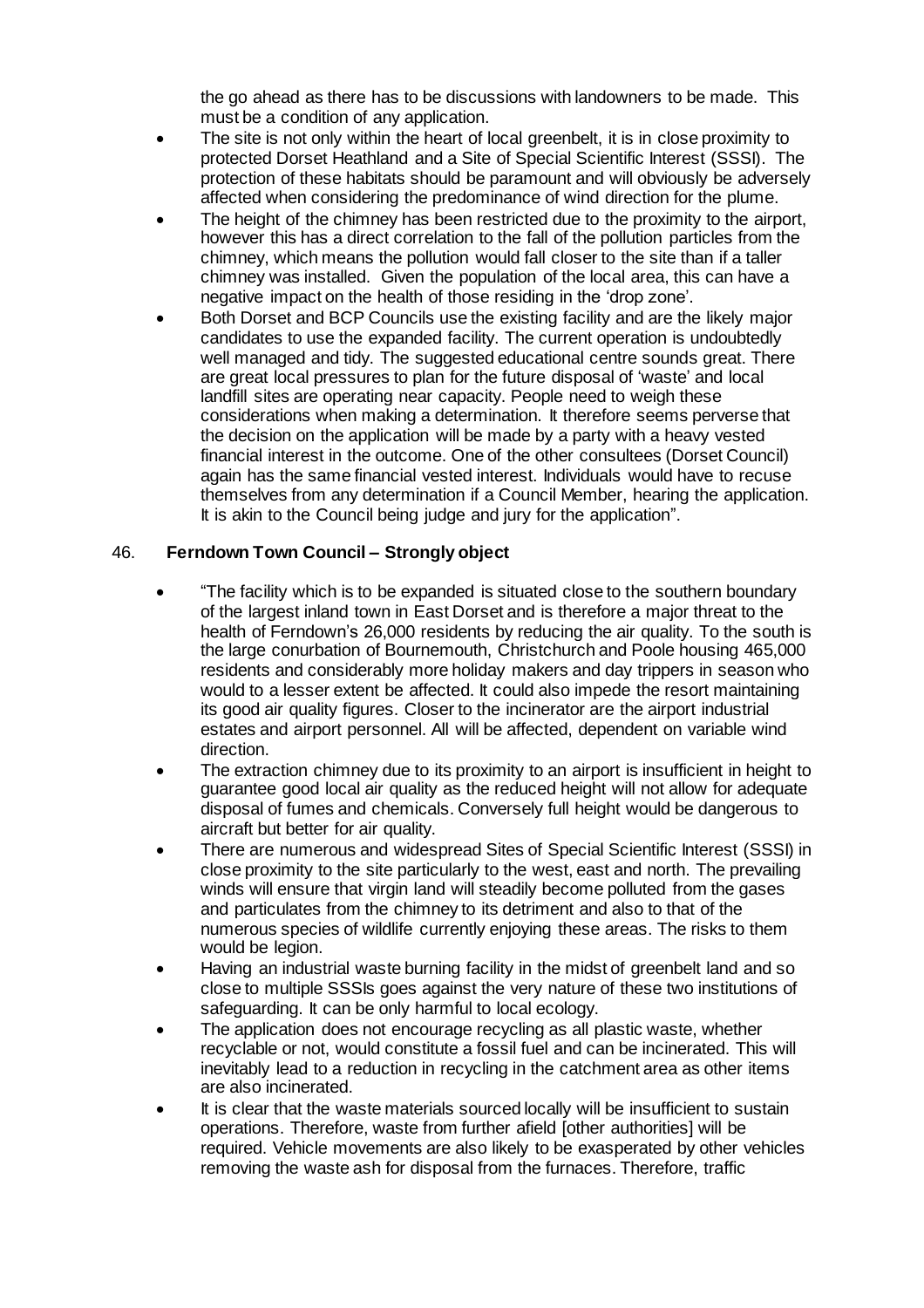the go ahead as there has to be discussions with landowners to be made. This must be a condition of any application.

- The site is not only within the heart of local greenbelt, it is in close proximity to protected Dorset Heathland and a Site of Special Scientific Interest (SSSI). The protection of these habitats should be paramount and will obviously be adversely affected when considering the predominance of wind direction for the plume.
- The height of the chimney has been restricted due to the proximity to the airport, however this has a direct correlation to the fall of the pollution particles from the chimney, which means the pollution would fall closer to the site than if a taller chimney was installed. Given the population of the local area, this can have a negative impact on the health of those residing in the 'drop zone'.
- Both Dorset and BCP Councils use the existing facility and are the likely major candidates to use the expanded facility. The current operation is undoubtedly well managed and tidy. The suggested educational centre sounds great. There are great local pressures to plan for the future disposal of 'waste' and local landfill sites are operating near capacity. People need to weigh these considerations when making a determination. It therefore seems perverse that the decision on the application will be made by a party with a heavy vested financial interest in the outcome. One of the other consultees (Dorset Council) again has the same financial vested interest. Individuals would have to recuse themselves from any determination if a Council Member, hearing the application. It is akin to the Council being judge and jury for the application".

46. **Ferndown Town Council – Strongly object**

- "The facility which is to be expanded is situated close to the southern boundary of the largest inland town in East Dorset and is therefore a major threat to the health of Ferndown's 26,000 residents by reducing the air quality. To the south is the large conurbation of Bournemouth, Christchurch and Poole housing 465,000 residents and considerably more holiday makers and day trippers in season who would to a lesser extent be affected. It could also impede the resort maintaining its good air quality figures. Closer to the incinerator are the airport industrial estates and airport personnel. All will be affected, dependent on variable wind direction.
- The extraction chimney due to its proximity to an airport is insufficient in height to guarantee good local air quality as the reduced height will not allow for adequate disposal of fumes and chemicals. Conversely full height would be dangerous to aircraft but better for air quality.
- There are numerous and widespread Sites of Special Scientific Interest (SSSI) in close proximity to the site particularly to the west, east and north. The prevailing winds will ensure that virgin land will steadily become polluted from the gases and particulates from the chimney to its detriment and also to that of the numerous species of wildlife currently enjoying these areas. The risks to them would be legion.
- Having an industrial waste burning facility in the midst of greenbelt land and so close to multiple SSSIs goes against the very nature of these two institutions of safeguarding. It can be only harmful to local ecology.
- The application does not encourage recycling as all plastic waste, whether recyclable or not, would constitute a fossil fuel and can be incinerated. This will inevitably lead to a reduction in recycling in the catchment area as other items are also incinerated.
- It is clear that the waste materials sourced locally will be insufficient to sustain operations. Therefore, waste from further afield [other authorities] will be required. Vehicle movements are also likely to be exasperated by other vehicles removing the waste ash for disposal from the furnaces. Therefore, traffic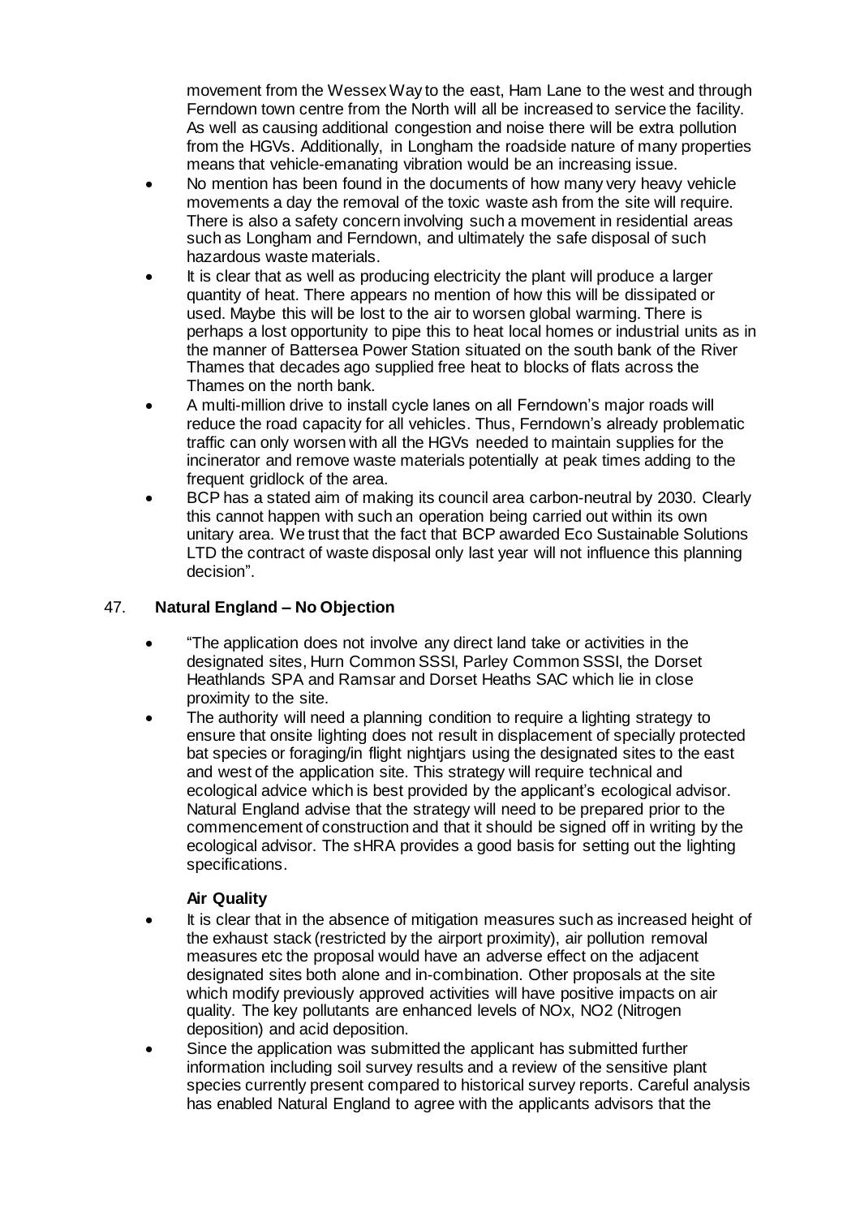movement from the Wessex Way to the east, Ham Lane to the west and through Ferndown town centre from the North will all be increased to service the facility. As well as causing additional congestion and noise there will be extra pollution from the HGVs. Additionally, in Longham the roadside nature of many properties means that vehicle-emanating vibration would be an increasing issue.

- No mention has been found in the documents of how many very heavy vehicle movements a day the removal of the toxic waste ash from the site will require. There is also a safety concern involving such a movement in residential areas such as Longham and Ferndown, and ultimately the safe disposal of such hazardous waste materials.
- It is clear that as well as producing electricity the plant will produce a larger quantity of heat. There appears no mention of how this will be dissipated or used. Maybe this will be lost to the air to worsen global warming. There is perhaps a lost opportunity to pipe this to heat local homes or industrial units as in the manner of Battersea Power Station situated on the south bank of the River Thames that decades ago supplied free heat to blocks of flats across the Thames on the north bank.
- A multi-million drive to install cycle lanes on all Ferndown's major roads will reduce the road capacity for all vehicles. Thus, Ferndown's already problematic traffic can only worsen with all the HGVs needed to maintain supplies for the incinerator and remove waste materials potentially at peak times adding to the frequent gridlock of the area.
- BCP has a stated aim of making its council area carbon-neutral by 2030. Clearly this cannot happen with such an operation being carried out within its own unitary area. We trust that the fact that BCP awarded Eco Sustainable Solutions LTD the contract of waste disposal only last year will not influence this planning decision".

47. **Natural England – No Objection**

- "The application does not involve any direct land take or activities in the designated sites, Hurn Common SSSI, Parley Common SSSI, the Dorset Heathlands SPA and Ramsar and Dorset Heaths SAC which lie in close proximity to the site.
- The authority will need a planning condition to require a lighting strategy to ensure that onsite lighting does not result in displacement of specially protected bat species or foraging/in flight nightjars using the designated sites to the east and west of the application site. This strategy will require technical and ecological advice which is best provided by the applicant's ecological advisor. Natural England advise that the strategy will need to be prepared prior to the commencement of construction and that it should be signed off in writing by the ecological advisor. The sHRA provides a good basis for setting out the lighting specifications.

**Air Quality**

- It is clear that in the absence of mitigation measures such as increased height of the exhaust stack (restricted by the airport proximity), air pollution removal measures etc the proposal would have an adverse effect on the adjacent designated sites both alone and in-combination. Other proposals at the site which modify previously approved activities will have positive impacts on air quality. The key pollutants are enhanced levels of $NO_x$, $NO_2$ (Nitrogen deposition) and acid deposition.
- Since the application was submitted the applicant has submitted further information including soil survey results and a review of the sensitive plant species currently present compared to historical survey reports. Careful analysis has enabled Natural England to agree with the applicants advisors that the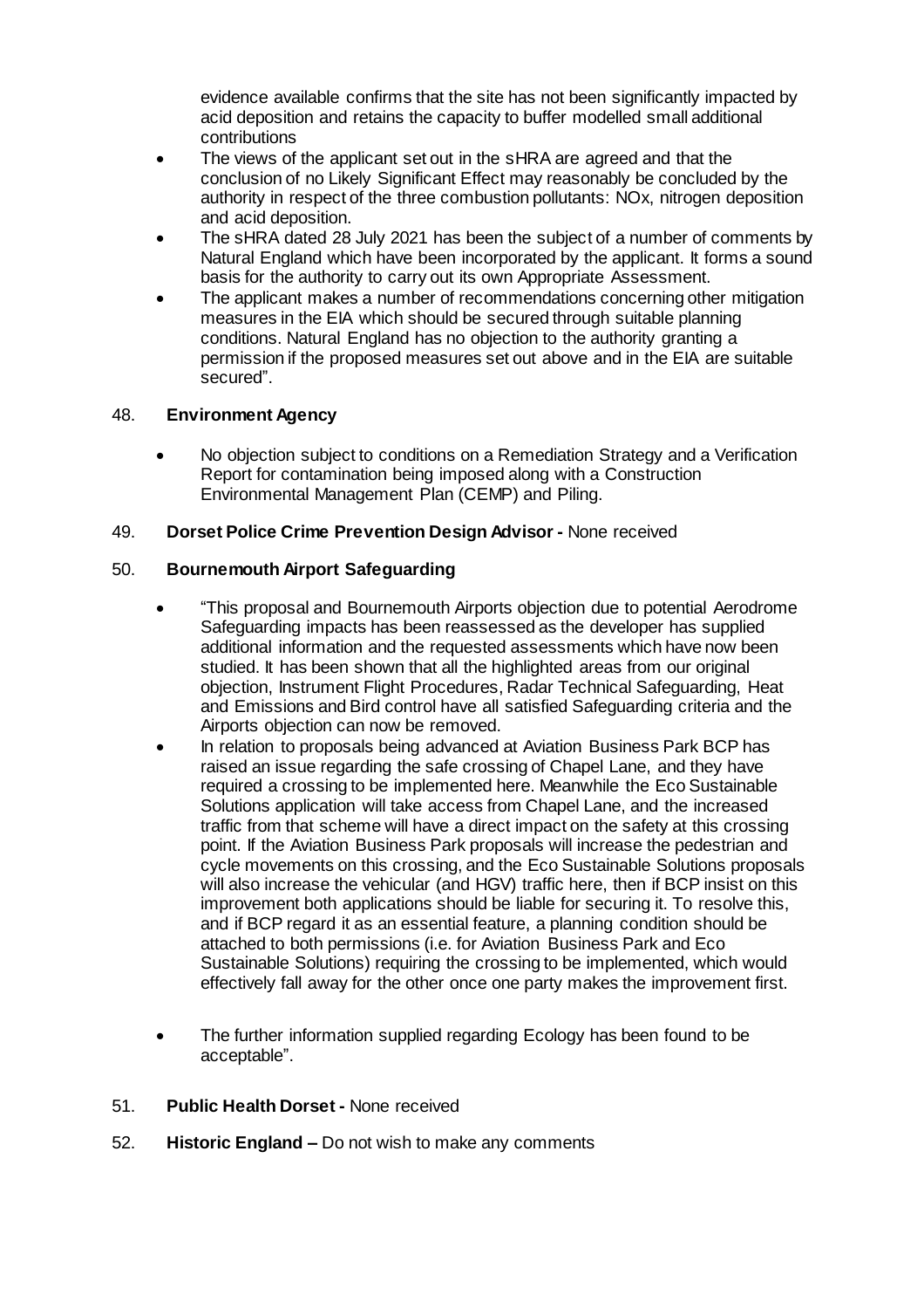evidence available confirms that the site has not been significantly impacted by acid deposition and retains the capacity to buffer modelled small additional contributions

- The views of the applicant set out in the sHRA are agreed and that the conclusion of no Likely Significant Effect may reasonably be concluded by the authority in respect of the three combustion pollutants: NOx, nitrogen deposition and acid deposition.
- The sHRA dated 28 July 2021 has been the subject of a number of comments by Natural England which have been incorporated by the applicant. It forms a sound basis for the authority to carry out its own Appropriate Assessment.
- The applicant makes a number of recommendations concerning other mitigation measures in the EIA which should be secured through suitable planning conditions. Natural England has no objection to the authority granting a permission if the proposed measures set out above and in the EIA are suitable secured".

48. **Environment Agency**

- No objection subject to conditions on a Remediation Strategy and a Verification Report for contamination being imposed along with a Construction Environmental Management Plan (CEMP) and Piling.

49. **Dorset Police Crime Prevention Design Advisor -** None received

50. **Bournemouth Airport Safeguarding**

- "This proposal and Bournemouth Airports objection due to potential Aerodrome Safeguarding impacts has been reassessed as the developer has supplied additional information and the requested assessments which have now been studied. It has been shown that all the highlighted areas from our original objection, Instrument Flight Procedures, Radar Technical Safeguarding, Heat and Emissions and Bird control have all satisfied Safeguarding criteria and the Airports objection can now be removed.
- In relation to proposals being advanced at Aviation Business Park BCP has raised an issue regarding the safe crossing of Chapel Lane, and they have required a crossing to be implemented here. Meanwhile the Eco Sustainable Solutions application will take access from Chapel Lane, and the increased traffic from that scheme will have a direct impact on the safety at this crossing point. If the Aviation Business Park proposals will increase the pedestrian and cycle movements on this crossing, and the Eco Sustainable Solutions proposals will also increase the vehicular (and HGV) traffic here, then if BCP insist on this improvement both applications should be liable for securing it. To resolve this, and if BCP regard it as an essential feature, a planning condition should be attached to both permissions (i.e. for Aviation Business Park and Eco Sustainable Solutions) requiring the crossing to be implemented, which would effectively fall away for the other once one party makes the improvement first.

- The further information supplied regarding Ecology has been found to be acceptable".

51. **Public Health Dorset -** None received

52. **Historic England –** Do not wish to make any comments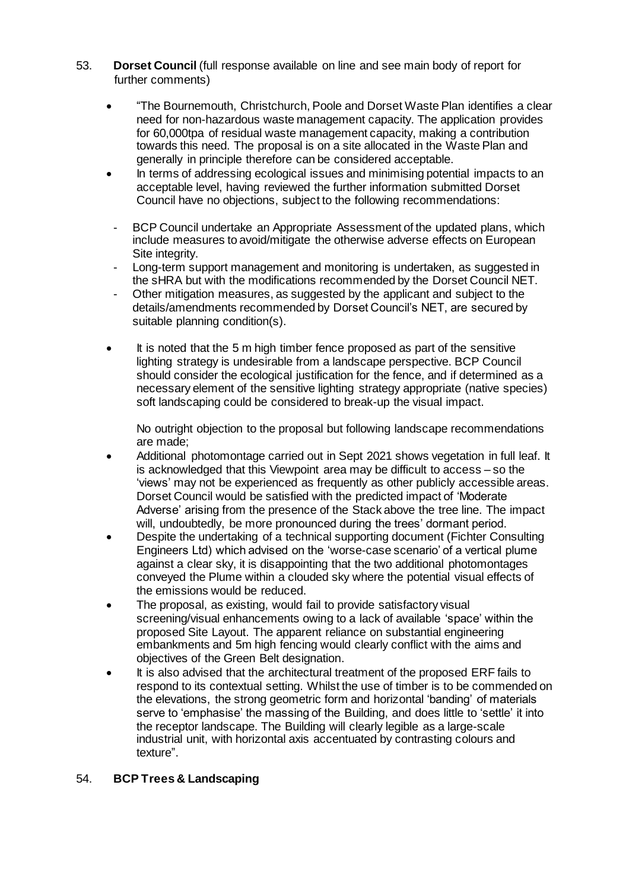53. **Dorset Council** (full response available on line and see main body of report for further comments)

- "The Bournemouth, Christchurch, Poole and Dorset Waste Plan identifies a clear need for non-hazardous waste management capacity. The application provides for 60,000tpa of residual waste management capacity, making a contribution towards this need. The proposal is on a site allocated in the Waste Plan and generally in principle therefore can be considered acceptable.
- In terms of addressing ecological issues and minimising potential impacts to an acceptable level, having reviewed the further information submitted Dorset Council have no objections, subject to the following recommendations:
  - BCP Council undertake an Appropriate Assessment of the updated plans, which include measures to avoid/mitigate the otherwise adverse effects on European Site integrity.
  - Long-term support management and monitoring is undertaken, as suggested in the sHRA but with the modifications recommended by the Dorset Council NET.
  - Other mitigation measures, as suggested by the applicant and subject to the details/amendments recommended by Dorset Council's NET, are secured by suitable planning condition(s).
- It is noted that the 5 m high timber fence proposed as part of the sensitive lighting strategy is undesirable from a landscape perspective. BCP Council should consider the ecological justification for the fence, and if determined as a necessary element of the sensitive lighting strategy appropriate (native species) soft landscaping could be considered to break-up the visual impact.

  No outright objection to the proposal but following landscape recommendations are made;
- Additional photomontage carried out in Sept 2021 shows vegetation in full leaf. It is acknowledged that this Viewpoint area may be difficult to access – so the 'views' may not be experienced as frequently as other publicly accessible areas. Dorset Council would be satisfied with the predicted impact of 'Moderate Adverse' arising from the presence of the Stack above the tree line. The impact will, undoubtedly, be more pronounced during the trees' dormant period.
- Despite the undertaking of a technical supporting document (Fichter Consulting Engineers Ltd) which advised on the 'worse-case scenario' of a vertical plume against a clear sky, it is disappointing that the two additional photomontages conveyed the Plume within a clouded sky where the potential visual effects of the emissions would be reduced.
- The proposal, as existing, would fail to provide satisfactory visual screening/visual enhancements owing to a lack of available 'space' within the proposed Site Layout. The apparent reliance on substantial engineering embankments and 5m high fencing would clearly conflict with the aims and objectives of the Green Belt designation.
- It is also advised that the architectural treatment of the proposed ERF fails to respond to its contextual setting. Whilst the use of timber is to be commended on the elevations, the strong geometric form and horizontal 'banding' of materials serve to 'emphasise' the massing of the Building, and does little to 'settle' it into the receptor landscape. The Building will clearly legible as a large-scale industrial unit, with horizontal axis accentuated by contrasting colours and texture".

54. **BCP Trees & Landscaping**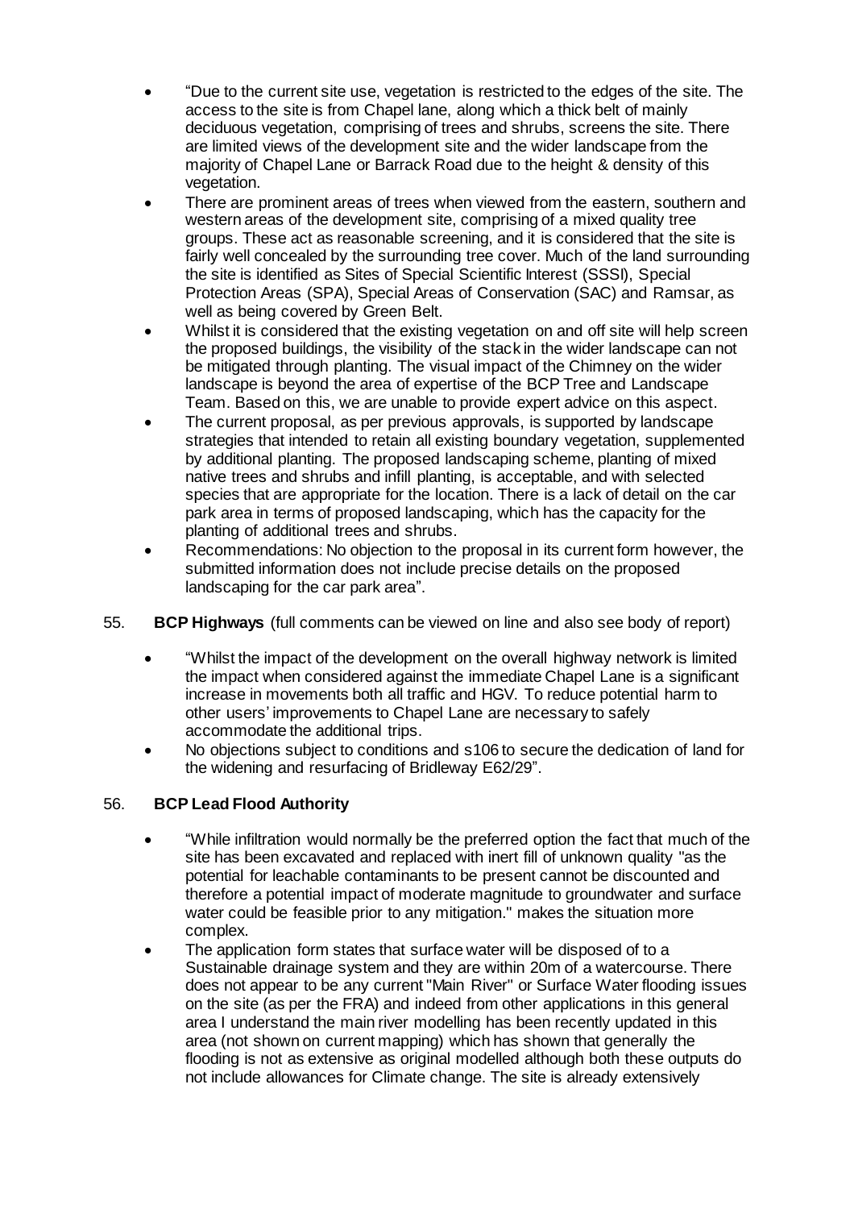- "Due to the current site use, vegetation is restricted to the edges of the site. The access to the site is from Chapel lane, along which a thick belt of mainly deciduous vegetation, comprising of trees and shrubs, screens the site. There are limited views of the development site and the wider landscape from the majority of Chapel Lane or Barrack Road due to the height & density of this vegetation.
- There are prominent areas of trees when viewed from the eastern, southern and western areas of the development site, comprising of a mixed quality tree groups. These act as reasonable screening, and it is considered that the site is fairly well concealed by the surrounding tree cover. Much of the land surrounding the site is identified as Sites of Special Scientific Interest (SSSI), Special Protection Areas (SPA), Special Areas of Conservation (SAC) and Ramsar, as well as being covered by Green Belt.
- Whilst it is considered that the existing vegetation on and off site will help screen the proposed buildings, the visibility of the stack in the wider landscape can not be mitigated through planting. The visual impact of the Chimney on the wider landscape is beyond the area of expertise of the BCP Tree and Landscape Team. Based on this, we are unable to provide expert advice on this aspect.
- The current proposal, as per previous approvals, is supported by landscape strategies that intended to retain all existing boundary vegetation, supplemented by additional planting. The proposed landscaping scheme, planting of mixed native trees and shrubs and infill planting, is acceptable, and with selected species that are appropriate for the location. There is a lack of detail on the car park area in terms of proposed landscaping, which has the capacity for the planting of additional trees and shrubs.
- Recommendations: No objection to the proposal in its current form however, the submitted information does not include precise details on the proposed landscaping for the car park area".

55. **BCP Highways** (full comments can be viewed on line and also see body of report)

- "Whilst the impact of the development on the overall highway network is limited the impact when considered against the immediate Chapel Lane is a significant increase in movements both all traffic and HGV. To reduce potential harm to other users' improvements to Chapel Lane are necessary to safely accommodate the additional trips.
- No objections subject to conditions and s106 to secure the dedication of land for the widening and resurfacing of Bridleway E62/29".

56. **BCP Lead Flood Authority**

- "While infiltration would normally be the preferred option the fact that much of the site has been excavated and replaced with inert fill of unknown quality "as the potential for leachable contaminants to be present cannot be discounted and therefore a potential impact of moderate magnitude to groundwater and surface water could be feasible prior to any mitigation." makes the situation more complex.
- The application form states that surface water will be disposed of to a Sustainable drainage system and they are within 20m of a watercourse. There does not appear to be any current "Main River" or Surface Water flooding issues on the site (as per the FRA) and indeed from other applications in this general area I understand the main river modelling has been recently updated in this area (not shown on current mapping) which has shown that generally the flooding is not as extensive as original modelled although both these outputs do not include allowances for Climate change. The site is already extensively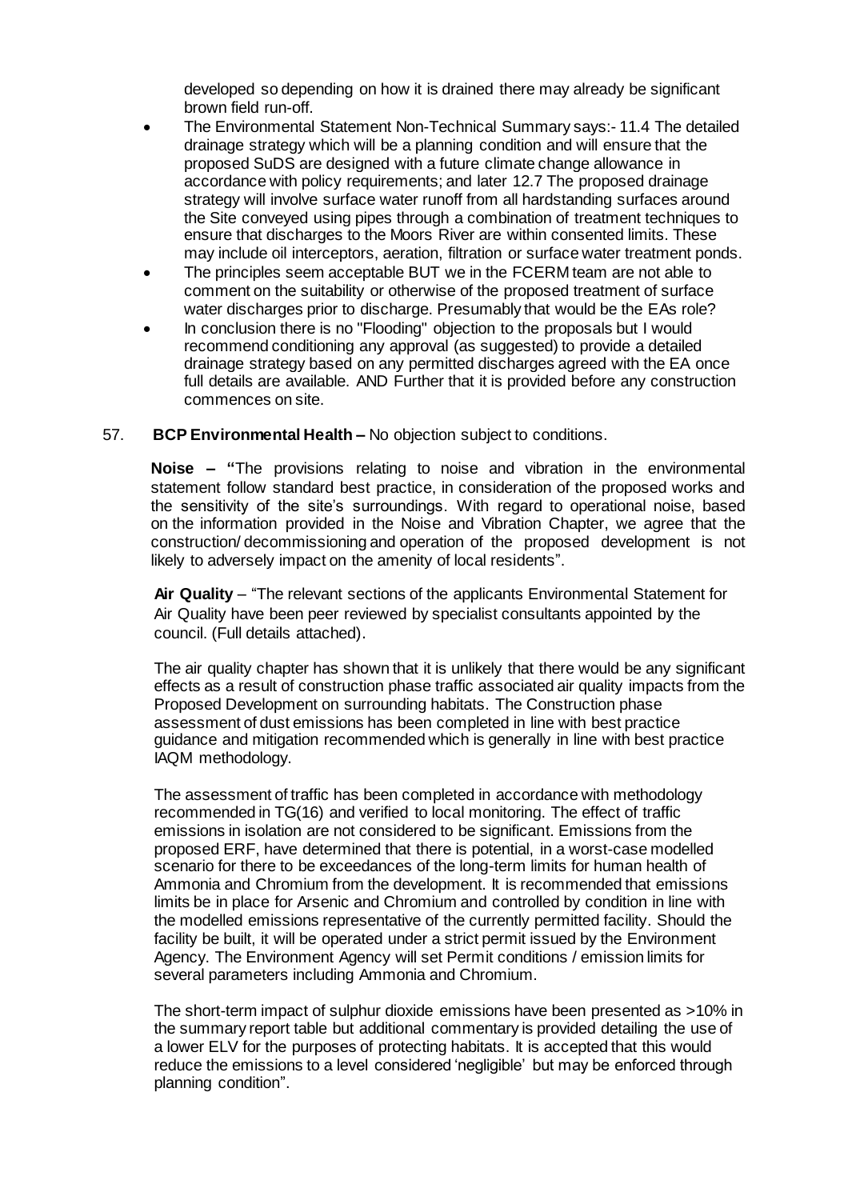developed so depending on how it is drained there may already be significant brown field run-off.

- The Environmental Statement Non-Technical Summary says:- 11.4 The detailed drainage strategy which will be a planning condition and will ensure that the proposed SuDS are designed with a future climate change allowance in accordance with policy requirements; and later 12.7 The proposed drainage strategy will involve surface water runoff from all hardstanding surfaces around the Site conveyed using pipes through a combination of treatment techniques to ensure that discharges to the Moors River are within consented limits. These may include oil interceptors, aeration, filtration or surface water treatment ponds.
- The principles seem acceptable BUT we in the FCERM team are not able to comment on the suitability or otherwise of the proposed treatment of surface water discharges prior to discharge. Presumably that would be the EAs role?
- In conclusion there is no "Flooding" objection to the proposals but I would recommend conditioning any approval (as suggested) to provide a detailed drainage strategy based on any permitted discharges agreed with the EA once full details are available. AND Further that it is provided before any construction commences on site.

57. **BCP Environmental Health –** No objection subject to conditions.

**Noise – "**The provisions relating to noise and vibration in the environmental statement follow standard best practice, in consideration of the proposed works and the sensitivity of the site's surroundings. With regard to operational noise, based on the information provided in the Noise and Vibration Chapter, we agree that the construction/ decommissioning and operation of the proposed development is not likely to adversely impact on the amenity of local residents".

**Air Quality** – "The relevant sections of the applicants Environmental Statement for Air Quality have been peer reviewed by specialist consultants appointed by the council. (Full details attached).

The air quality chapter has shown that it is unlikely that there would be any significant effects as a result of construction phase traffic associated air quality impacts from the Proposed Development on surrounding habitats. The Construction phase assessment of dust emissions has been completed in line with best practice guidance and mitigation recommended which is generally in line with best practice IAQM methodology.

The assessment of traffic has been completed in accordance with methodology recommended in TG(16) and verified to local monitoring. The effect of traffic emissions in isolation are not considered to be significant. Emissions from the proposed ERF, have determined that there is potential, in a worst-case modelled scenario for there to be exceedances of the long-term limits for human health of Ammonia and Chromium from the development. It is recommended that emissions limits be in place for Arsenic and Chromium and controlled by condition in line with the modelled emissions representative of the currently permitted facility. Should the facility be built, it will be operated under a strict permit issued by the Environment Agency. The Environment Agency will set Permit conditions / emission limits for several parameters including Ammonia and Chromium.

The short-term impact of sulphur dioxide emissions have been presented as >10% in the summary report table but additional commentary is provided detailing the use of a lower ELV for the purposes of protecting habitats. It is accepted that this would reduce the emissions to a level considered 'negligible' but may be enforced through planning condition".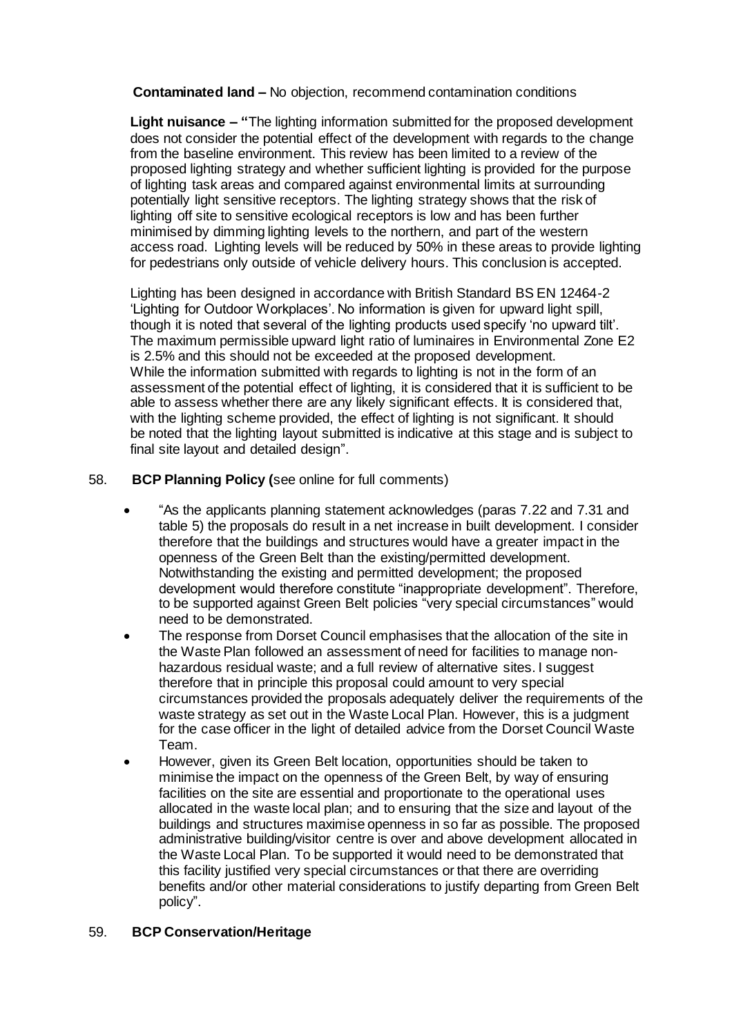**Contaminated land –** No objection, recommend contamination conditions

**Light nuisance – "**The lighting information submitted for the proposed development does not consider the potential effect of the development with regards to the change from the baseline environment. This review has been limited to a review of the proposed lighting strategy and whether sufficient lighting is provided for the purpose of lighting task areas and compared against environmental limits at surrounding potentially light sensitive receptors. The lighting strategy shows that the risk of lighting off site to sensitive ecological receptors is low and has been further minimised by dimming lighting levels to the northern, and part of the western access road. Lighting levels will be reduced by 50% in these areas to provide lighting for pedestrians only outside of vehicle delivery hours. This conclusion is accepted.

Lighting has been designed in accordance with British Standard BS EN 12464-2 'Lighting for Outdoor Workplaces'. No information is given for upward light spill, though it is noted that several of the lighting products used specify 'no upward tilt'. The maximum permissible upward light ratio of luminaires in Environmental Zone E2 is 2.5% and this should not be exceeded at the proposed development. While the information submitted with regards to lighting is not in the form of an assessment of the potential effect of lighting, it is considered that it is sufficient to be able to assess whether there are any likely significant effects. It is considered that, with the lighting scheme provided, the effect of lighting is not significant. It should be noted that the lighting layout submitted is indicative at this stage and is subject to final site layout and detailed design".

58. **BCP Planning Policy (**see online for full comments)

- "As the applicants planning statement acknowledges (paras 7.22 and 7.31 and table 5) the proposals do result in a net increase in built development. I consider therefore that the buildings and structures would have a greater impact in the openness of the Green Belt than the existing/permitted development. Notwithstanding the existing and permitted development; the proposed development would therefore constitute "inappropriate development". Therefore, to be supported against Green Belt policies "very special circumstances" would need to be demonstrated.
- The response from Dorset Council emphasises that the allocation of the site in the Waste Plan followed an assessment of need for facilities to manage non-hazardous residual waste; and a full review of alternative sites. I suggest therefore that in principle this proposal could amount to very special circumstances provided the proposals adequately deliver the requirements of the waste strategy as set out in the Waste Local Plan. However, this is a judgment for the case officer in the light of detailed advice from the Dorset Council Waste Team.
- However, given its Green Belt location, opportunities should be taken to minimise the impact on the openness of the Green Belt, by way of ensuring facilities on the site are essential and proportionate to the operational uses allocated in the waste local plan; and to ensuring that the size and layout of the buildings and structures maximise openness in so far as possible. The proposed administrative building/visitor centre is over and above development allocated in the Waste Local Plan. To be supported it would need to be demonstrated that this facility justified very special circumstances or that there are overriding benefits and/or other material considerations to justify departing from Green Belt policy".

59. **BCP Conservation/Heritage**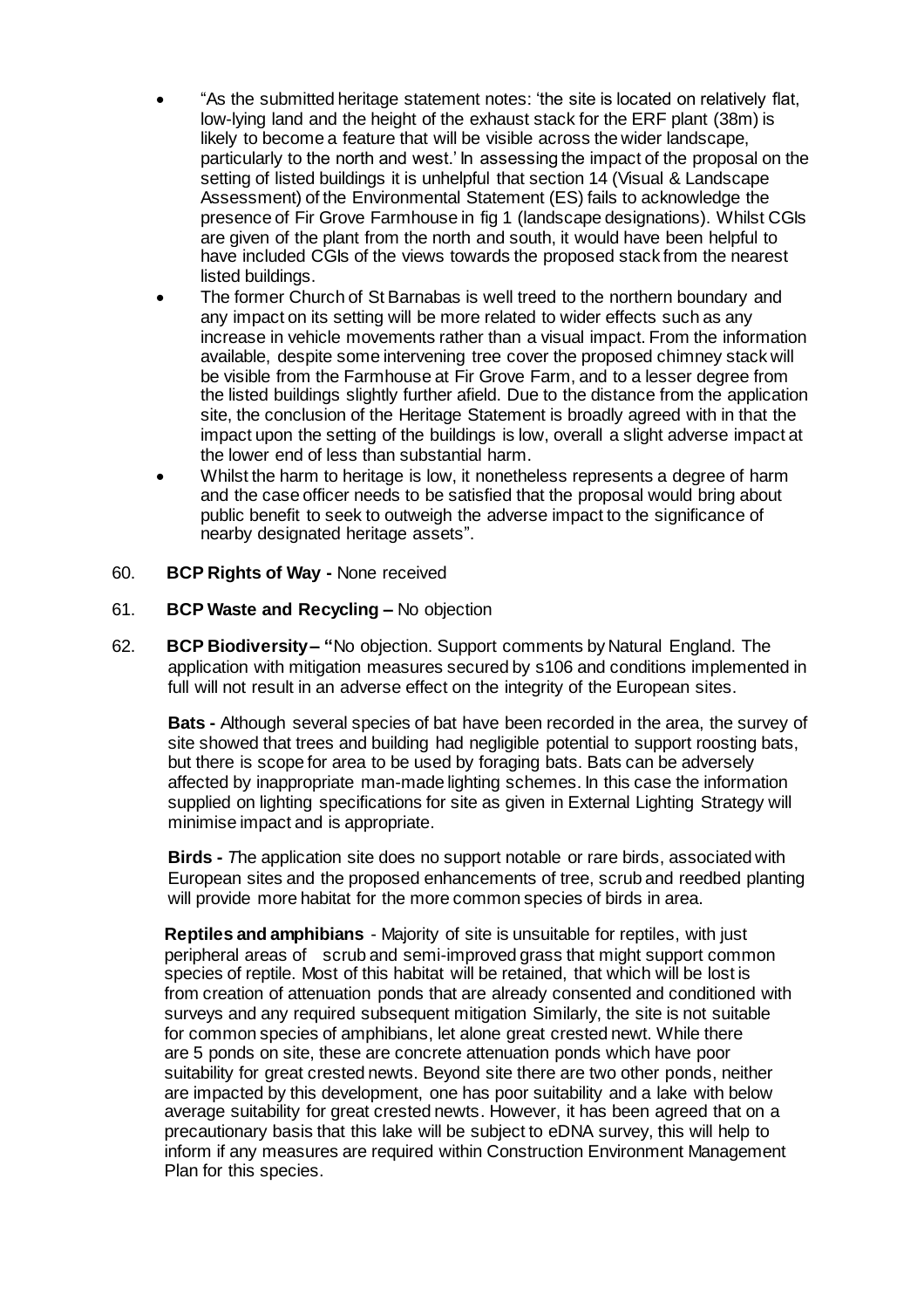- "As the submitted heritage statement notes: 'the site is located on relatively flat, low-lying land and the height of the exhaust stack for the ERF plant (38m) is likely to become a feature that will be visible across the wider landscape, particularly to the north and west.' In assessing the impact of the proposal on the setting of listed buildings it is unhelpful that section 14 (Visual & Landscape Assessment) of the Environmental Statement (ES) fails to acknowledge the presence of Fir Grove Farmhouse in fig 1 (landscape designations). Whilst CGIs are given of the plant from the north and south, it would have been helpful to have included CGIs of the views towards the proposed stack from the nearest listed buildings.
- The former Church of St Barnabas is well treed to the northern boundary and any impact on its setting will be more related to wider effects such as any increase in vehicle movements rather than a visual impact. From the information available, despite some intervening tree cover the proposed chimney stack will be visible from the Farmhouse at Fir Grove Farm, and to a lesser degree from the listed buildings slightly further afield. Due to the distance from the application site, the conclusion of the Heritage Statement is broadly agreed with in that the impact upon the setting of the buildings is low, overall a slight adverse impact at the lower end of less than substantial harm.
- Whilst the harm to heritage is low, it nonetheless represents a degree of harm and the case officer needs to be satisfied that the proposal would bring about public benefit to seek to outweigh the adverse impact to the significance of nearby designated heritage assets".

60. **BCP Rights of Way -** None received

61. **BCP Waste and Recycling –** No objection

62. **BCP Biodiversity – "**No objection. Support comments by Natural England. The application with mitigation measures secured by s106 and conditions implemented in full will not result in an adverse effect on the integrity of the European sites.

    **Bats -** Although several species of bat have been recorded in the area, the survey of site showed that trees and building had negligible potential to support roosting bats, but there is scope for area to be used by foraging bats. Bats can be adversely affected by inappropriate man-made lighting schemes. In this case the information supplied on lighting specifications for site as given in External Lighting Strategy will minimise impact and is appropriate.

    **Birds -** *T*he application site does no support notable or rare birds, associated with European sites and the proposed enhancements of tree, scrub and reedbed planting will provide more habitat for the more common species of birds in area.

    **Reptiles and amphibians** - Majority of site is unsuitable for reptiles, with just peripheral areas of scrub and semi-improved grass that might support common species of reptile. Most of this habitat will be retained, that which will be lost is from creation of attenuation ponds that are already consented and conditioned with surveys and any required subsequent mitigation Similarly, the site is not suitable for common species of amphibians, let alone great crested newt. While there are 5 ponds on site, these are concrete attenuation ponds which have poor suitability for great crested newts. Beyond site there are two other ponds, neither are impacted by this development, one has poor suitability and a lake with below average suitability for great crested newts. However, it has been agreed that on a precautionary basis that this lake will be subject to eDNA survey, this will help to inform if any measures are required within Construction Environment Management Plan for this species.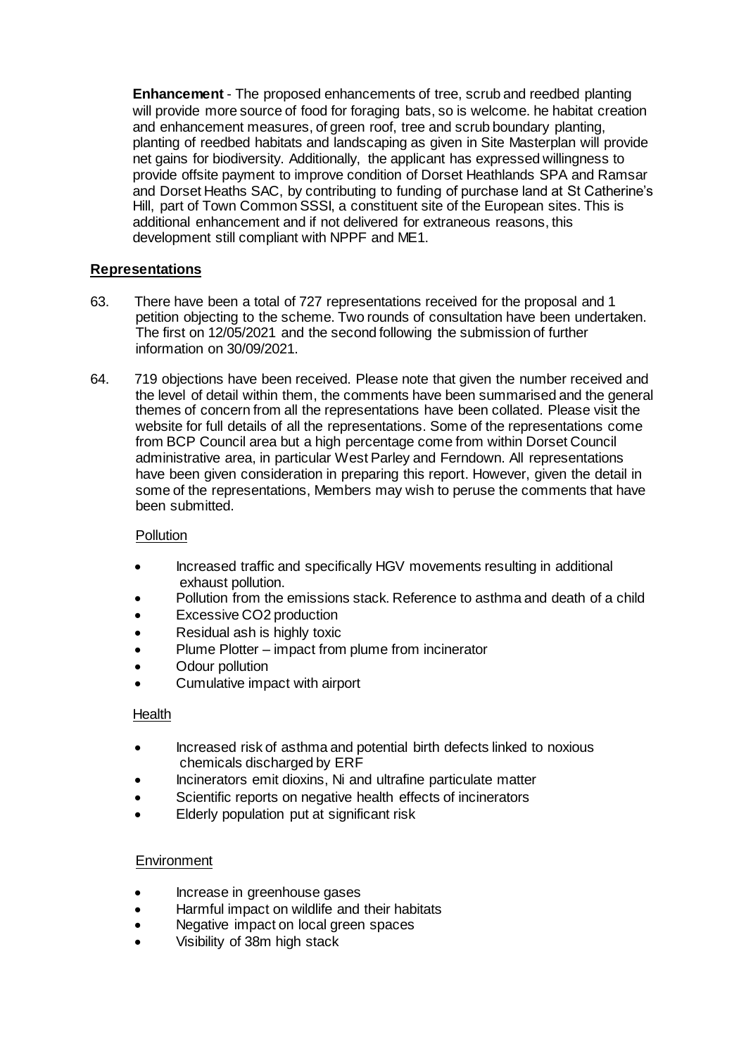**Enhancement** - The proposed enhancements of tree, scrub and reedbed planting will provide more source of food for foraging bats, so is welcome. he habitat creation and enhancement measures, of green roof, tree and scrub boundary planting, planting of reedbed habitats and landscaping as given in Site Masterplan will provide net gains for biodiversity. Additionally, the applicant has expressed willingness to provide offsite payment to improve condition of Dorset Heathlands SPA and Ramsar and Dorset Heaths SAC, by contributing to funding of purchase land at St Catherine's Hill, part of Town Common SSSI, a constituent site of the European sites. This is additional enhancement and if not delivered for extraneous reasons, this development still compliant with NPPF and ME1.

## Representations

63. There have been a total of 727 representations received for the proposal and 1 petition objecting to the scheme. Two rounds of consultation have been undertaken. The first on 12/05/2021 and the second following the submission of further information on 30/09/2021.

64. 719 objections have been received. Please note that given the number received and the level of detail within them, the comments have been summarised and the general themes of concern from all the representations have been collated. Please visit the website for full details of all the representations. Some of the representations come from BCP Council area but a high percentage come from within Dorset Council administrative area, in particular West Parley and Ferndown. All representations have been given consideration in preparing this report. However, given the detail in some of the representations, Members may wish to peruse the comments that have been submitted.

Pollution

- Increased traffic and specifically HGV movements resulting in additional exhaust pollution.
- Pollution from the emissions stack. Reference to asthma and death of a child
- Excessive CO2 production
- Residual ash is highly toxic
- Plume Plotter – impact from plume from incinerator
- Odour pollution
- Cumulative impact with airport

Health

- Increased risk of asthma and potential birth defects linked to noxious chemicals discharged by ERF
- Incinerators emit dioxins, Ni and ultrafine particulate matter
- Scientific reports on negative health effects of incinerators
- Elderly population put at significant risk

Environment

- Increase in greenhouse gases
- Harmful impact on wildlife and their habitats
- Negative impact on local green spaces
- Visibility of 38m high stack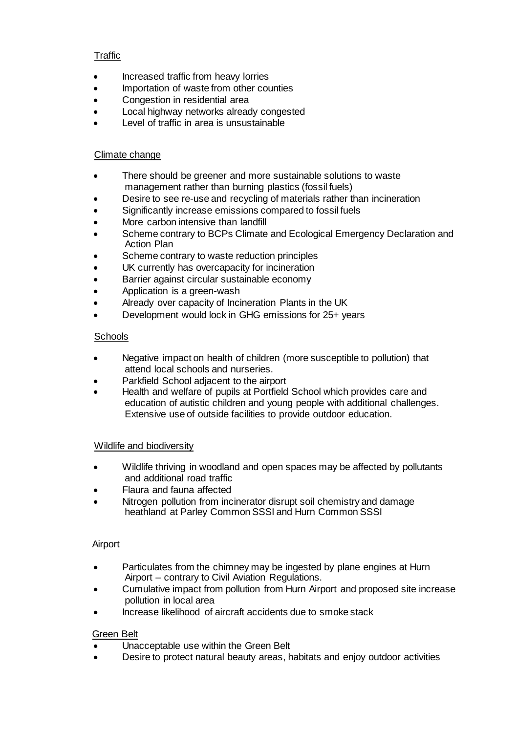Traffic

- Increased traffic from heavy lorries
- Importation of waste from other counties
- Congestion in residential area
- Local highway networks already congested
- Level of traffic in area is unsustainable

Climate change

- There should be greener and more sustainable solutions to waste management rather than burning plastics (fossil fuels)
- Desire to see re-use and recycling of materials rather than incineration
- Significantly increase emissions compared to fossil fuels
- More carbon intensive than landfill
- Scheme contrary to BCPs Climate and Ecological Emergency Declaration and Action Plan
- Scheme contrary to waste reduction principles
- UK currently has overcapacity for incineration
- Barrier against circular sustainable economy
- Application is a green-wash
- Already over capacity of Incineration Plants in the UK
- Development would lock in GHG emissions for 25+ years

Schools

- Negative impact on health of children (more susceptible to pollution) that attend local schools and nurseries.
- Parkfield School adjacent to the airport
- Health and welfare of pupils at Portfield School which provides care and education of autistic children and young people with additional challenges. Extensive use of outside facilities to provide outdoor education.

Wildlife and biodiversity

- Wildlife thriving in woodland and open spaces may be affected by pollutants and additional road traffic
- Flaura and fauna affected
- Nitrogen pollution from incinerator disrupt soil chemistry and damage heathland at Parley Common SSSI and Hurn Common SSSI

Airport

- Particulates from the chimney may be ingested by plane engines at Hurn Airport – contrary to Civil Aviation Regulations.
- Cumulative impact from pollution from Hurn Airport and proposed site increase pollution in local area
- Increase likelihood of aircraft accidents due to smoke stack

Green Belt

- Unacceptable use within the Green Belt
- Desire to protect natural beauty areas, habitats and enjoy outdoor activities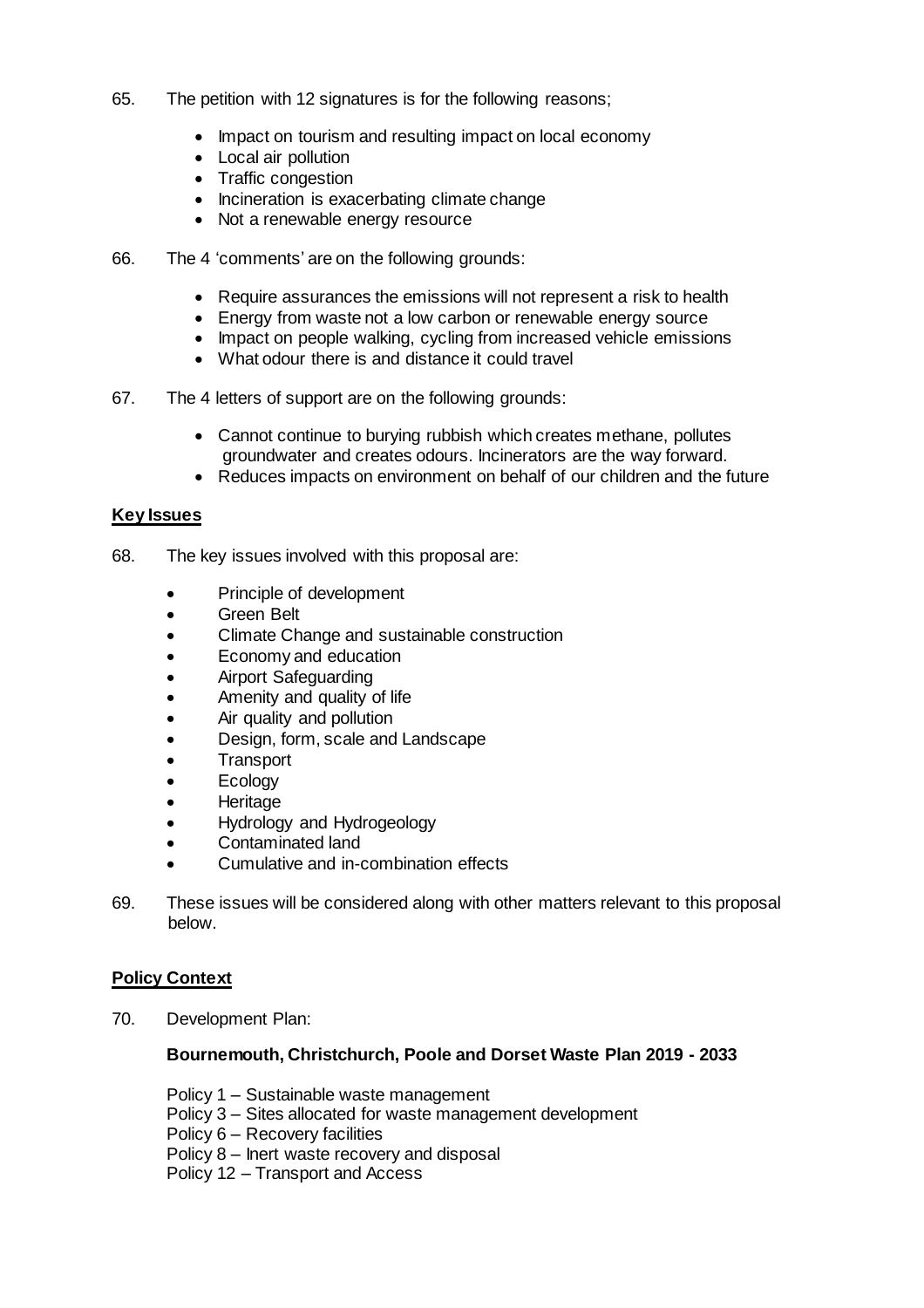65. The petition with 12 signatures is for the following reasons;

- Impact on tourism and resulting impact on local economy
- Local air pollution
- Traffic congestion
- Incineration is exacerbating climate change
- Not a renewable energy resource

66. The 4 'comments' are on the following grounds:

- Require assurances the emissions will not represent a risk to health
- Energy from waste not a low carbon or renewable energy source
- Impact on people walking, cycling from increased vehicle emissions
- What odour there is and distance it could travel

67. The 4 letters of support are on the following grounds:

- Cannot continue to burying rubbish which creates methane, pollutes groundwater and creates odours. Incinerators are the way forward.
- Reduces impacts on environment on behalf of our children and the future

**Key Issues**

68. The key issues involved with this proposal are:

- Principle of development
- Green Belt
- Climate Change and sustainable construction
- Economy and education
- Airport Safeguarding
- Amenity and quality of life
- Air quality and pollution
- Design, form, scale and Landscape
- Transport
- Ecology
- Heritage
- Hydrology and Hydrogeology
- Contaminated land
- Cumulative and in-combination effects

69. These issues will be considered along with other matters relevant to this proposal below.

**Policy Context**

70. Development Plan:

**Bournemouth, Christchurch, Poole and Dorset Waste Plan 2019 - 2033**

Policy 1 – Sustainable waste management
Policy 3 – Sites allocated for waste management development
Policy 6 – Recovery facilities
Policy 8 – Inert waste recovery and disposal
Policy 12 – Transport and Access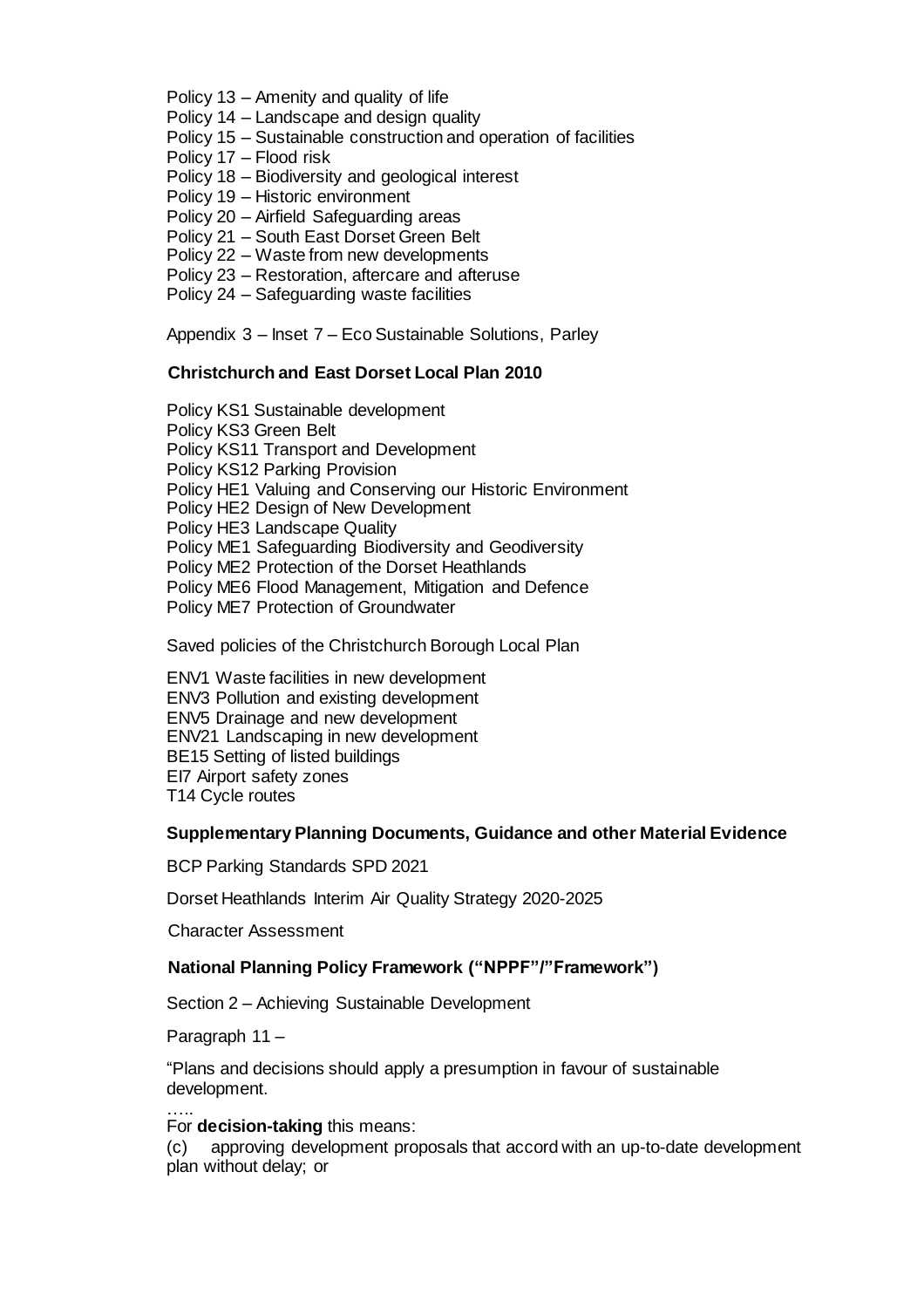Policy 13 – Amenity and quality of life
Policy 14 – Landscape and design quality
Policy 15 – Sustainable construction and operation of facilities
Policy 17 – Flood risk
Policy 18 – Biodiversity and geological interest
Policy 19 – Historic environment
Policy 20 – Airfield Safeguarding areas
Policy 21 – South East Dorset Green Belt
Policy 22 – Waste from new developments
Policy 23 – Restoration, aftercare and afteruse
Policy 24 – Safeguarding waste facilities

Appendix 3 – Inset 7 – Eco Sustainable Solutions, Parley

**Christchurch and East Dorset Local Plan 2010**

Policy KS1 Sustainable development
Policy KS3 Green Belt
Policy KS11 Transport and Development
Policy KS12 Parking Provision
Policy HE1 Valuing and Conserving our Historic Environment
Policy HE2 Design of New Development
Policy HE3 Landscape Quality
Policy ME1 Safeguarding Biodiversity and Geodiversity
Policy ME2 Protection of the Dorset Heathlands
Policy ME6 Flood Management, Mitigation and Defence
Policy ME7 Protection of Groundwater

Saved policies of the Christchurch Borough Local Plan

ENV1 Waste facilities in new development
ENV3 Pollution and existing development
ENV5 Drainage and new development
ENV21 Landscaping in new development
BE15 Setting of listed buildings
EI7 Airport safety zones
T14 Cycle routes

**Supplementary Planning Documents, Guidance and other Material Evidence**

BCP Parking Standards SPD 2021

Dorset Heathlands Interim Air Quality Strategy 2020-2025

Character Assessment

**National Planning Policy Framework ("NPPF"/"Framework")**

Section 2 – Achieving Sustainable Development

Paragraph 11 –

"Plans and decisions should apply a presumption in favour of sustainable development.

…..

For **decision-taking** this means:

(c) approving development proposals that accord with an up-to-date development plan without delay; or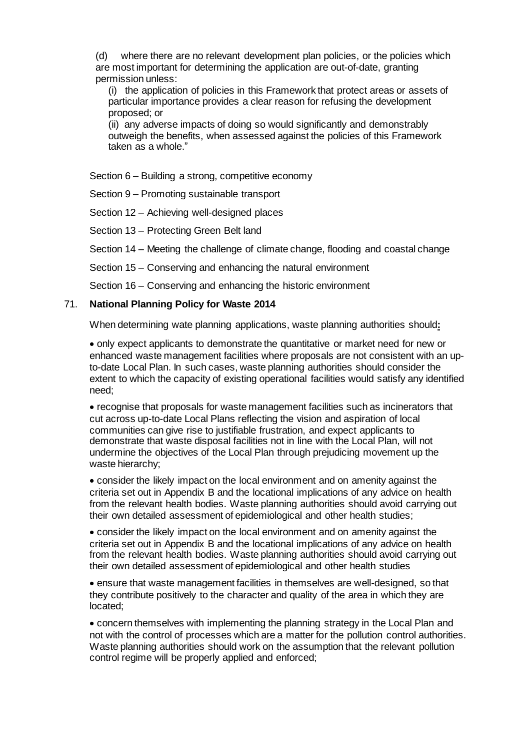(d) where there are no relevant development plan policies, or the policies which are most important for determining the application are out-of-date, granting permission unless:

(i) the application of policies in this Framework that protect areas or assets of particular importance provides a clear reason for refusing the development proposed; or

(ii) any adverse impacts of doing so would significantly and demonstrably outweigh the benefits, when assessed against the policies of this Framework taken as a whole."

Section 6 – Building a strong, competitive economy

Section 9 – Promoting sustainable transport

Section 12 – Achieving well-designed places

Section 13 – Protecting Green Belt land

Section 14 – Meeting the challenge of climate change, flooding and coastal change

Section 15 – Conserving and enhancing the natural environment

Section 16 – Conserving and enhancing the historic environment

71. **National Planning Policy for Waste 2014**

When determining wate planning applications, waste planning authorities should**:**

- only expect applicants to demonstrate the quantitative or market need for new or enhanced waste management facilities where proposals are not consistent with an up-to-date Local Plan. In such cases, waste planning authorities should consider the extent to which the capacity of existing operational facilities would satisfy any identified need;
- recognise that proposals for waste management facilities such as incinerators that cut across up-to-date Local Plans reflecting the vision and aspiration of local communities can give rise to justifiable frustration, and expect applicants to demonstrate that waste disposal facilities not in line with the Local Plan, will not undermine the objectives of the Local Plan through prejudicing movement up the waste hierarchy;
- consider the likely impact on the local environment and on amenity against the criteria set out in Appendix B and the locational implications of any advice on health from the relevant health bodies. Waste planning authorities should avoid carrying out their own detailed assessment of epidemiological and other health studies;
- consider the likely impact on the local environment and on amenity against the criteria set out in Appendix B and the locational implications of any advice on health from the relevant health bodies. Waste planning authorities should avoid carrying out their own detailed assessment of epidemiological and other health studies
- ensure that waste management facilities in themselves are well-designed, so that they contribute positively to the character and quality of the area in which they are located;
- concern themselves with implementing the planning strategy in the Local Plan and not with the control of processes which are a matter for the pollution control authorities. Waste planning authorities should work on the assumption that the relevant pollution control regime will be properly applied and enforced;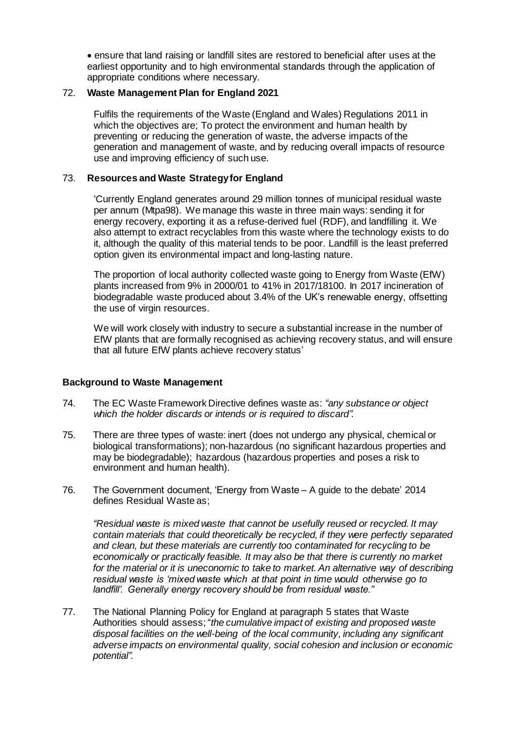- ensure that land raising or landfill sites are restored to beneficial after uses at the earliest opportunity and to high environmental standards through the application of appropriate conditions where necessary.

72. **Waste Management Plan for England 2021**

    Fulfils the requirements of the Waste (England and Wales) Regulations 2011 in which the objectives are; To protect the environment and human health by preventing or reducing the generation of waste, the adverse impacts of the generation and management of waste, and by reducing overall impacts of resource use and improving efficiency of such use.

73. **Resources and Waste Strategy for England**

    'Currently England generates around 29 million tonnes of municipal residual waste per annum (Mtpa98). We manage this waste in three main ways: sending it for energy recovery, exporting it as a refuse-derived fuel (RDF), and landfilling it. We also attempt to extract recyclables from this waste where the technology exists to do it, although the quality of this material tends to be poor. Landfill is the least preferred option given its environmental impact and long-lasting nature.

    The proportion of local authority collected waste going to Energy from Waste (EfW) plants increased from 9% in 2000/01 to 41% in 2017/18100. In 2017 incineration of biodegradable waste produced about 3.4% of the UK's renewable energy, offsetting the use of virgin resources.

    We will work closely with industry to secure a substantial increase in the number of EfW plants that are formally recognised as achieving recovery status, and will ensure that all future EfW plants achieve recovery status'

**Background to Waste Management**

74. The EC Waste Framework Directive defines waste as: *"any substance or object which the holder discards or intends or is required to discard".*

75. There are three types of waste: inert (does not undergo any physical, chemical or biological transformations); non-hazardous (no significant hazardous properties and may be biodegradable); hazardous (hazardous properties and poses a risk to environment and human health).

76. The Government document, 'Energy from Waste – A guide to the debate' 2014 defines Residual Waste as;

    *"Residual waste is mixed waste that cannot be usefully reused or recycled. It may contain materials that could theoretically be recycled, if they were perfectly separated and clean, but these materials are currently too contaminated for recycling to be economically or practically feasible. It may also be that there is currently no market for the material or it is uneconomic to take to market. An alternative way of describing residual waste is 'mixed waste which at that point in time would otherwise go to landfill'. Generally energy recovery should be from residual waste."*

77. The National Planning Policy for England at paragraph 5 states that Waste Authorities should assess; "*the cumulative impact of existing and proposed waste disposal facilities on the well-being of the local community, including any significant adverse impacts on environmental quality, social cohesion and inclusion or economic potential".*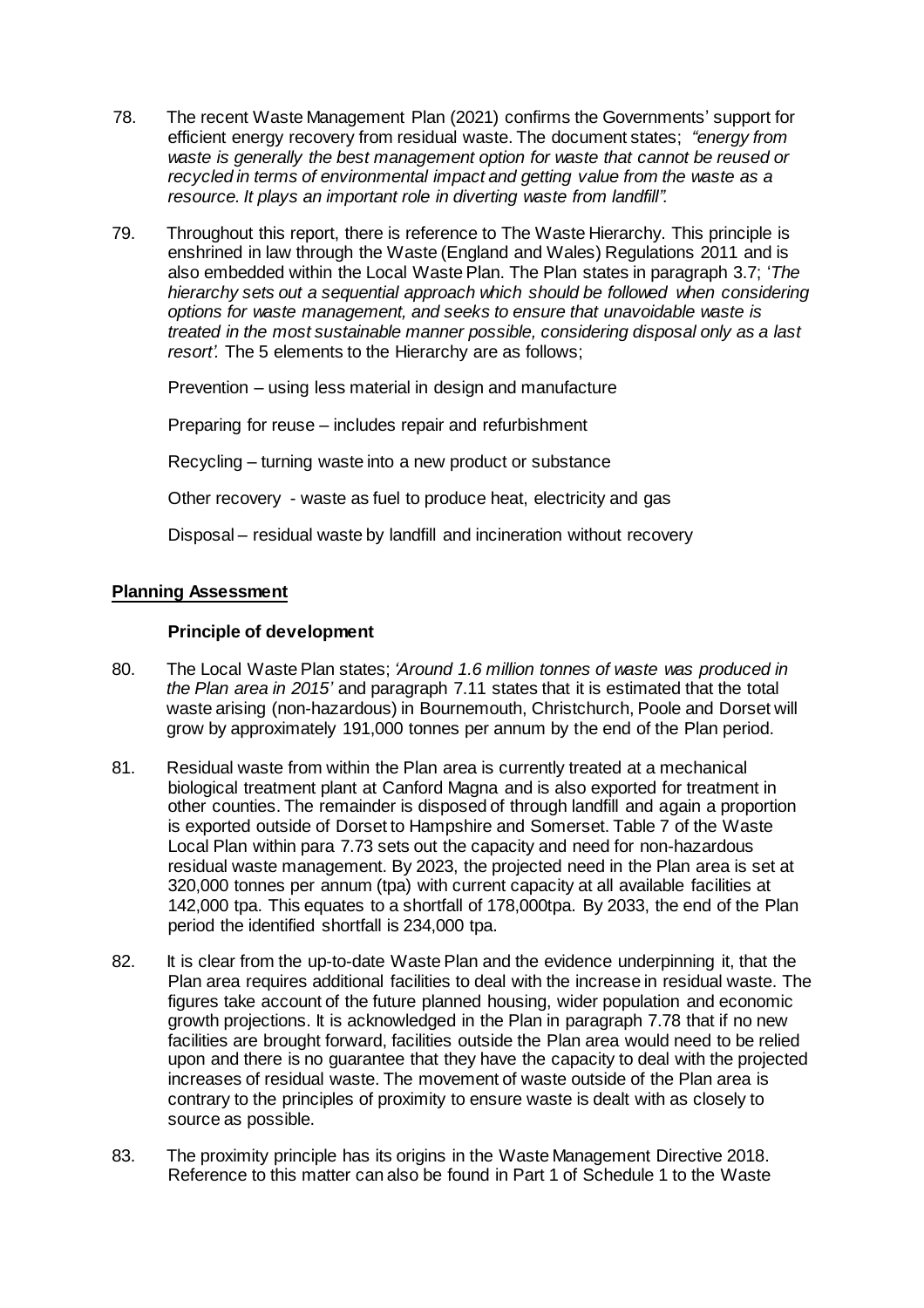78. The recent Waste Management Plan (2021) confirms the Governments' support for efficient energy recovery from residual waste. The document states; *"energy from waste is generally the best management option for waste that cannot be reused or recycled in terms of environmental impact and getting value from the waste as a resource. It plays an important role in diverting waste from landfill".*

79. Throughout this report, there is reference to The Waste Hierarchy. This principle is enshrined in law through the Waste (England and Wales) Regulations 2011 and is also embedded within the Local Waste Plan. The Plan states in paragraph 3.7; '*The hierarchy sets out a sequential approach which should be followed when considering options for waste management, and seeks to ensure that unavoidable waste is treated in the most sustainable manner possible, considering disposal only as a last resort'.* The 5 elements to the Hierarchy are as follows;

    Prevention – using less material in design and manufacture

    Preparing for reuse – includes repair and refurbishment

    Recycling – turning waste into a new product or substance

    Other recovery - waste as fuel to produce heat, electricity and gas

    Disposal – residual waste by landfill and incineration without recovery

## Planning Assessment

### Principle of development

80. The Local Waste Plan states; *'Around 1.6 million tonnes of waste was produced in the Plan area in 2015'* and paragraph 7.11 states that it is estimated that the total waste arising (non-hazardous) in Bournemouth, Christchurch, Poole and Dorset will grow by approximately 191,000 tonnes per annum by the end of the Plan period.

81. Residual waste from within the Plan area is currently treated at a mechanical biological treatment plant at Canford Magna and is also exported for treatment in other counties. The remainder is disposed of through landfill and again a proportion is exported outside of Dorset to Hampshire and Somerset. Table 7 of the Waste Local Plan within para 7.73 sets out the capacity and need for non-hazardous residual waste management. By 2023, the projected need in the Plan area is set at 320,000 tonnes per annum (tpa) with current capacity at all available facilities at 142,000 tpa. This equates to a shortfall of 178,000tpa. By 2033, the end of the Plan period the identified shortfall is 234,000 tpa.

82. It is clear from the up-to-date Waste Plan and the evidence underpinning it, that the Plan area requires additional facilities to deal with the increase in residual waste. The figures take account of the future planned housing, wider population and economic growth projections. It is acknowledged in the Plan in paragraph 7.78 that if no new facilities are brought forward, facilities outside the Plan area would need to be relied upon and there is no guarantee that they have the capacity to deal with the projected increases of residual waste. The movement of waste outside of the Plan area is contrary to the principles of proximity to ensure waste is dealt with as closely to source as possible.

83. The proximity principle has its origins in the Waste Management Directive 2018. Reference to this matter can also be found in Part 1 of Schedule 1 to the Waste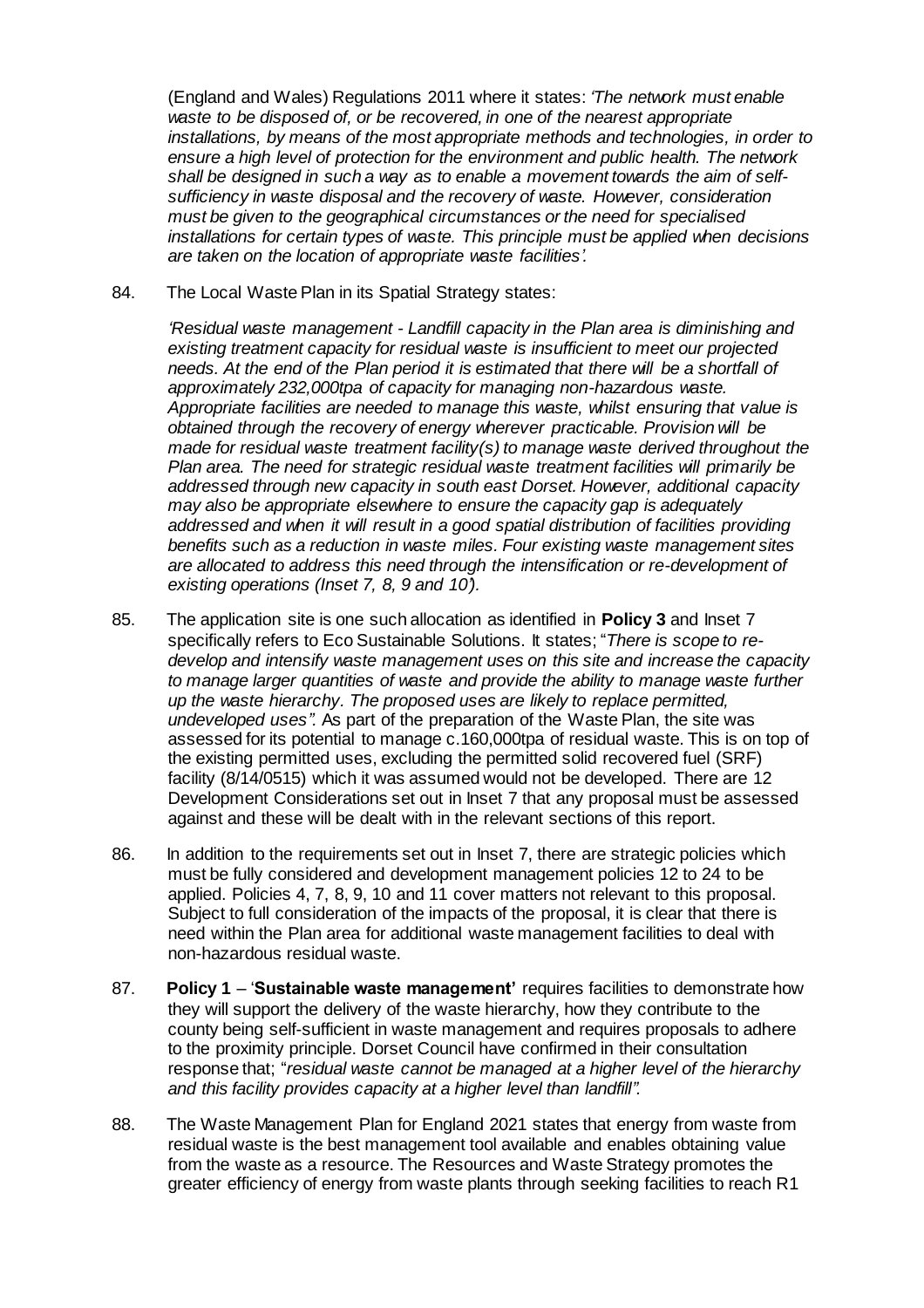(England and Wales) Regulations 2011 where it states: *'The network must enable waste to be disposed of, or be recovered, in one of the nearest appropriate installations, by means of the most appropriate methods and technologies, in order to ensure a high level of protection for the environment and public health. The network shall be designed in such a way as to enable a movement towards the aim of self-sufficiency in waste disposal and the recovery of waste. However, consideration must be given to the geographical circumstances or the need for specialised installations for certain types of waste. This principle must be applied when decisions are taken on the location of appropriate waste facilities'.*

84. The Local Waste Plan in its Spatial Strategy states:

*'Residual waste management - Landfill capacity in the Plan area is diminishing and existing treatment capacity for residual waste is insufficient to meet our projected needs. At the end of the Plan period it is estimated that there will be a shortfall of approximately 232,000tpa of capacity for managing non-hazardous waste. Appropriate facilities are needed to manage this waste, whilst ensuring that value is obtained through the recovery of energy wherever practicable. Provision will be made for residual waste treatment facility(s) to manage waste derived throughout the Plan area. The need for strategic residual waste treatment facilities will primarily be addressed through new capacity in south east Dorset. However, additional capacity may also be appropriate elsewhere to ensure the capacity gap is adequately addressed and when it will result in a good spatial distribution of facilities providing benefits such as a reduction in waste miles. Four existing waste management sites are allocated to address this need through the intensification or re-development of existing operations (Inset 7, 8, 9 and 10').*

85. The application site is one such allocation as identified in **Policy 3** and Inset 7 specifically refers to Eco Sustainable Solutions. It states; "*There is scope to re-develop and intensify waste management uses on this site and increase the capacity to manage larger quantities of waste and provide the ability to manage waste further up the waste hierarchy. The proposed uses are likely to replace permitted, undeveloped uses".* As part of the preparation of the Waste Plan, the site was assessed for its potential to manage c.160,000tpa of residual waste. This is on top of the existing permitted uses, excluding the permitted solid recovered fuel (SRF) facility (8/14/0515) which it was assumed would not be developed. There are 12 Development Considerations set out in Inset 7 that any proposal must be assessed against and these will be dealt with in the relevant sections of this report.

86. In addition to the requirements set out in Inset 7, there are strategic policies which must be fully considered and development management policies 12 to 24 to be applied. Policies 4, 7, 8, 9, 10 and 11 cover matters not relevant to this proposal. Subject to full consideration of the impacts of the proposal, it is clear that there is need within the Plan area for additional waste management facilities to deal with non-hazardous residual waste.

87. **Policy 1** – '**Sustainable waste management'** requires facilities to demonstrate how they will support the delivery of the waste hierarchy, how they contribute to the county being self-sufficient in waste management and requires proposals to adhere to the proximity principle. Dorset Council have confirmed in their consultation response that; "*residual waste cannot be managed at a higher level of the hierarchy and this facility provides capacity at a higher level than landfill".*

88. The Waste Management Plan for England 2021 states that energy from waste from residual waste is the best management tool available and enables obtaining value from the waste as a resource. The Resources and Waste Strategy promotes the greater efficiency of energy from waste plants through seeking facilities to reach R1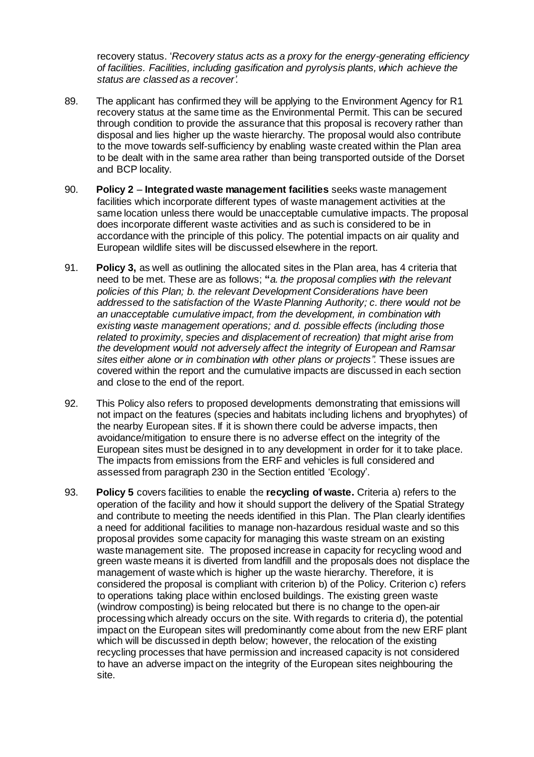recovery status. '*Recovery status acts as a proxy for the energy-generating efficiency of facilities. Facilities, including gasification and pyrolysis plants, which achieve the status are classed as a recover'.*

89. The applicant has confirmed they will be applying to the Environment Agency for R1 recovery status at the same time as the Environmental Permit. This can be secured through condition to provide the assurance that this proposal is recovery rather than disposal and lies higher up the waste hierarchy. The proposal would also contribute to the move towards self-sufficiency by enabling waste created within the Plan area to be dealt with in the same area rather than being transported outside of the Dorset and BCP locality.

90. **Policy 2** – **Integrated waste management facilities** seeks waste management facilities which incorporate different types of waste management activities at the same location unless there would be unacceptable cumulative impacts. The proposal does incorporate different waste activities and as such is considered to be in accordance with the principle of this policy. The potential impacts on air quality and European wildlife sites will be discussed elsewhere in the report.

91. **Policy 3,** as well as outlining the allocated sites in the Plan area, has 4 criteria that need to be met. These are as follows; **"***a. the proposal complies with the relevant policies of this Plan; b. the relevant Development Considerations have been addressed to the satisfaction of the Waste Planning Authority; c. there would not be an unacceptable cumulative impact, from the development, in combination with existing waste management operations; and d. possible effects (including those related to proximity, species and displacement of recreation) that might arise from the development would not adversely affect the integrity of European and Ramsar sites either alone or in combination with other plans or projects".* These issues are covered within the report and the cumulative impacts are discussed in each section and close to the end of the report.

92. This Policy also refers to proposed developments demonstrating that emissions will not impact on the features (species and habitats including lichens and bryophytes) of the nearby European sites. If it is shown there could be adverse impacts, then avoidance/mitigation to ensure there is no adverse effect on the integrity of the European sites must be designed in to any development in order for it to take place. The impacts from emissions from the ERF and vehicles is full considered and assessed from paragraph 230 in the Section entitled 'Ecology'.

93. **Policy 5** covers facilities to enable the **recycling of waste.** Criteria a) refers to the operation of the facility and how it should support the delivery of the Spatial Strategy and contribute to meeting the needs identified in this Plan. The Plan clearly identifies a need for additional facilities to manage non-hazardous residual waste and so this proposal provides some capacity for managing this waste stream on an existing waste management site. The proposed increase in capacity for recycling wood and green waste means it is diverted from landfill and the proposals does not displace the management of waste which is higher up the waste hierarchy. Therefore, it is considered the proposal is compliant with criterion b) of the Policy. Criterion c) refers to operations taking place within enclosed buildings. The existing green waste (windrow composting) is being relocated but there is no change to the open-air processing which already occurs on the site. With regards to criteria d), the potential impact on the European sites will predominantly come about from the new ERF plant which will be discussed in depth below; however, the relocation of the existing recycling processes that have permission and increased capacity is not considered to have an adverse impact on the integrity of the European sites neighbouring the site.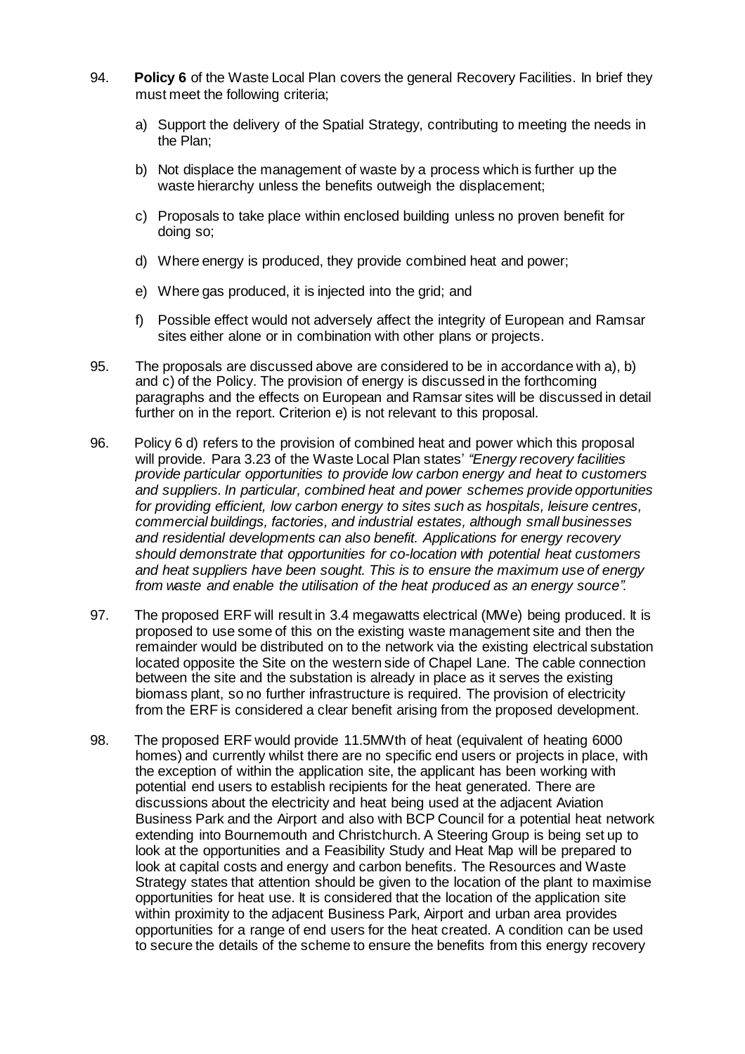94. **Policy 6** of the Waste Local Plan covers the general Recovery Facilities. In brief they must meet the following criteria;

    a) Support the delivery of the Spatial Strategy, contributing to meeting the needs in the Plan;

    b) Not displace the management of waste by a process which is further up the waste hierarchy unless the benefits outweigh the displacement;

    c) Proposals to take place within enclosed building unless no proven benefit for doing so;

    d) Where energy is produced, they provide combined heat and power;

    e) Where gas produced, it is injected into the grid; and

    f) Possible effect would not adversely affect the integrity of European and Ramsar sites either alone or in combination with other plans or projects.

95. The proposals are discussed above are considered to be in accordance with a), b) and c) of the Policy. The provision of energy is discussed in the forthcoming paragraphs and the effects on European and Ramsar sites will be discussed in detail further on in the report. Criterion e) is not relevant to this proposal.

96. Policy 6 d) refers to the provision of combined heat and power which this proposal will provide. Para 3.23 of the Waste Local Plan states' *"Energy recovery facilities provide particular opportunities to provide low carbon energy and heat to customers and suppliers. In particular, combined heat and power schemes provide opportunities for providing efficient, low carbon energy to sites such as hospitals, leisure centres, commercial buildings, factories, and industrial estates, although small businesses and residential developments can also benefit. Applications for energy recovery should demonstrate that opportunities for co-location with potential heat customers and heat suppliers have been sought. This is to ensure the maximum use of energy from waste and enable the utilisation of the heat produced as an energy source".*

97. The proposed ERF will result in 3.4 megawatts electrical (MWe) being produced. It is proposed to use some of this on the existing waste management site and then the remainder would be distributed on to the network via the existing electrical substation located opposite the Site on the western side of Chapel Lane. The cable connection between the site and the substation is already in place as it serves the existing biomass plant, so no further infrastructure is required. The provision of electricity from the ERF is considered a clear benefit arising from the proposed development.

98. The proposed ERF would provide 11.5MWth of heat (equivalent of heating 6000 homes) and currently whilst there are no specific end users or projects in place, with the exception of within the application site, the applicant has been working with potential end users to establish recipients for the heat generated. There are discussions about the electricity and heat being used at the adjacent Aviation Business Park and the Airport and also with BCP Council for a potential heat network extending into Bournemouth and Christchurch. A Steering Group is being set up to look at the opportunities and a Feasibility Study and Heat Map will be prepared to look at capital costs and energy and carbon benefits. The Resources and Waste Strategy states that attention should be given to the location of the plant to maximise opportunities for heat use. It is considered that the location of the application site within proximity to the adjacent Business Park, Airport and urban area provides opportunities for a range of end users for the heat created. A condition can be used to secure the details of the scheme to ensure the benefits from this energy recovery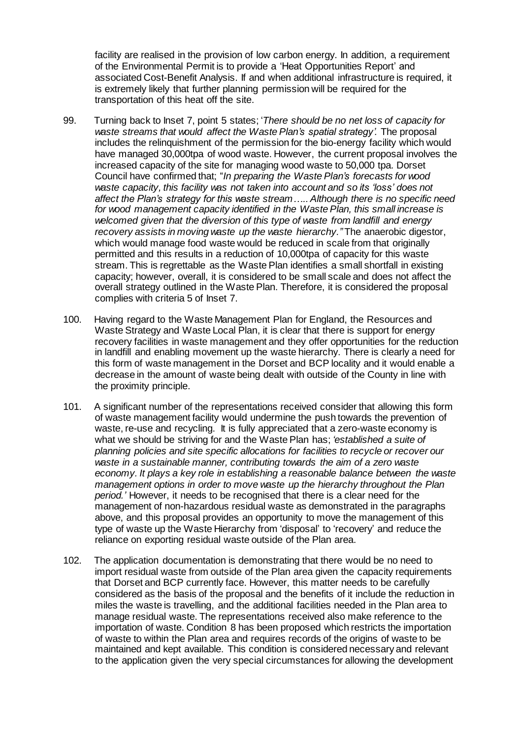facility are realised in the provision of low carbon energy. In addition, a requirement of the Environmental Permit is to provide a 'Heat Opportunities Report' and associated Cost-Benefit Analysis. If and when additional infrastructure is required, it is extremely likely that further planning permission will be required for the transportation of this heat off the site.

99. Turning back to Inset 7, point 5 states; '*There should be no net loss of capacity for waste streams that would affect the Waste Plan's spatial strategy'.* The proposal includes the relinquishment of the permission for the bio-energy facility which would have managed 30,000tpa of wood waste. However, the current proposal involves the increased capacity of the site for managing wood waste to 50,000 tpa. Dorset Council have confirmed that; "*In preparing the Waste Plan's forecasts for wood waste capacity, this facility was not taken into account and so its 'loss' does not affect the Plan's strategy for this waste stream….. Although there is no specific need for wood management capacity identified in the Waste Plan, this small increase is welcomed given that the diversion of this type of waste from landfill and energy recovery assists in moving waste up the waste hierarchy."* The anaerobic digestor, which would manage food waste would be reduced in scale from that originally permitted and this results in a reduction of 10,000tpa of capacity for this waste stream. This is regrettable as the Waste Plan identifies a small shortfall in existing capacity; however, overall, it is considered to be small scale and does not affect the overall strategy outlined in the Waste Plan. Therefore, it is considered the proposal complies with criteria 5 of Inset 7.

100. Having regard to the Waste Management Plan for England, the Resources and Waste Strategy and Waste Local Plan, it is clear that there is support for energy recovery facilities in waste management and they offer opportunities for the reduction in landfill and enabling movement up the waste hierarchy. There is clearly a need for this form of waste management in the Dorset and BCP locality and it would enable a decrease in the amount of waste being dealt with outside of the County in line with the proximity principle.

101. A significant number of the representations received consider that allowing this form of waste management facility would undermine the push towards the prevention of waste, re-use and recycling. It is fully appreciated that a zero-waste economy is what we should be striving for and the Waste Plan has; *'established a suite of planning policies and site specific allocations for facilities to recycle or recover our waste in a sustainable manner, contributing towards the aim of a zero waste economy. It plays a key role in establishing a reasonable balance between the waste management options in order to move waste up the hierarchy throughout the Plan period.'* However, it needs to be recognised that there is a clear need for the management of non-hazardous residual waste as demonstrated in the paragraphs above, and this proposal provides an opportunity to move the management of this type of waste up the Waste Hierarchy from 'disposal' to 'recovery' and reduce the reliance on exporting residual waste outside of the Plan area.

102. The application documentation is demonstrating that there would be no need to import residual waste from outside of the Plan area given the capacity requirements that Dorset and BCP currently face. However, this matter needs to be carefully considered as the basis of the proposal and the benefits of it include the reduction in miles the waste is travelling, and the additional facilities needed in the Plan area to manage residual waste. The representations received also make reference to the importation of waste. Condition 8 has been proposed which restricts the importation of waste to within the Plan area and requires records of the origins of waste to be maintained and kept available. This condition is considered necessary and relevant to the application given the very special circumstances for allowing the development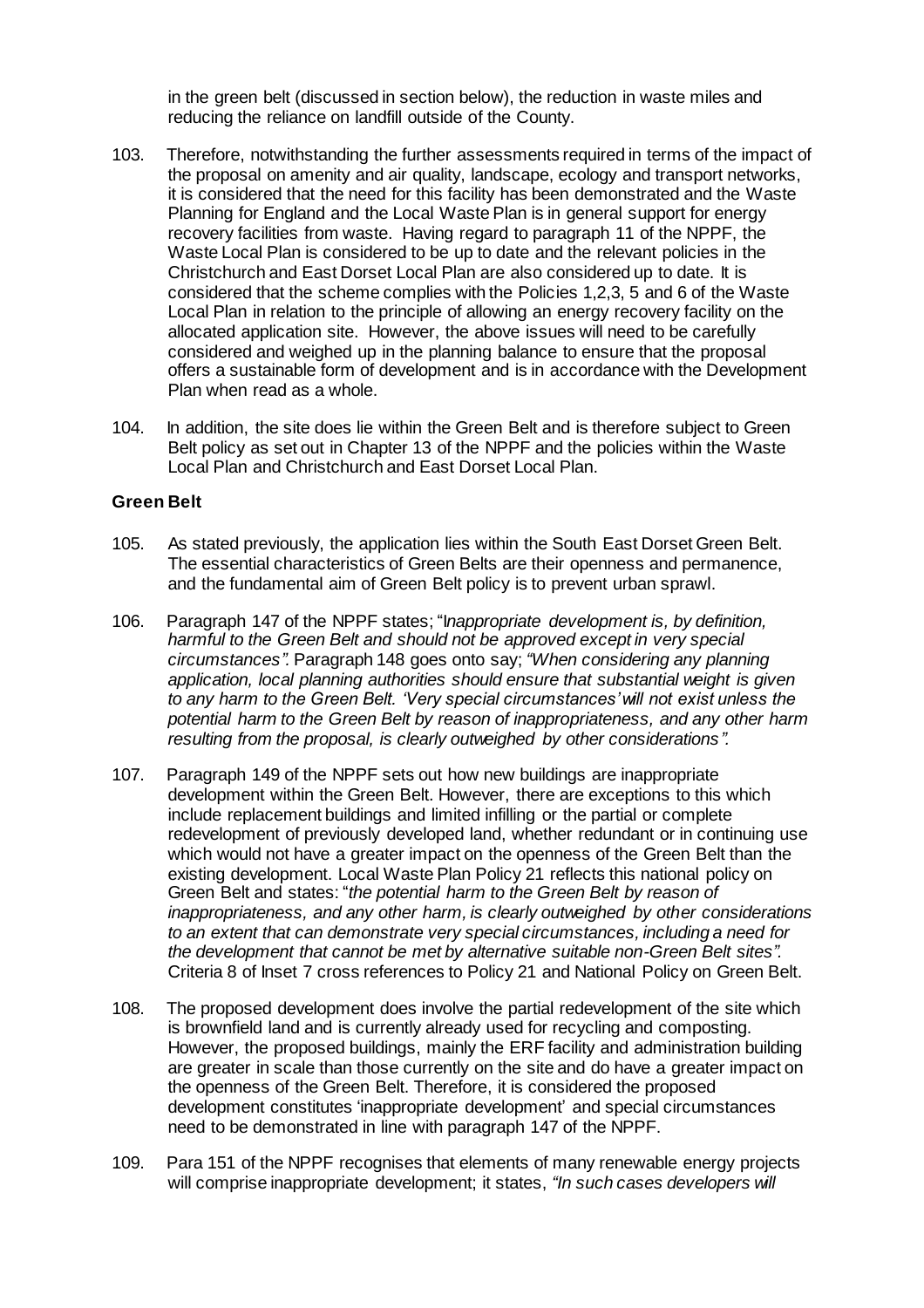in the green belt (discussed in section below), the reduction in waste miles and reducing the reliance on landfill outside of the County.

103. Therefore, notwithstanding the further assessments required in terms of the impact of the proposal on amenity and air quality, landscape, ecology and transport networks, it is considered that the need for this facility has been demonstrated and the Waste Planning for England and the Local Waste Plan is in general support for energy recovery facilities from waste. Having regard to paragraph 11 of the NPPF, the Waste Local Plan is considered to be up to date and the relevant policies in the Christchurch and East Dorset Local Plan are also considered up to date. It is considered that the scheme complies with the Policies 1,2,3, 5 and 6 of the Waste Local Plan in relation to the principle of allowing an energy recovery facility on the allocated application site. However, the above issues will need to be carefully considered and weighed up in the planning balance to ensure that the proposal offers a sustainable form of development and is in accordance with the Development Plan when read as a whole.

104. In addition, the site does lie within the Green Belt and is therefore subject to Green Belt policy as set out in Chapter 13 of the NPPF and the policies within the Waste Local Plan and Christchurch and East Dorset Local Plan.

**Green Belt**

105. As stated previously, the application lies within the South East Dorset Green Belt. The essential characteristics of Green Belts are their openness and permanence, and the fundamental aim of Green Belt policy is to prevent urban sprawl.

106. Paragraph 147 of the NPPF states; "*Inappropriate development is, by definition, harmful to the Green Belt and should not be approved except in very special circumstances".* Paragraph 148 goes onto say; *"When considering any planning application, local planning authorities should ensure that substantial weight is given to any harm to the Green Belt. 'Very special circumstances' will not exist unless the potential harm to the Green Belt by reason of inappropriateness, and any other harm resulting from the proposal, is clearly outweighed by other considerations".*

107. Paragraph 149 of the NPPF sets out how new buildings are inappropriate development within the Green Belt. However, there are exceptions to this which include replacement buildings and limited infilling or the partial or complete redevelopment of previously developed land, whether redundant or in continuing use which would not have a greater impact on the openness of the Green Belt than the existing development. Local Waste Plan Policy 21 reflects this national policy on Green Belt and states: "*the potential harm to the Green Belt by reason of inappropriateness, and any other harm, is clearly outweighed by other considerations to an extent that can demonstrate very special circumstances, including a need for the development that cannot be met by alternative suitable non-Green Belt sites".* Criteria 8 of Inset 7 cross references to Policy 21 and National Policy on Green Belt.

108. The proposed development does involve the partial redevelopment of the site which is brownfield land and is currently already used for recycling and composting. However, the proposed buildings, mainly the ERF facility and administration building are greater in scale than those currently on the site and do have a greater impact on the openness of the Green Belt. Therefore, it is considered the proposed development constitutes 'inappropriate development' and special circumstances need to be demonstrated in line with paragraph 147 of the NPPF.

109. Para 151 of the NPPF recognises that elements of many renewable energy projects will comprise inappropriate development; it states, *"In such cases developers will*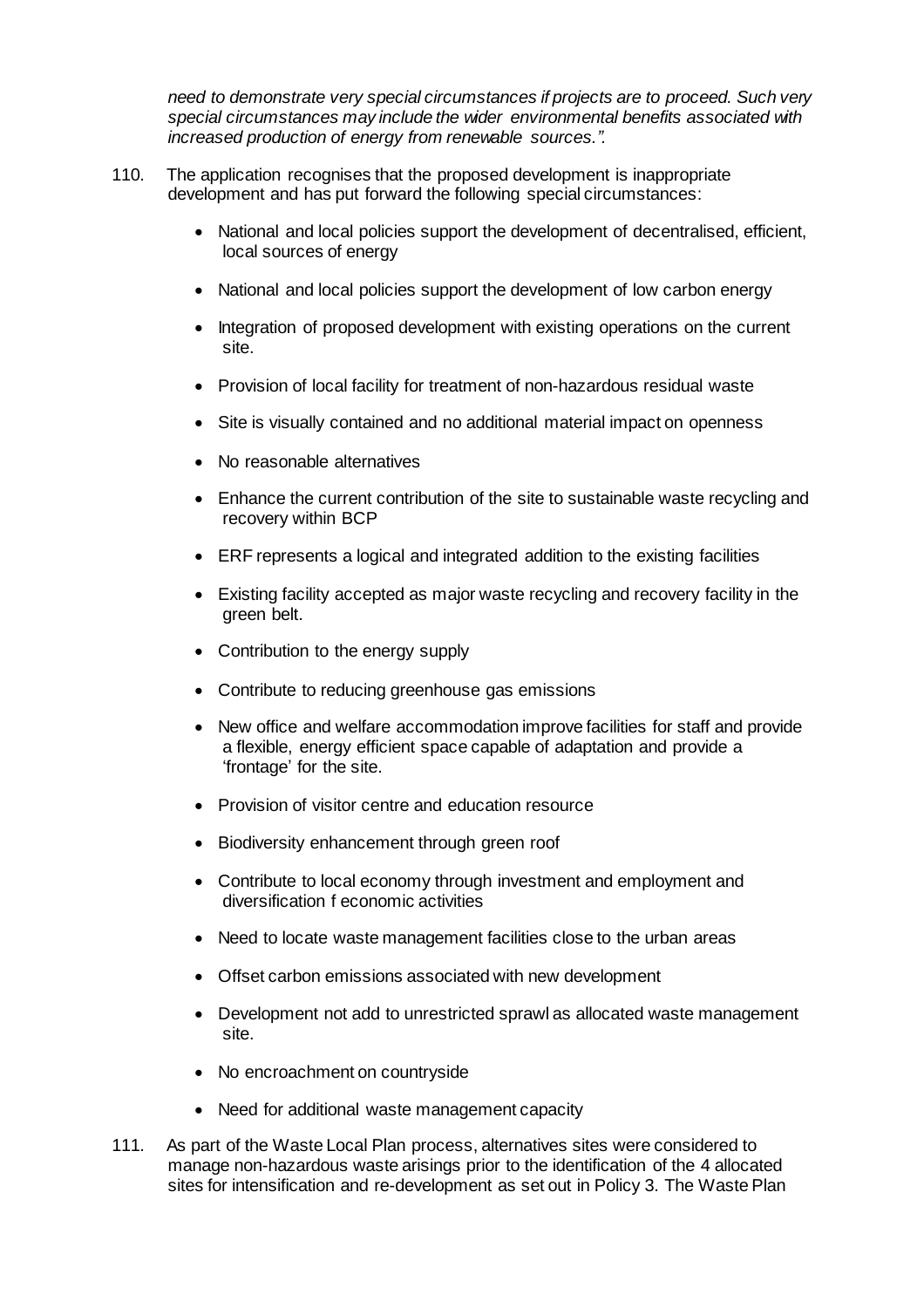*need to demonstrate very special circumstances if projects are to proceed. Such very special circumstances may include the wider environmental benefits associated with increased production of energy from renewable sources.".*

110. The application recognises that the proposed development is inappropriate development and has put forward the following special circumstances:

- National and local policies support the development of decentralised, efficient, local sources of energy
- National and local policies support the development of low carbon energy
- Integration of proposed development with existing operations on the current site.
- Provision of local facility for treatment of non-hazardous residual waste
- Site is visually contained and no additional material impact on openness
- No reasonable alternatives
- Enhance the current contribution of the site to sustainable waste recycling and recovery within BCP
- ERF represents a logical and integrated addition to the existing facilities
- Existing facility accepted as major waste recycling and recovery facility in the green belt.
- Contribution to the energy supply
- Contribute to reducing greenhouse gas emissions
- New office and welfare accommodation improve facilities for staff and provide a flexible, energy efficient space capable of adaptation and provide a 'frontage' for the site.
- Provision of visitor centre and education resource
- Biodiversity enhancement through green roof
- Contribute to local economy through investment and employment and diversification f economic activities
- Need to locate waste management facilities close to the urban areas
- Offset carbon emissions associated with new development
- Development not add to unrestricted sprawl as allocated waste management site.
- No encroachment on countryside
- Need for additional waste management capacity

111. As part of the Waste Local Plan process, alternatives sites were considered to manage non-hazardous waste arisings prior to the identification of the 4 allocated sites for intensification and re-development as set out in Policy 3. The Waste Plan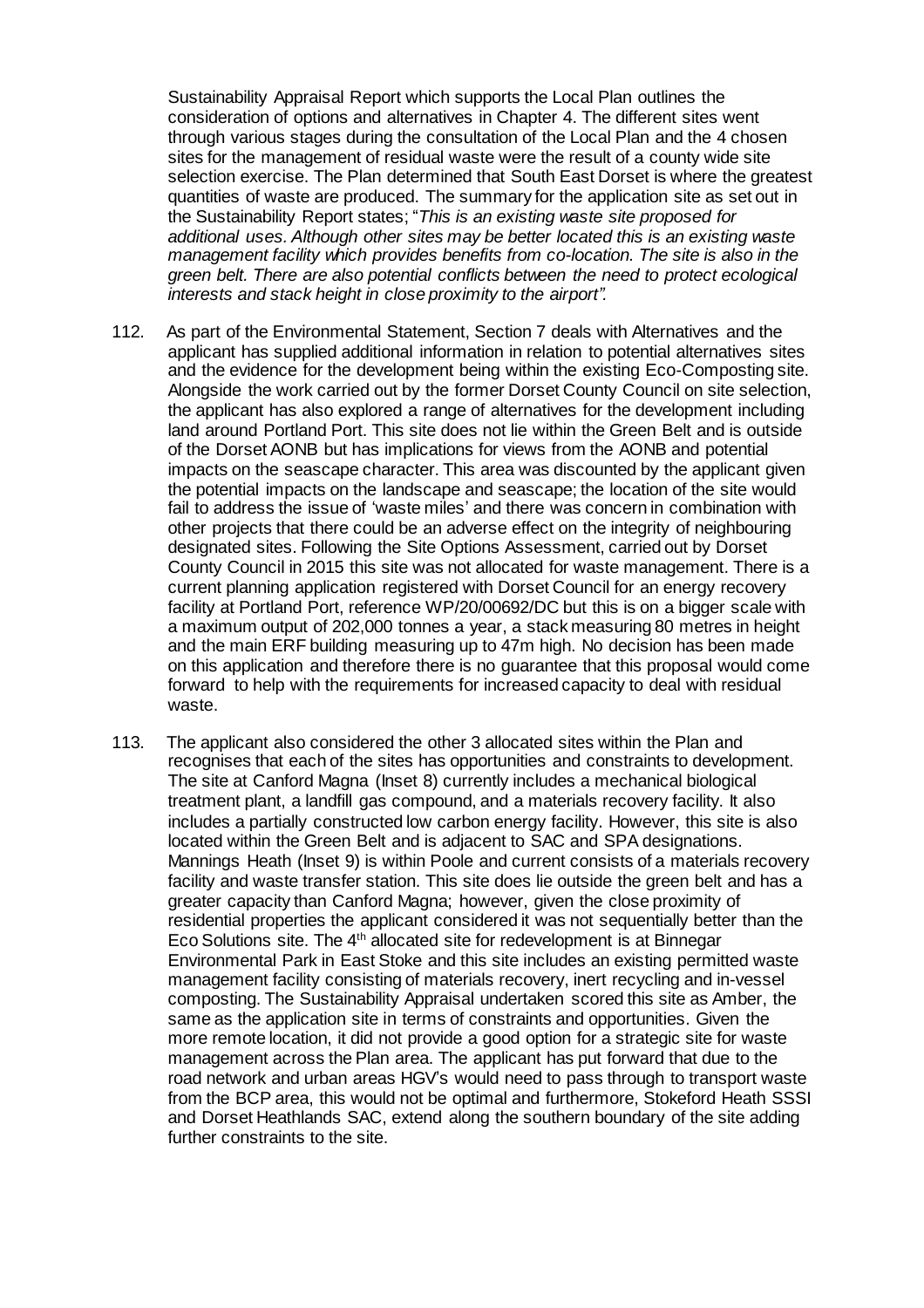Sustainability Appraisal Report which supports the Local Plan outlines the consideration of options and alternatives in Chapter 4. The different sites went through various stages during the consultation of the Local Plan and the 4 chosen sites for the management of residual waste were the result of a county wide site selection exercise. The Plan determined that South East Dorset is where the greatest quantities of waste are produced. The summary for the application site as set out in the Sustainability Report states; "*This is an existing waste site proposed for additional uses. Although other sites may be better located this is an existing waste management facility which provides benefits from co-location. The site is also in the green belt. There are also potential conflicts between the need to protect ecological interests and stack height in close proximity to the airport".*

112. As part of the Environmental Statement, Section 7 deals with Alternatives and the applicant has supplied additional information in relation to potential alternatives sites and the evidence for the development being within the existing Eco-Composting site. Alongside the work carried out by the former Dorset County Council on site selection, the applicant has also explored a range of alternatives for the development including land around Portland Port. This site does not lie within the Green Belt and is outside of the Dorset AONB but has implications for views from the AONB and potential impacts on the seascape character. This area was discounted by the applicant given the potential impacts on the landscape and seascape; the location of the site would fail to address the issue of 'waste miles' and there was concern in combination with other projects that there could be an adverse effect on the integrity of neighbouring designated sites. Following the Site Options Assessment, carried out by Dorset County Council in 2015 this site was not allocated for waste management. There is a current planning application registered with Dorset Council for an energy recovery facility at Portland Port, reference WP/20/00692/DC but this is on a bigger scale with a maximum output of 202,000 tonnes a year, a stack measuring 80 metres in height and the main ERF building measuring up to 47m high. No decision has been made on this application and therefore there is no guarantee that this proposal would come forward to help with the requirements for increased capacity to deal with residual waste.

113. The applicant also considered the other 3 allocated sites within the Plan and recognises that each of the sites has opportunities and constraints to development. The site at Canford Magna (Inset 8) currently includes a mechanical biological treatment plant, a landfill gas compound, and a materials recovery facility. It also includes a partially constructed low carbon energy facility. However, this site is also located within the Green Belt and is adjacent to SAC and SPA designations. Mannings Heath (Inset 9) is within Poole and current consists of a materials recovery facility and waste transfer station. This site does lie outside the green belt and has a greater capacity than Canford Magna; however, given the close proximity of residential properties the applicant considered it was not sequentially better than the Eco Solutions site. The 4th allocated site for redevelopment is at Binnegar Environmental Park in East Stoke and this site includes an existing permitted waste management facility consisting of materials recovery, inert recycling and in-vessel composting. The Sustainability Appraisal undertaken scored this site as Amber, the same as the application site in terms of constraints and opportunities. Given the more remote location, it did not provide a good option for a strategic site for waste management across the Plan area. The applicant has put forward that due to the road network and urban areas HGV's would need to pass through to transport waste from the BCP area, this would not be optimal and furthermore, Stokeford Heath SSSI and Dorset Heathlands SAC, extend along the southern boundary of the site adding further constraints to the site.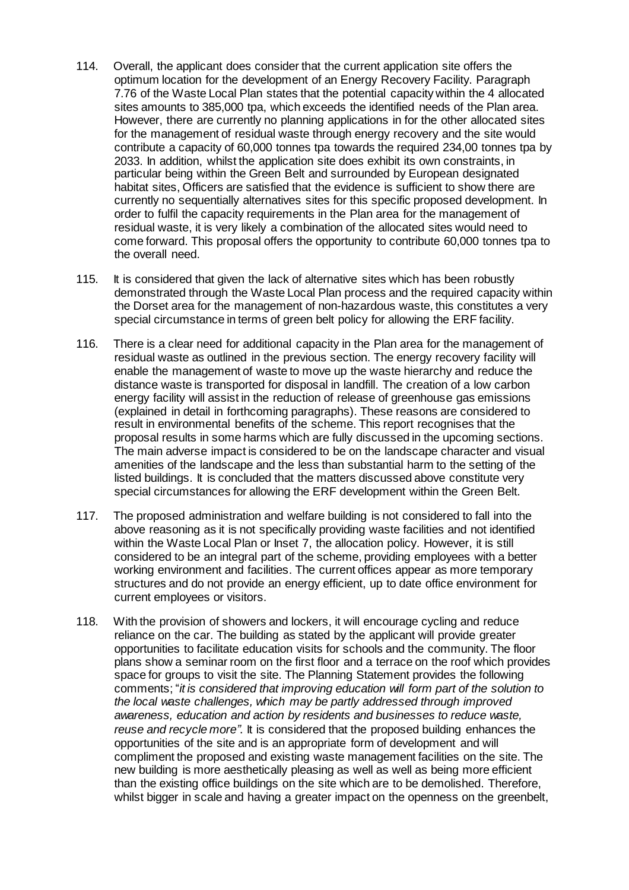114. Overall, the applicant does consider that the current application site offers the optimum location for the development of an Energy Recovery Facility. Paragraph 7.76 of the Waste Local Plan states that the potential capacity within the 4 allocated sites amounts to 385,000 tpa, which exceeds the identified needs of the Plan area. However, there are currently no planning applications in for the other allocated sites for the management of residual waste through energy recovery and the site would contribute a capacity of 60,000 tonnes tpa towards the required 234,00 tonnes tpa by 2033. In addition, whilst the application site does exhibit its own constraints, in particular being within the Green Belt and surrounded by European designated habitat sites, Officers are satisfied that the evidence is sufficient to show there are currently no sequentially alternatives sites for this specific proposed development. In order to fulfil the capacity requirements in the Plan area for the management of residual waste, it is very likely a combination of the allocated sites would need to come forward. This proposal offers the opportunity to contribute 60,000 tonnes tpa to the overall need.

115. It is considered that given the lack of alternative sites which has been robustly demonstrated through the Waste Local Plan process and the required capacity within the Dorset area for the management of non-hazardous waste, this constitutes a very special circumstance in terms of green belt policy for allowing the ERF facility.

116. There is a clear need for additional capacity in the Plan area for the management of residual waste as outlined in the previous section. The energy recovery facility will enable the management of waste to move up the waste hierarchy and reduce the distance waste is transported for disposal in landfill. The creation of a low carbon energy facility will assist in the reduction of release of greenhouse gas emissions (explained in detail in forthcoming paragraphs). These reasons are considered to result in environmental benefits of the scheme. This report recognises that the proposal results in some harms which are fully discussed in the upcoming sections. The main adverse impact is considered to be on the landscape character and visual amenities of the landscape and the less than substantial harm to the setting of the listed buildings. It is concluded that the matters discussed above constitute very special circumstances for allowing the ERF development within the Green Belt.

117. The proposed administration and welfare building is not considered to fall into the above reasoning as it is not specifically providing waste facilities and not identified within the Waste Local Plan or Inset 7, the allocation policy. However, it is still considered to be an integral part of the scheme, providing employees with a better working environment and facilities. The current offices appear as more temporary structures and do not provide an energy efficient, up to date office environment for current employees or visitors.

118. With the provision of showers and lockers, it will encourage cycling and reduce reliance on the car. The building as stated by the applicant will provide greater opportunities to facilitate education visits for schools and the community. The floor plans show a seminar room on the first floor and a terrace on the roof which provides space for groups to visit the site. The Planning Statement provides the following comments; "*it is considered that improving education will form part of the solution to the local waste challenges, which may be partly addressed through improved awareness, education and action by residents and businesses to reduce waste, reuse and recycle more"*. It is considered that the proposed building enhances the opportunities of the site and is an appropriate form of development and will compliment the proposed and existing waste management facilities on the site. The new building is more aesthetically pleasing as well as well as being more efficient than the existing office buildings on the site which are to be demolished. Therefore, whilst bigger in scale and having a greater impact on the openness on the greenbelt,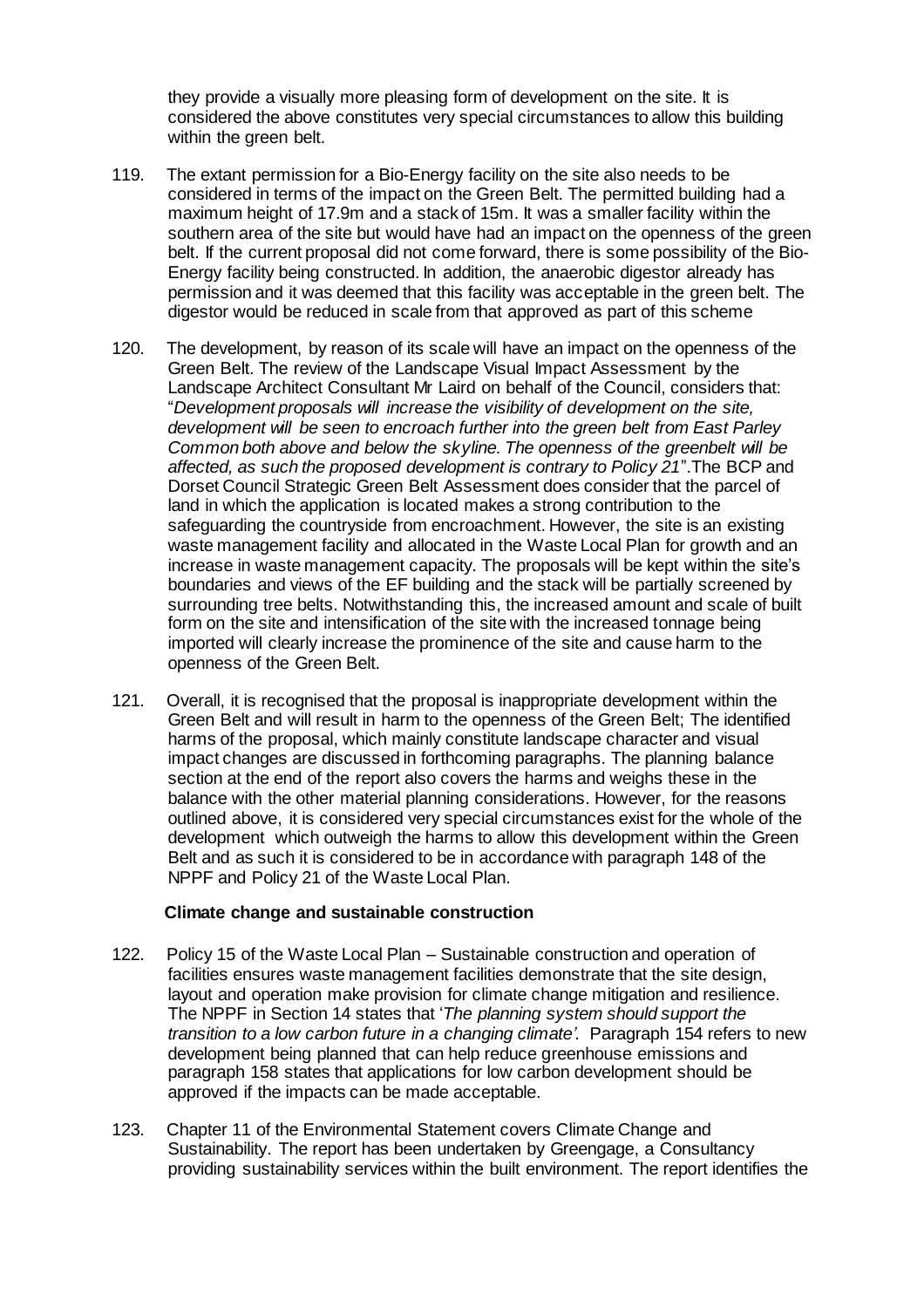they provide a visually more pleasing form of development on the site. It is considered the above constitutes very special circumstances to allow this building within the green belt.

119. The extant permission for a Bio-Energy facility on the site also needs to be considered in terms of the impact on the Green Belt. The permitted building had a maximum height of 17.9m and a stack of 15m. It was a smaller facility within the southern area of the site but would have had an impact on the openness of the green belt. If the current proposal did not come forward, there is some possibility of the Bio-Energy facility being constructed. In addition, the anaerobic digestor already has permission and it was deemed that this facility was acceptable in the green belt. The digestor would be reduced in scale from that approved as part of this scheme

120. The development, by reason of its scale will have an impact on the openness of the Green Belt. The review of the Landscape Visual Impact Assessment by the Landscape Architect Consultant Mr Laird on behalf of the Council, considers that: "*Development proposals will increase the visibility of development on the site, development will be seen to encroach further into the green belt from East Parley Common both above and below the skyline. The openness of the greenbelt will be affected, as such the proposed development is contrary to Policy 21*".The BCP and Dorset Council Strategic Green Belt Assessment does consider that the parcel of land in which the application is located makes a strong contribution to the safeguarding the countryside from encroachment. However, the site is an existing waste management facility and allocated in the Waste Local Plan for growth and an increase in waste management capacity. The proposals will be kept within the site's boundaries and views of the EF building and the stack will be partially screened by surrounding tree belts. Notwithstanding this, the increased amount and scale of built form on the site and intensification of the site with the increased tonnage being imported will clearly increase the prominence of the site and cause harm to the openness of the Green Belt.

121. Overall, it is recognised that the proposal is inappropriate development within the Green Belt and will result in harm to the openness of the Green Belt; The identified harms of the proposal, which mainly constitute landscape character and visual impact changes are discussed in forthcoming paragraphs. The planning balance section at the end of the report also covers the harms and weighs these in the balance with the other material planning considerations. However, for the reasons outlined above, it is considered very special circumstances exist for the whole of the development which outweigh the harms to allow this development within the Green Belt and as such it is considered to be in accordance with paragraph 148 of the NPPF and Policy 21 of the Waste Local Plan.

**Climate change and sustainable construction**

122. Policy 15 of the Waste Local Plan – Sustainable construction and operation of facilities ensures waste management facilities demonstrate that the site design, layout and operation make provision for climate change mitigation and resilience. The NPPF in Section 14 states that '*The planning system should support the transition to a low carbon future in a changing climate'.* Paragraph 154 refers to new development being planned that can help reduce greenhouse emissions and paragraph 158 states that applications for low carbon development should be approved if the impacts can be made acceptable.

123. Chapter 11 of the Environmental Statement covers Climate Change and Sustainability. The report has been undertaken by Greengage, a Consultancy providing sustainability services within the built environment. The report identifies the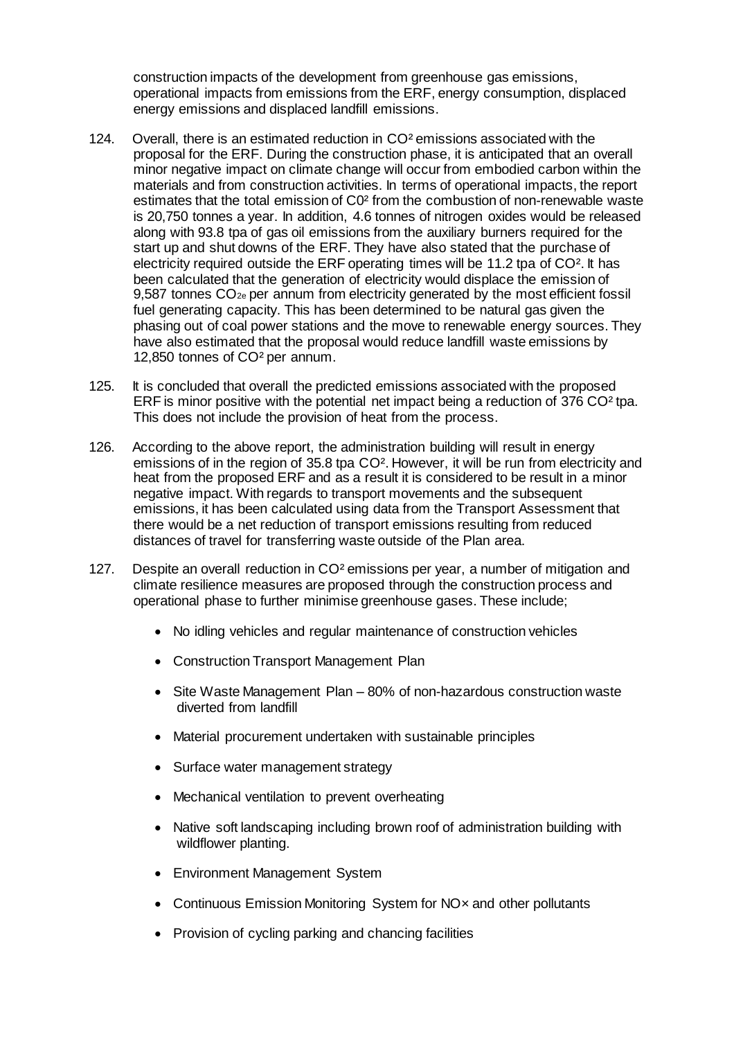construction impacts of the development from greenhouse gas emissions, operational impacts from emissions from the ERF, energy consumption, displaced energy emissions and displaced landfill emissions.

124. Overall, there is an estimated reduction in $CO^2$ emissions associated with the proposal for the ERF. During the construction phase, it is anticipated that an overall minor negative impact on climate change will occur from embodied carbon within the materials and from construction activities. In terms of operational impacts, the report estimates that the total emission of $C0^2$ from the combustion of non-renewable waste is 20,750 tonnes a year. In addition, 4.6 tonnes of nitrogen oxides would be released along with 93.8 tpa of gas oil emissions from the auxiliary burners required for the start up and shut downs of the ERF. They have also stated that the purchase of electricity required outside the ERF operating times will be 11.2 tpa of $CO^2$. It has been calculated that the generation of electricity would displace the emission of 9,587 tonnes $CO_{2e}$ per annum from electricity generated by the most efficient fossil fuel generating capacity. This has been determined to be natural gas given the phasing out of coal power stations and the move to renewable energy sources. They have also estimated that the proposal would reduce landfill waste emissions by 12,850 tonnes of $CO^2$ per annum.

125. It is concluded that overall the predicted emissions associated with the proposed ERF is minor positive with the potential net impact being a reduction of 376 $CO^2$ tpa. This does not include the provision of heat from the process.

126. According to the above report, the administration building will result in energy emissions of in the region of 35.8 tpa $CO^2$. However, it will be run from electricity and heat from the proposed ERF and as a result it is considered to be result in a minor negative impact. With regards to transport movements and the subsequent emissions, it has been calculated using data from the Transport Assessment that there would be a net reduction of transport emissions resulting from reduced distances of travel for transferring waste outside of the Plan area.

127. Despite an overall reduction in $CO^2$ emissions per year, a number of mitigation and climate resilience measures are proposed through the construction process and operational phase to further minimise greenhouse gases. These include;

- No idling vehicles and regular maintenance of construction vehicles
- Construction Transport Management Plan
- Site Waste Management Plan – 80% of non-hazardous construction waste diverted from landfill
- Material procurement undertaken with sustainable principles
- Surface water management strategy
- Mechanical ventilation to prevent overheating
- Native soft landscaping including brown roof of administration building with wildflower planting.
- Environment Management System
- Continuous Emission Monitoring System for $NO_x$ and other pollutants
- Provision of cycling parking and chancing facilities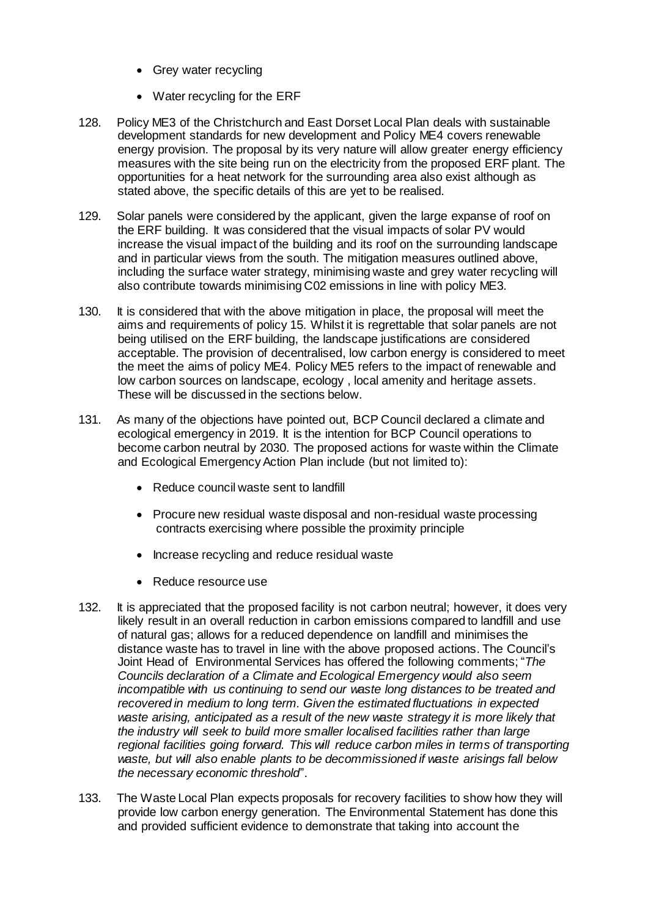- Grey water recycling
- Water recycling for the ERF

128. Policy ME3 of the Christchurch and East Dorset Local Plan deals with sustainable development standards for new development and Policy ME4 covers renewable energy provision. The proposal by its very nature will allow greater energy efficiency measures with the site being run on the electricity from the proposed ERF plant. The opportunities for a heat network for the surrounding area also exist although as stated above, the specific details of this are yet to be realised.

129. Solar panels were considered by the applicant, given the large expanse of roof on the ERF building. It was considered that the visual impacts of solar PV would increase the visual impact of the building and its roof on the surrounding landscape and in particular views from the south. The mitigation measures outlined above, including the surface water strategy, minimising waste and grey water recycling will also contribute towards minimising C02 emissions in line with policy ME3.

130. It is considered that with the above mitigation in place, the proposal will meet the aims and requirements of policy 15. Whilst it is regrettable that solar panels are not being utilised on the ERF building, the landscape justifications are considered acceptable. The provision of decentralised, low carbon energy is considered to meet the meet the aims of policy ME4. Policy ME5 refers to the impact of renewable and low carbon sources on landscape, ecology , local amenity and heritage assets. These will be discussed in the sections below.

131. As many of the objections have pointed out, BCP Council declared a climate and ecological emergency in 2019. It is the intention for BCP Council operations to become carbon neutral by 2030. The proposed actions for waste within the Climate and Ecological Emergency Action Plan include (but not limited to):

- Reduce council waste sent to landfill
- Procure new residual waste disposal and non-residual waste processing contracts exercising where possible the proximity principle
- Increase recycling and reduce residual waste
- Reduce resource use

132. It is appreciated that the proposed facility is not carbon neutral; however, it does very likely result in an overall reduction in carbon emissions compared to landfill and use of natural gas; allows for a reduced dependence on landfill and minimises the distance waste has to travel in line with the above proposed actions. The Council's Joint Head of Environmental Services has offered the following comments; "*The Councils declaration of a Climate and Ecological Emergency would also seem incompatible with us continuing to send our waste long distances to be treated and recovered in medium to long term. Given the estimated fluctuations in expected waste arising, anticipated as a result of the new waste strategy it is more likely that the industry will seek to build more smaller localised facilities rather than large regional facilities going forward. This will reduce carbon miles in terms of transporting waste, but will also enable plants to be decommissioned if waste arisings fall below the necessary economic threshold*".

133. The Waste Local Plan expects proposals for recovery facilities to show how they will provide low carbon energy generation. The Environmental Statement has done this and provided sufficient evidence to demonstrate that taking into account the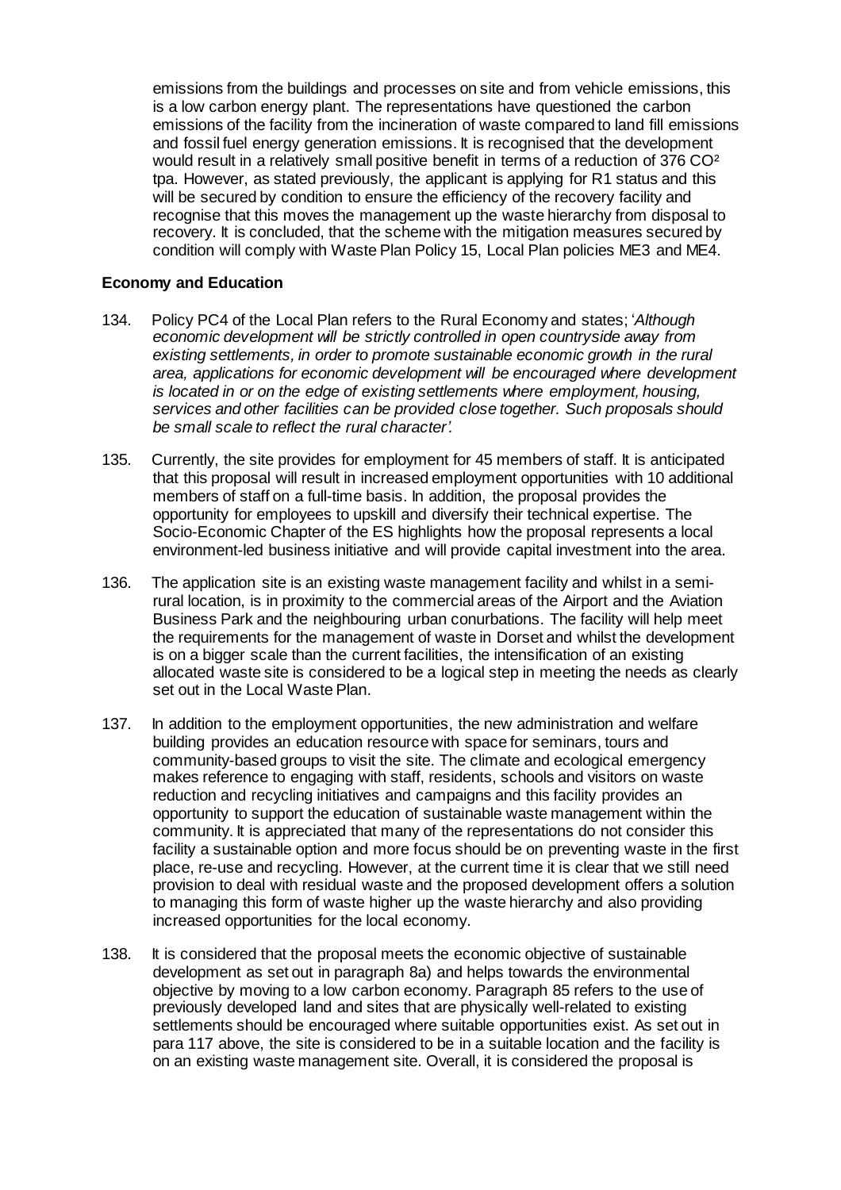emissions from the buildings and processes on site and from vehicle emissions, this is a low carbon energy plant. The representations have questioned the carbon emissions of the facility from the incineration of waste compared to land fill emissions and fossil fuel energy generation emissions. It is recognised that the development would result in a relatively small positive benefit in terms of a reduction of 376 $CO^2$ tpa. However, as stated previously, the applicant is applying for R1 status and this will be secured by condition to ensure the efficiency of the recovery facility and recognise that this moves the management up the waste hierarchy from disposal to recovery. It is concluded, that the scheme with the mitigation measures secured by condition will comply with Waste Plan Policy 15, Local Plan policies ME3 and ME4.

**Economy and Education**

134. Policy PC4 of the Local Plan refers to the Rural Economy and states; '*Although economic development will be strictly controlled in open countryside away from existing settlements, in order to promote sustainable economic growth in the rural area, applications for economic development will be encouraged where development is located in or on the edge of existing settlements where employment, housing, services and other facilities can be provided close together. Such proposals should be small scale to reflect the rural character'.*

135. Currently, the site provides for employment for 45 members of staff. It is anticipated that this proposal will result in increased employment opportunities with 10 additional members of staff on a full-time basis. In addition, the proposal provides the opportunity for employees to upskill and diversify their technical expertise. The Socio-Economic Chapter of the ES highlights how the proposal represents a local environment-led business initiative and will provide capital investment into the area.

136. The application site is an existing waste management facility and whilst in a semi-rural location, is in proximity to the commercial areas of the Airport and the Aviation Business Park and the neighbouring urban conurbations. The facility will help meet the requirements for the management of waste in Dorset and whilst the development is on a bigger scale than the current facilities, the intensification of an existing allocated waste site is considered to be a logical step in meeting the needs as clearly set out in the Local Waste Plan.

137. In addition to the employment opportunities, the new administration and welfare building provides an education resource with space for seminars, tours and community-based groups to visit the site. The climate and ecological emergency makes reference to engaging with staff, residents, schools and visitors on waste reduction and recycling initiatives and campaigns and this facility provides an opportunity to support the education of sustainable waste management within the community. It is appreciated that many of the representations do not consider this facility a sustainable option and more focus should be on preventing waste in the first place, re-use and recycling. However, at the current time it is clear that we still need provision to deal with residual waste and the proposed development offers a solution to managing this form of waste higher up the waste hierarchy and also providing increased opportunities for the local economy.

138. It is considered that the proposal meets the economic objective of sustainable development as set out in paragraph 8a) and helps towards the environmental objective by moving to a low carbon economy. Paragraph 85 refers to the use of previously developed land and sites that are physically well-related to existing settlements should be encouraged where suitable opportunities exist. As set out in para 117 above, the site is considered to be in a suitable location and the facility is on an existing waste management site. Overall, it is considered the proposal is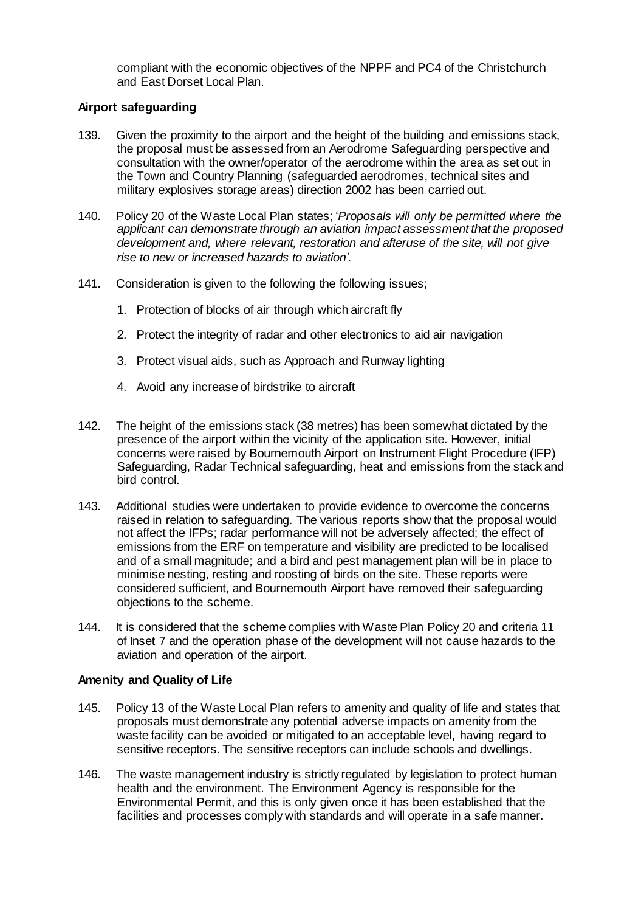compliant with the economic objectives of the NPPF and PC4 of the Christchurch and East Dorset Local Plan.

**Airport safeguarding**

139. Given the proximity to the airport and the height of the building and emissions stack, the proposal must be assessed from an Aerodrome Safeguarding perspective and consultation with the owner/operator of the aerodrome within the area as set out in the Town and Country Planning (safeguarded aerodromes, technical sites and military explosives storage areas) direction 2002 has been carried out.

140. Policy 20 of the Waste Local Plan states; '*Proposals will only be permitted where the applicant can demonstrate through an aviation impact assessment that the proposed development and, where relevant, restoration and afteruse of the site, will not give rise to new or increased hazards to aviation'*.

141. Consideration is given to the following the following issues;

1. Protection of blocks of air through which aircraft fly
2. Protect the integrity of radar and other electronics to aid air navigation
3. Protect visual aids, such as Approach and Runway lighting
4. Avoid any increase of birdstrike to aircraft

142. The height of the emissions stack (38 metres) has been somewhat dictated by the presence of the airport within the vicinity of the application site. However, initial concerns were raised by Bournemouth Airport on Instrument Flight Procedure (IFP) Safeguarding, Radar Technical safeguarding, heat and emissions from the stack and bird control.

143. Additional studies were undertaken to provide evidence to overcome the concerns raised in relation to safeguarding. The various reports show that the proposal would not affect the IFPs; radar performance will not be adversely affected; the effect of emissions from the ERF on temperature and visibility are predicted to be localised and of a small magnitude; and a bird and pest management plan will be in place to minimise nesting, resting and roosting of birds on the site. These reports were considered sufficient, and Bournemouth Airport have removed their safeguarding objections to the scheme.

144. It is considered that the scheme complies with Waste Plan Policy 20 and criteria 11 of Inset 7 and the operation phase of the development will not cause hazards to the aviation and operation of the airport.

**Amenity and Quality of Life**

145. Policy 13 of the Waste Local Plan refers to amenity and quality of life and states that proposals must demonstrate any potential adverse impacts on amenity from the waste facility can be avoided or mitigated to an acceptable level, having regard to sensitive receptors. The sensitive receptors can include schools and dwellings.

146. The waste management industry is strictly regulated by legislation to protect human health and the environment. The Environment Agency is responsible for the Environmental Permit, and this is only given once it has been established that the facilities and processes comply with standards and will operate in a safe manner.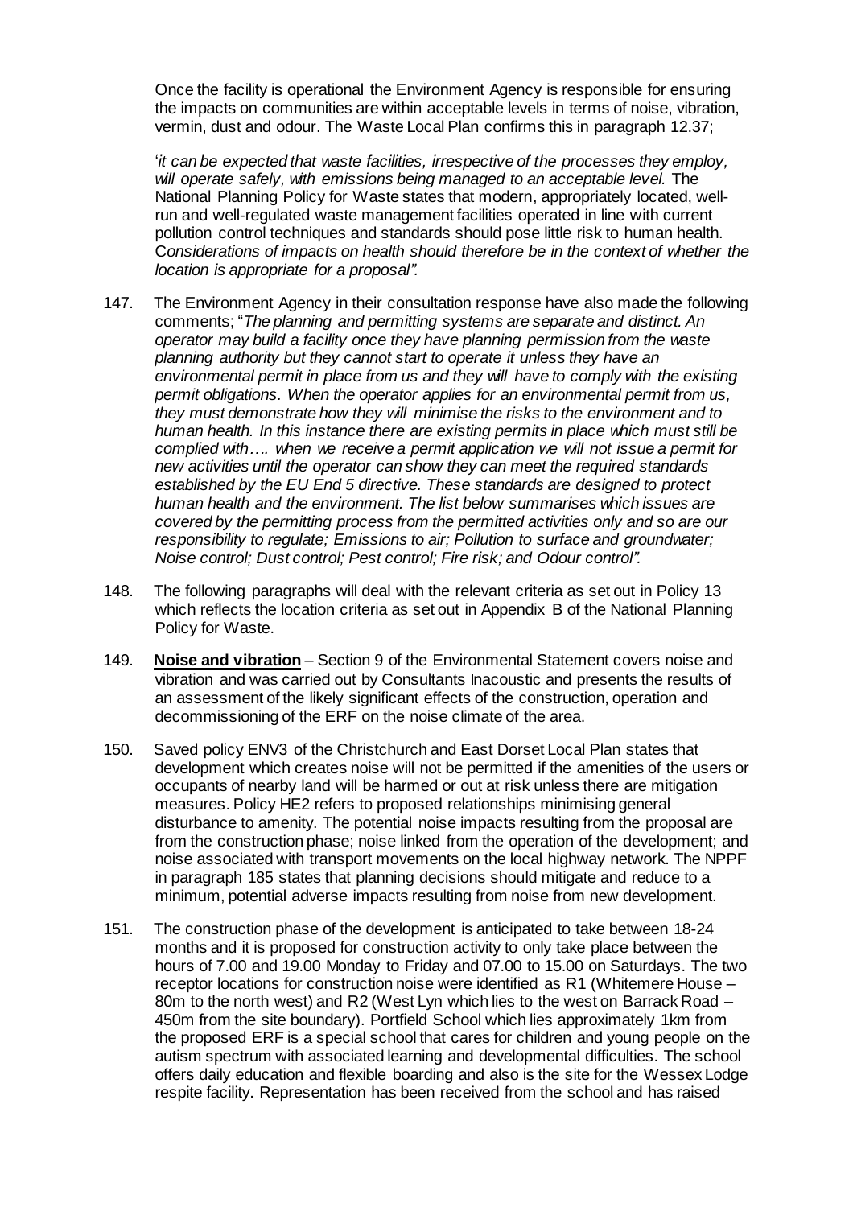Once the facility is operational the Environment Agency is responsible for ensuring the impacts on communities are within acceptable levels in terms of noise, vibration, vermin, dust and odour. The Waste Local Plan confirms this in paragraph 12.37;

'*it can be expected that waste facilities, irrespective of the processes they employ, will operate safely, with emissions being managed to an acceptable level.* The National Planning Policy for Waste states that modern, appropriately located, well-run and well-regulated waste management facilities operated in line with current pollution control techniques and standards should pose little risk to human health. C*onsiderations of impacts on health should therefore be in the context of whether the location is appropriate for a proposal".*

147. The Environment Agency in their consultation response have also made the following comments; "*The planning and permitting systems are separate and distinct. An operator may build a facility once they have planning permission from the waste planning authority but they cannot start to operate it unless they have an environmental permit in place from us and they will have to comply with the existing permit obligations. When the operator applies for an environmental permit from us, they must demonstrate how they will minimise the risks to the environment and to human health. In this instance there are existing permits in place which must still be complied with…. when we receive a permit application we will not issue a permit for new activities until the operator can show they can meet the required standards established by the EU End 5 directive. These standards are designed to protect human health and the environment. The list below summarises which issues are covered by the permitting process from the permitted activities only and so are our responsibility to regulate; Emissions to air; Pollution to surface and groundwater; Noise control; Dust control; Pest control; Fire risk; and Odour control".*

148. The following paragraphs will deal with the relevant criteria as set out in Policy 13 which reflects the location criteria as set out in Appendix B of the National Planning Policy for Waste.

149. **Noise and vibration** – Section 9 of the Environmental Statement covers noise and vibration and was carried out by Consultants Inacoustic and presents the results of an assessment of the likely significant effects of the construction, operation and decommissioning of the ERF on the noise climate of the area.

150. Saved policy ENV3 of the Christchurch and East Dorset Local Plan states that development which creates noise will not be permitted if the amenities of the users or occupants of nearby land will be harmed or out at risk unless there are mitigation measures. Policy HE2 refers to proposed relationships minimising general disturbance to amenity. The potential noise impacts resulting from the proposal are from the construction phase; noise linked from the operation of the development; and noise associated with transport movements on the local highway network. The NPPF in paragraph 185 states that planning decisions should mitigate and reduce to a minimum, potential adverse impacts resulting from noise from new development.

151. The construction phase of the development is anticipated to take between 18-24 months and it is proposed for construction activity to only take place between the hours of 7.00 and 19.00 Monday to Friday and 07.00 to 15.00 on Saturdays. The two receptor locations for construction noise were identified as R1 (Whitemere House – 80m to the north west) and R2 (West Lyn which lies to the west on Barrack Road – 450m from the site boundary). Portfield School which lies approximately 1km from the proposed ERF is a special school that cares for children and young people on the autism spectrum with associated learning and developmental difficulties. The school offers daily education and flexible boarding and also is the site for the Wessex Lodge respite facility. Representation has been received from the school and has raised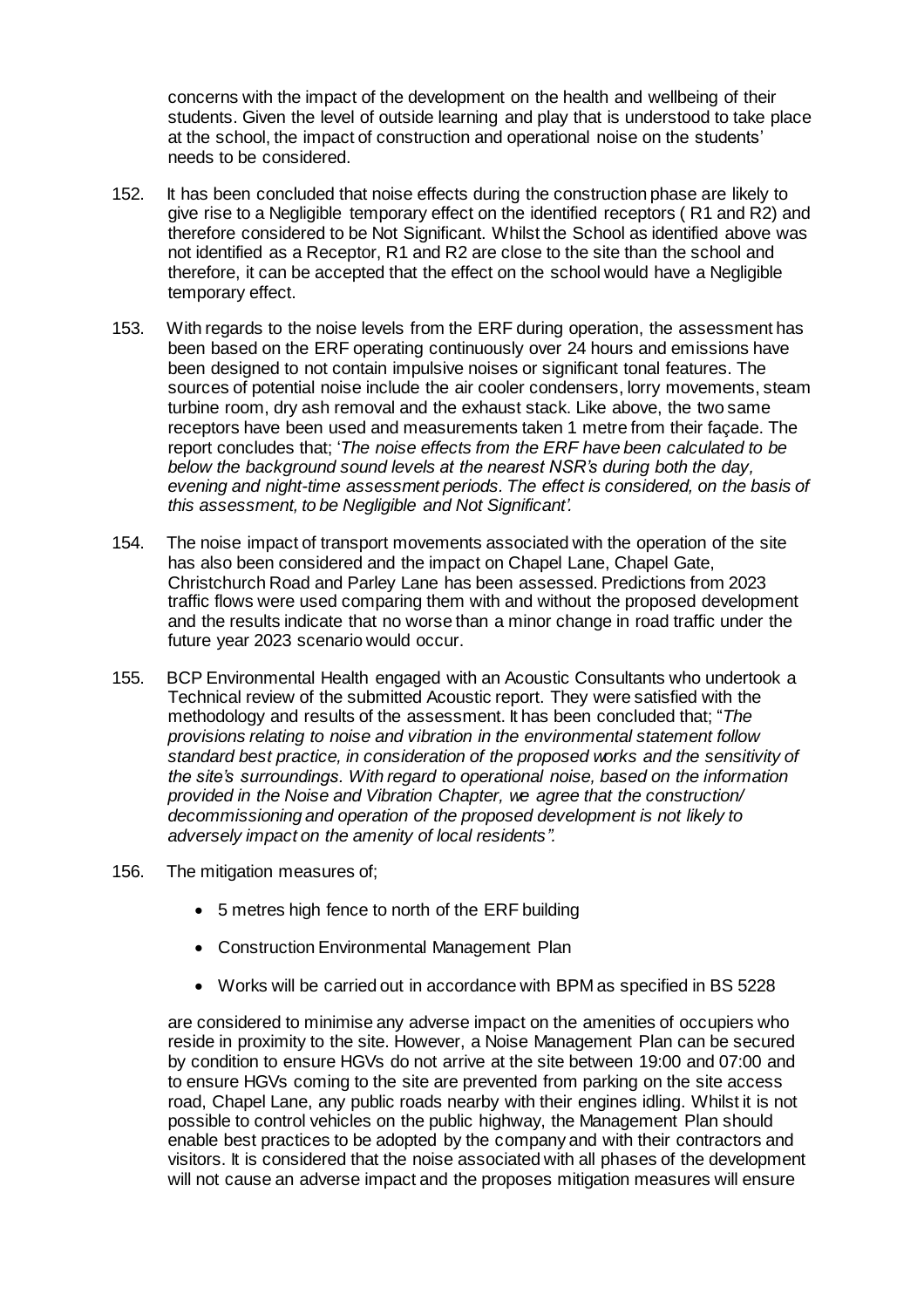concerns with the impact of the development on the health and wellbeing of their students. Given the level of outside learning and play that is understood to take place at the school, the impact of construction and operational noise on the students' needs to be considered.

152. It has been concluded that noise effects during the construction phase are likely to give rise to a Negligible temporary effect on the identified receptors ( R1 and R2) and therefore considered to be Not Significant. Whilst the School as identified above was not identified as a Receptor, R1 and R2 are close to the site than the school and therefore, it can be accepted that the effect on the school would have a Negligible temporary effect.

153. With regards to the noise levels from the ERF during operation, the assessment has been based on the ERF operating continuously over 24 hours and emissions have been designed to not contain impulsive noises or significant tonal features. The sources of potential noise include the air cooler condensers, lorry movements, steam turbine room, dry ash removal and the exhaust stack. Like above, the two same receptors have been used and measurements taken 1 metre from their façade. The report concludes that; '*The noise effects from the ERF have been calculated to be below the background sound levels at the nearest NSR's during both the day, evening and night-time assessment periods. The effect is considered, on the basis of this assessment, to be Negligible and Not Significant'.*

154. The noise impact of transport movements associated with the operation of the site has also been considered and the impact on Chapel Lane, Chapel Gate, Christchurch Road and Parley Lane has been assessed. Predictions from 2023 traffic flows were used comparing them with and without the proposed development and the results indicate that no worse than a minor change in road traffic under the future year 2023 scenario would occur.

155. BCP Environmental Health engaged with an Acoustic Consultants who undertook a Technical review of the submitted Acoustic report. They were satisfied with the methodology and results of the assessment. It has been concluded that; "*The provisions relating to noise and vibration in the environmental statement follow standard best practice, in consideration of the proposed works and the sensitivity of the site's surroundings. With regard to operational noise, based on the information provided in the Noise and Vibration Chapter, we agree that the construction/ decommissioning and operation of the proposed development is not likely to adversely impact on the amenity of local residents".*

156. The mitigation measures of;

- 5 metres high fence to north of the ERF building
- Construction Environmental Management Plan
- Works will be carried out in accordance with BPM as specified in BS 5228

are considered to minimise any adverse impact on the amenities of occupiers who reside in proximity to the site. However, a Noise Management Plan can be secured by condition to ensure HGVs do not arrive at the site between 19:00 and 07:00 and to ensure HGVs coming to the site are prevented from parking on the site access road, Chapel Lane, any public roads nearby with their engines idling. Whilst it is not possible to control vehicles on the public highway, the Management Plan should enable best practices to be adopted by the company and with their contractors and visitors. It is considered that the noise associated with all phases of the development will not cause an adverse impact and the proposes mitigation measures will ensure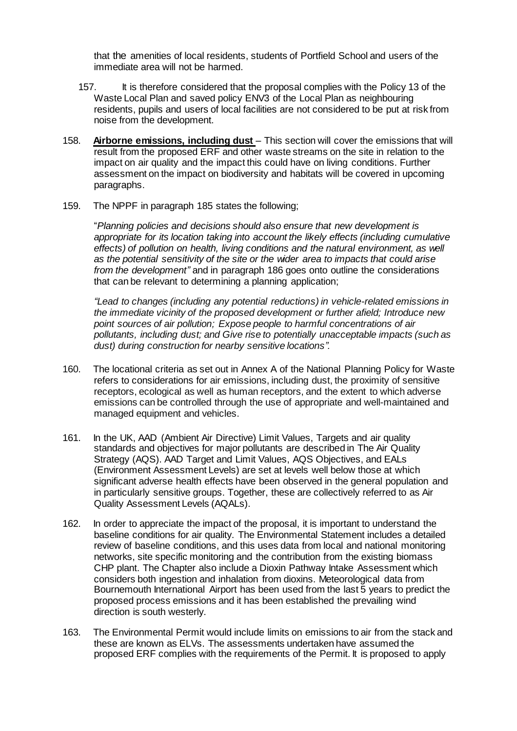that the amenities of local residents, students of Portfield School and users of the immediate area will not be harmed.

157. It is therefore considered that the proposal complies with the Policy 13 of the Waste Local Plan and saved policy ENV3 of the Local Plan as neighbouring residents, pupils and users of local facilities are not considered to be put at risk from noise from the development.

158. **Airborne emissions, including dust** – This section will cover the emissions that will result from the proposed ERF and other waste streams on the site in relation to the impact on air quality and the impact this could have on living conditions. Further assessment on the impact on biodiversity and habitats will be covered in upcoming paragraphs.

159. The NPPF in paragraph 185 states the following;

"*Planning policies and decisions should also ensure that new development is appropriate for its location taking into account the likely effects (including cumulative effects) of pollution on health, living conditions and the natural environment, as well as the potential sensitivity of the site or the wider area to impacts that could arise from the development"* and in paragraph 186 goes onto outline the considerations that can be relevant to determining a planning application;

*"Lead to changes (including any potential reductions) in vehicle-related emissions in the immediate vicinity of the proposed development or further afield; Introduce new point sources of air pollution; Expose people to harmful concentrations of air pollutants, including dust; and Give rise to potentially unacceptable impacts (such as dust) during construction for nearby sensitive locations".*

160. The locational criteria as set out in Annex A of the National Planning Policy for Waste refers to considerations for air emissions, including dust, the proximity of sensitive receptors, ecological as well as human receptors, and the extent to which adverse emissions can be controlled through the use of appropriate and well-maintained and managed equipment and vehicles.

161. In the UK, AAD (Ambient Air Directive) Limit Values, Targets and air quality standards and objectives for major pollutants are described in The Air Quality Strategy (AQS). AAD Target and Limit Values, AQS Objectives, and EALs (Environment Assessment Levels) are set at levels well below those at which significant adverse health effects have been observed in the general population and in particularly sensitive groups. Together, these are collectively referred to as Air Quality Assessment Levels (AQALs).

162. In order to appreciate the impact of the proposal, it is important to understand the baseline conditions for air quality. The Environmental Statement includes a detailed review of baseline conditions, and this uses data from local and national monitoring networks, site specific monitoring and the contribution from the existing biomass CHP plant. The Chapter also include a Dioxin Pathway Intake Assessment which considers both ingestion and inhalation from dioxins. Meteorological data from Bournemouth International Airport has been used from the last 5 years to predict the proposed process emissions and it has been established the prevailing wind direction is south westerly.

163. The Environmental Permit would include limits on emissions to air from the stack and these are known as ELVs. The assessments undertaken have assumed the proposed ERF complies with the requirements of the Permit. It is proposed to apply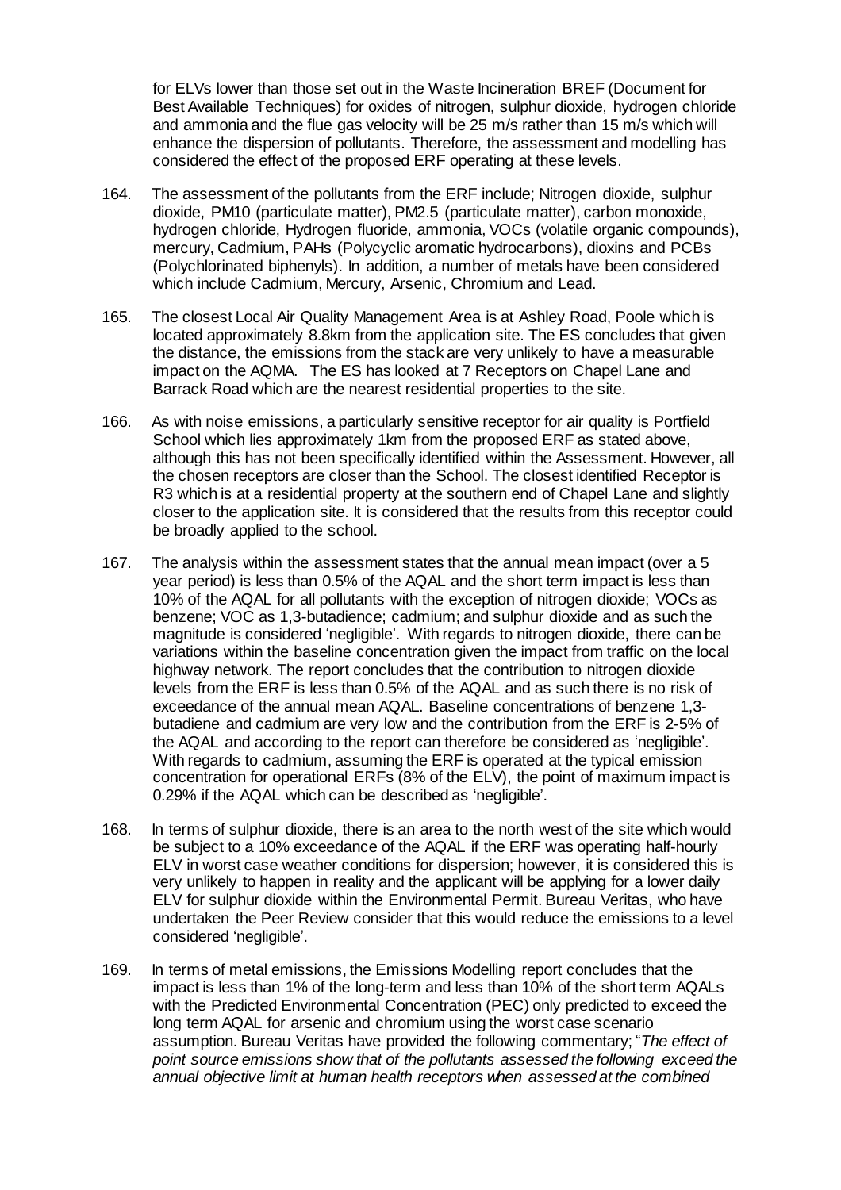for ELVs lower than those set out in the Waste Incineration BREF (Document for Best Available Techniques) for oxides of nitrogen, sulphur dioxide, hydrogen chloride and ammonia and the flue gas velocity will be 25 m/s rather than 15 m/s which will enhance the dispersion of pollutants. Therefore, the assessment and modelling has considered the effect of the proposed ERF operating at these levels.

164. The assessment of the pollutants from the ERF include; Nitrogen dioxide, sulphur dioxide, PM10 (particulate matter), PM2.5 (particulate matter), carbon monoxide, hydrogen chloride, Hydrogen fluoride, ammonia, VOCs (volatile organic compounds), mercury, Cadmium, PAHs (Polycyclic aromatic hydrocarbons), dioxins and PCBs (Polychlorinated biphenyls). In addition, a number of metals have been considered which include Cadmium, Mercury, Arsenic, Chromium and Lead.

165. The closest Local Air Quality Management Area is at Ashley Road, Poole which is located approximately 8.8km from the application site. The ES concludes that given the distance, the emissions from the stack are very unlikely to have a measurable impact on the AQMA. The ES has looked at 7 Receptors on Chapel Lane and Barrack Road which are the nearest residential properties to the site.

166. As with noise emissions, a particularly sensitive receptor for air quality is Portfield School which lies approximately 1km from the proposed ERF as stated above, although this has not been specifically identified within the Assessment. However, all the chosen receptors are closer than the School. The closest identified Receptor is R3 which is at a residential property at the southern end of Chapel Lane and slightly closer to the application site. It is considered that the results from this receptor could be broadly applied to the school.

167. The analysis within the assessment states that the annual mean impact (over a 5 year period) is less than 0.5% of the AQAL and the short term impact is less than 10% of the AQAL for all pollutants with the exception of nitrogen dioxide; VOCs as benzene; VOC as 1,3-butadience; cadmium; and sulphur dioxide and as such the magnitude is considered 'negligible'. With regards to nitrogen dioxide, there can be variations within the baseline concentration given the impact from traffic on the local highway network. The report concludes that the contribution to nitrogen dioxide levels from the ERF is less than 0.5% of the AQAL and as such there is no risk of exceedance of the annual mean AQAL. Baseline concentrations of benzene 1,3-butadiene and cadmium are very low and the contribution from the ERF is 2-5% of the AQAL and according to the report can therefore be considered as 'negligible'. With regards to cadmium, assuming the ERF is operated at the typical emission concentration for operational ERFs (8% of the ELV), the point of maximum impact is 0.29% if the AQAL which can be described as 'negligible'.

168. In terms of sulphur dioxide, there is an area to the north west of the site which would be subject to a 10% exceedance of the AQAL if the ERF was operating half-hourly ELV in worst case weather conditions for dispersion; however, it is considered this is very unlikely to happen in reality and the applicant will be applying for a lower daily ELV for sulphur dioxide within the Environmental Permit. Bureau Veritas, who have undertaken the Peer Review consider that this would reduce the emissions to a level considered 'negligible'.

169. In terms of metal emissions, the Emissions Modelling report concludes that the impact is less than 1% of the long-term and less than 10% of the short term AQALs with the Predicted Environmental Concentration (PEC) only predicted to exceed the long term AQAL for arsenic and chromium using the worst case scenario assumption. Bureau Veritas have provided the following commentary; "*The effect of point source emissions show that of the pollutants assessed the following exceed the annual objective limit at human health receptors when assessed at the combined*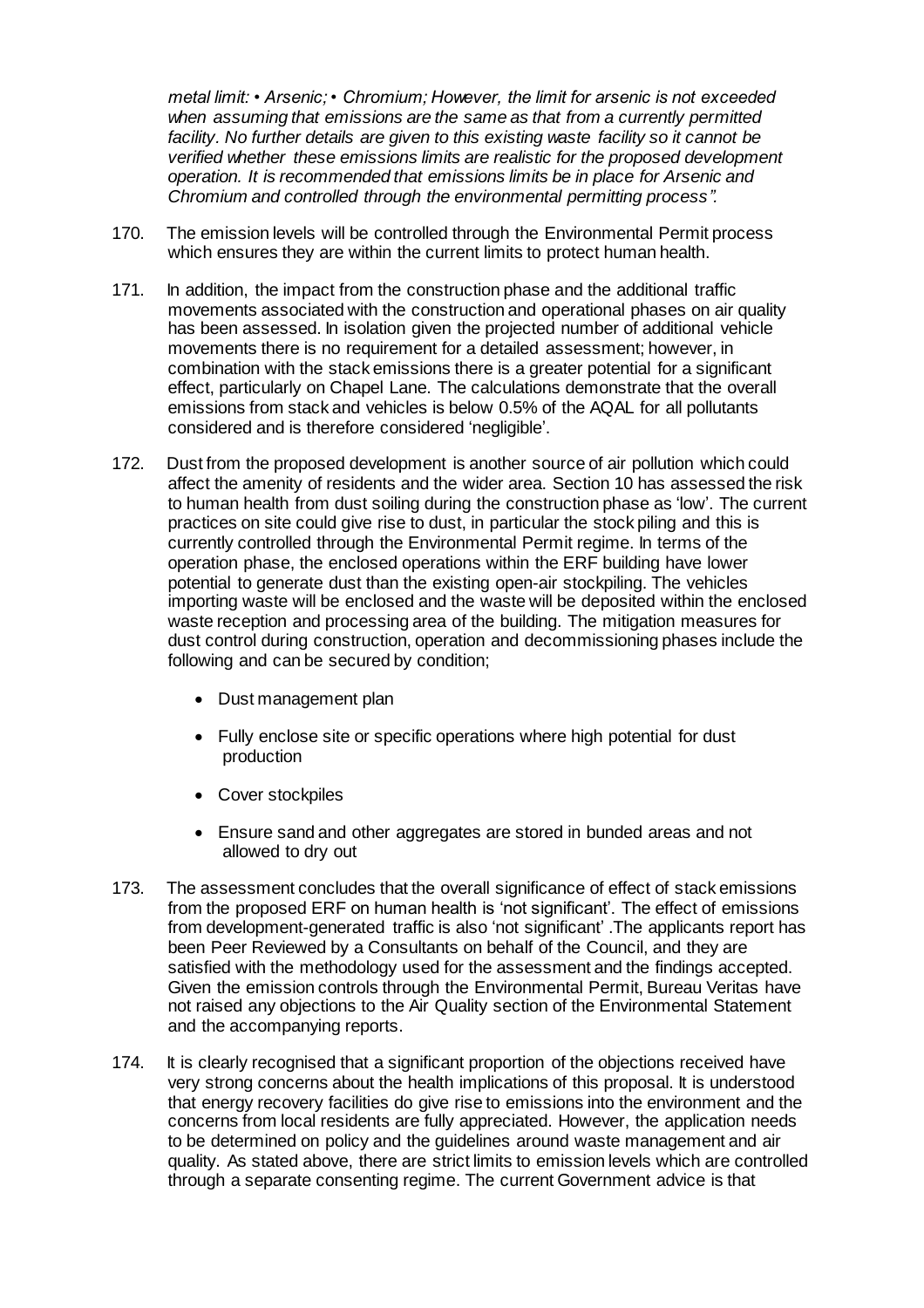*metal limit: • Arsenic; • Chromium; However, the limit for arsenic is not exceeded when assuming that emissions are the same as that from a currently permitted facility. No further details are given to this existing waste facility so it cannot be verified whether these emissions limits are realistic for the proposed development operation. It is recommended that emissions limits be in place for Arsenic and Chromium and controlled through the environmental permitting process".*

170. The emission levels will be controlled through the Environmental Permit process which ensures they are within the current limits to protect human health.

171. In addition, the impact from the construction phase and the additional traffic movements associated with the construction and operational phases on air quality has been assessed. In isolation given the projected number of additional vehicle movements there is no requirement for a detailed assessment; however, in combination with the stack emissions there is a greater potential for a significant effect, particularly on Chapel Lane. The calculations demonstrate that the overall emissions from stack and vehicles is below 0.5% of the AQAL for all pollutants considered and is therefore considered 'negligible'.

172. Dust from the proposed development is another source of air pollution which could affect the amenity of residents and the wider area. Section 10 has assessed the risk to human health from dust soiling during the construction phase as 'low'. The current practices on site could give rise to dust, in particular the stock piling and this is currently controlled through the Environmental Permit regime. In terms of the operation phase, the enclosed operations within the ERF building have lower potential to generate dust than the existing open-air stockpiling. The vehicles importing waste will be enclosed and the waste will be deposited within the enclosed waste reception and processing area of the building. The mitigation measures for dust control during construction, operation and decommissioning phases include the following and can be secured by condition;

- Dust management plan
- Fully enclose site or specific operations where high potential for dust production
- Cover stockpiles
- Ensure sand and other aggregates are stored in bunded areas and not allowed to dry out

173. The assessment concludes that the overall significance of effect of stack emissions from the proposed ERF on human health is 'not significant'. The effect of emissions from development-generated traffic is also 'not significant' .The applicants report has been Peer Reviewed by a Consultants on behalf of the Council, and they are satisfied with the methodology used for the assessment and the findings accepted. Given the emission controls through the Environmental Permit, Bureau Veritas have not raised any objections to the Air Quality section of the Environmental Statement and the accompanying reports.

174. It is clearly recognised that a significant proportion of the objections received have very strong concerns about the health implications of this proposal. It is understood that energy recovery facilities do give rise to emissions into the environment and the concerns from local residents are fully appreciated. However, the application needs to be determined on policy and the guidelines around waste management and air quality. As stated above, there are strict limits to emission levels which are controlled through a separate consenting regime. The current Government advice is that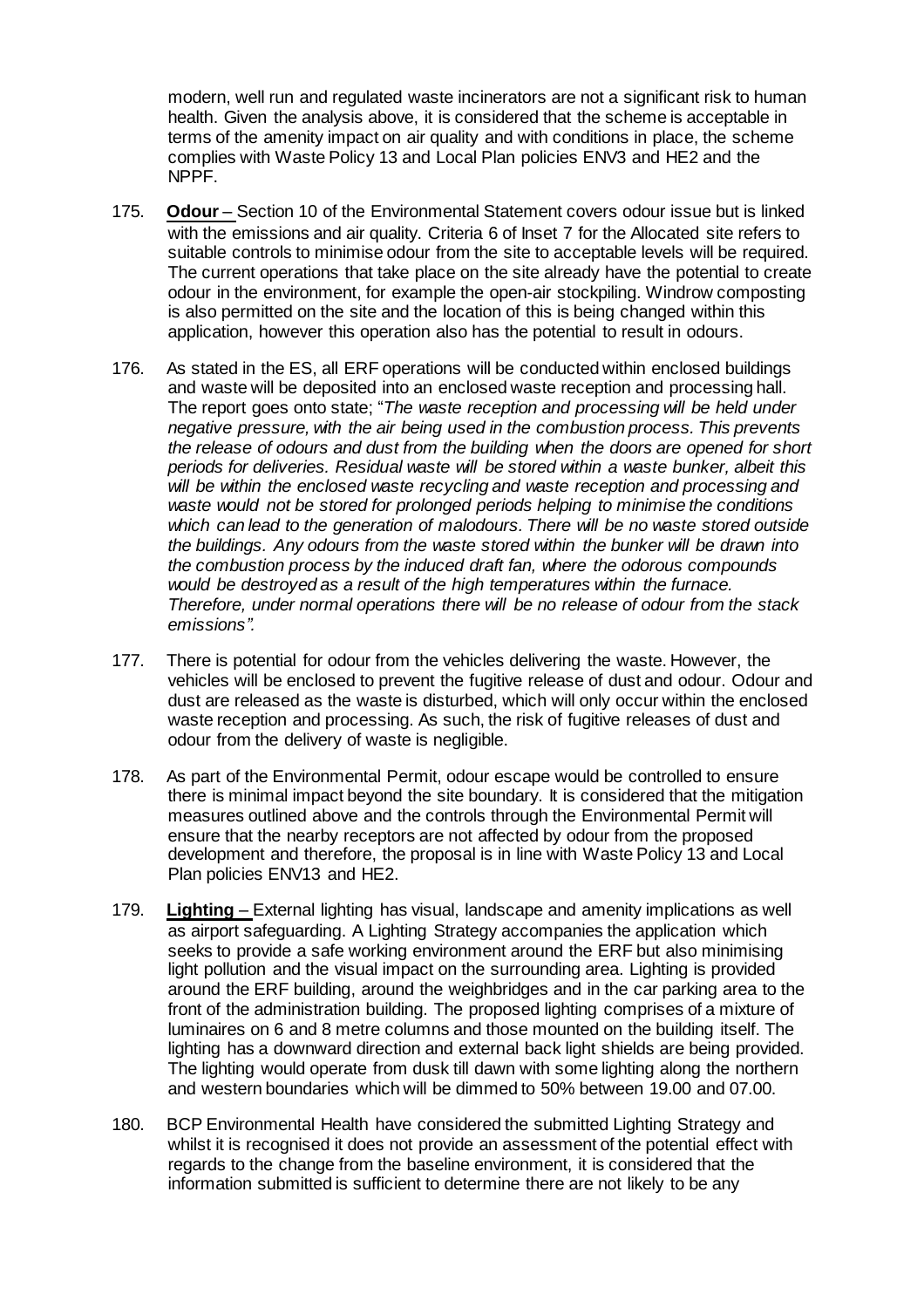modern, well run and regulated waste incinerators are not a significant risk to human health. Given the analysis above, it is considered that the scheme is acceptable in terms of the amenity impact on air quality and with conditions in place, the scheme complies with Waste Policy 13 and Local Plan policies ENV3 and HE2 and the NPPF.

175. **Odour** – Section 10 of the Environmental Statement covers odour issue but is linked with the emissions and air quality. Criteria 6 of Inset 7 for the Allocated site refers to suitable controls to minimise odour from the site to acceptable levels will be required. The current operations that take place on the site already have the potential to create odour in the environment, for example the open-air stockpiling. Windrow composting is also permitted on the site and the location of this is being changed within this application, however this operation also has the potential to result in odours.

176. As stated in the ES, all ERF operations will be conducted within enclosed buildings and waste will be deposited into an enclosed waste reception and processing hall. The report goes onto state; "*The waste reception and processing will be held under negative pressure, with the air being used in the combustion process. This prevents the release of odours and dust from the building when the doors are opened for short periods for deliveries. Residual waste will be stored within a waste bunker, albeit this will be within the enclosed waste recycling and waste reception and processing and waste would not be stored for prolonged periods helping to minimise the conditions which can lead to the generation of malodours. There will be no waste stored outside the buildings. Any odours from the waste stored within the bunker will be drawn into the combustion process by the induced draft fan, where the odorous compounds would be destroyed as a result of the high temperatures within the furnace. Therefore, under normal operations there will be no release of odour from the stack emissions".*

177. There is potential for odour from the vehicles delivering the waste. However, the vehicles will be enclosed to prevent the fugitive release of dust and odour. Odour and dust are released as the waste is disturbed, which will only occur within the enclosed waste reception and processing. As such, the risk of fugitive releases of dust and odour from the delivery of waste is negligible.

178. As part of the Environmental Permit, odour escape would be controlled to ensure there is minimal impact beyond the site boundary. It is considered that the mitigation measures outlined above and the controls through the Environmental Permit will ensure that the nearby receptors are not affected by odour from the proposed development and therefore, the proposal is in line with Waste Policy 13 and Local Plan policies ENV13 and HE2.

179. **Lighting** – External lighting has visual, landscape and amenity implications as well as airport safeguarding. A Lighting Strategy accompanies the application which seeks to provide a safe working environment around the ERF but also minimising light pollution and the visual impact on the surrounding area. Lighting is provided around the ERF building, around the weighbridges and in the car parking area to the front of the administration building. The proposed lighting comprises of a mixture of luminaires on 6 and 8 metre columns and those mounted on the building itself. The lighting has a downward direction and external back light shields are being provided. The lighting would operate from dusk till dawn with some lighting along the northern and western boundaries which will be dimmed to 50% between 19.00 and 07.00.

180. BCP Environmental Health have considered the submitted Lighting Strategy and whilst it is recognised it does not provide an assessment of the potential effect with regards to the change from the baseline environment, it is considered that the information submitted is sufficient to determine there are not likely to be any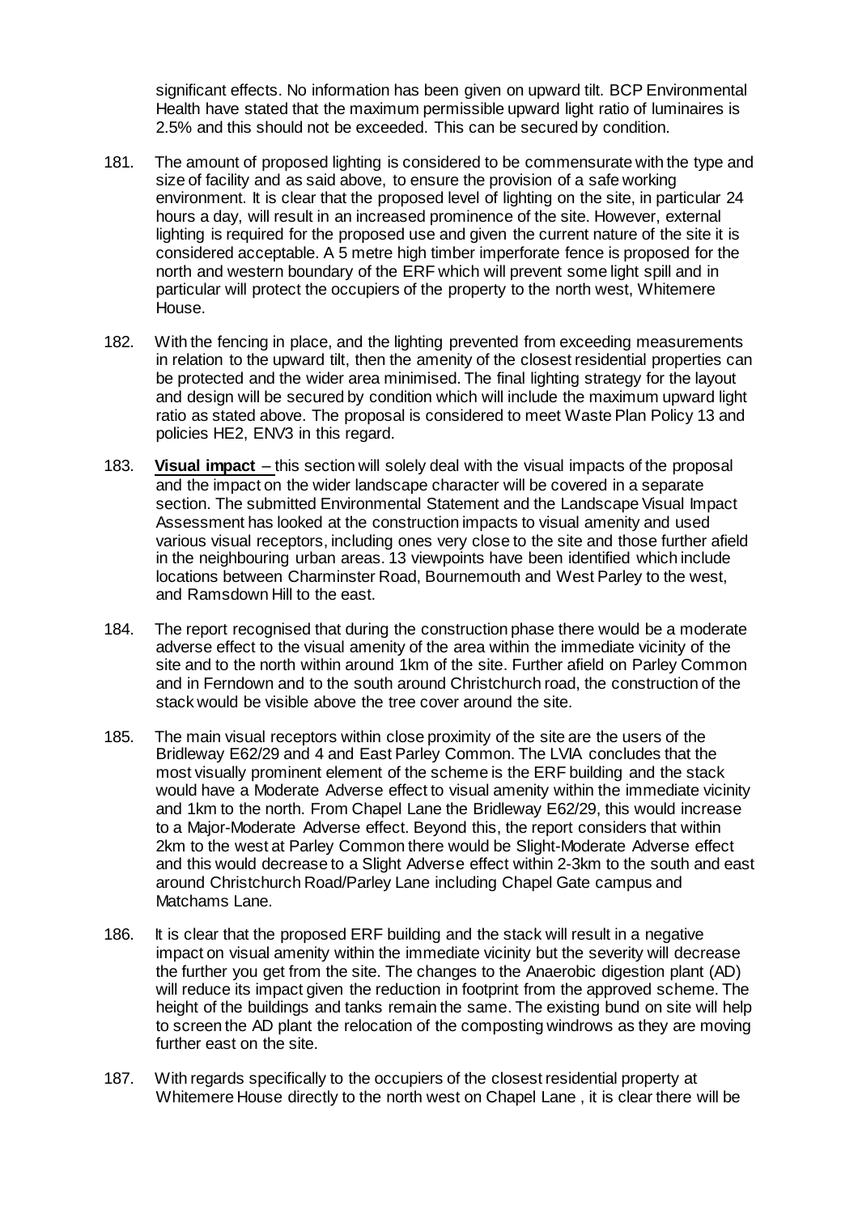significant effects. No information has been given on upward tilt. BCP Environmental Health have stated that the maximum permissible upward light ratio of luminaires is 2.5% and this should not be exceeded. This can be secured by condition.

181. The amount of proposed lighting is considered to be commensurate with the type and size of facility and as said above, to ensure the provision of a safe working environment. It is clear that the proposed level of lighting on the site, in particular 24 hours a day, will result in an increased prominence of the site. However, external lighting is required for the proposed use and given the current nature of the site it is considered acceptable. A 5 metre high timber imperforate fence is proposed for the north and western boundary of the ERF which will prevent some light spill and in particular will protect the occupiers of the property to the north west, Whitemere House.

182. With the fencing in place, and the lighting prevented from exceeding measurements in relation to the upward tilt, then the amenity of the closest residential properties can be protected and the wider area minimised. The final lighting strategy for the layout and design will be secured by condition which will include the maximum upward light ratio as stated above. The proposal is considered to meet Waste Plan Policy 13 and policies HE2, ENV3 in this regard.

183. **Visual impact** – this section will solely deal with the visual impacts of the proposal and the impact on the wider landscape character will be covered in a separate section. The submitted Environmental Statement and the Landscape Visual Impact Assessment has looked at the construction impacts to visual amenity and used various visual receptors, including ones very close to the site and those further afield in the neighbouring urban areas. 13 viewpoints have been identified which include locations between Charminster Road, Bournemouth and West Parley to the west, and Ramsdown Hill to the east.

184. The report recognised that during the construction phase there would be a moderate adverse effect to the visual amenity of the area within the immediate vicinity of the site and to the north within around 1km of the site. Further afield on Parley Common and in Ferndown and to the south around Christchurch road, the construction of the stack would be visible above the tree cover around the site.

185. The main visual receptors within close proximity of the site are the users of the Bridleway E62/29 and 4 and East Parley Common. The LVIA concludes that the most visually prominent element of the scheme is the ERF building and the stack would have a Moderate Adverse effect to visual amenity within the immediate vicinity and 1km to the north. From Chapel Lane the Bridleway E62/29, this would increase to a Major-Moderate Adverse effect. Beyond this, the report considers that within 2km to the west at Parley Common there would be Slight-Moderate Adverse effect and this would decrease to a Slight Adverse effect within 2-3km to the south and east around Christchurch Road/Parley Lane including Chapel Gate campus and Matchams Lane.

186. It is clear that the proposed ERF building and the stack will result in a negative impact on visual amenity within the immediate vicinity but the severity will decrease the further you get from the site. The changes to the Anaerobic digestion plant (AD) will reduce its impact given the reduction in footprint from the approved scheme. The height of the buildings and tanks remain the same. The existing bund on site will help to screen the AD plant the relocation of the composting windrows as they are moving further east on the site.

187. With regards specifically to the occupiers of the closest residential property at Whitemere House directly to the north west on Chapel Lane , it is clear there will be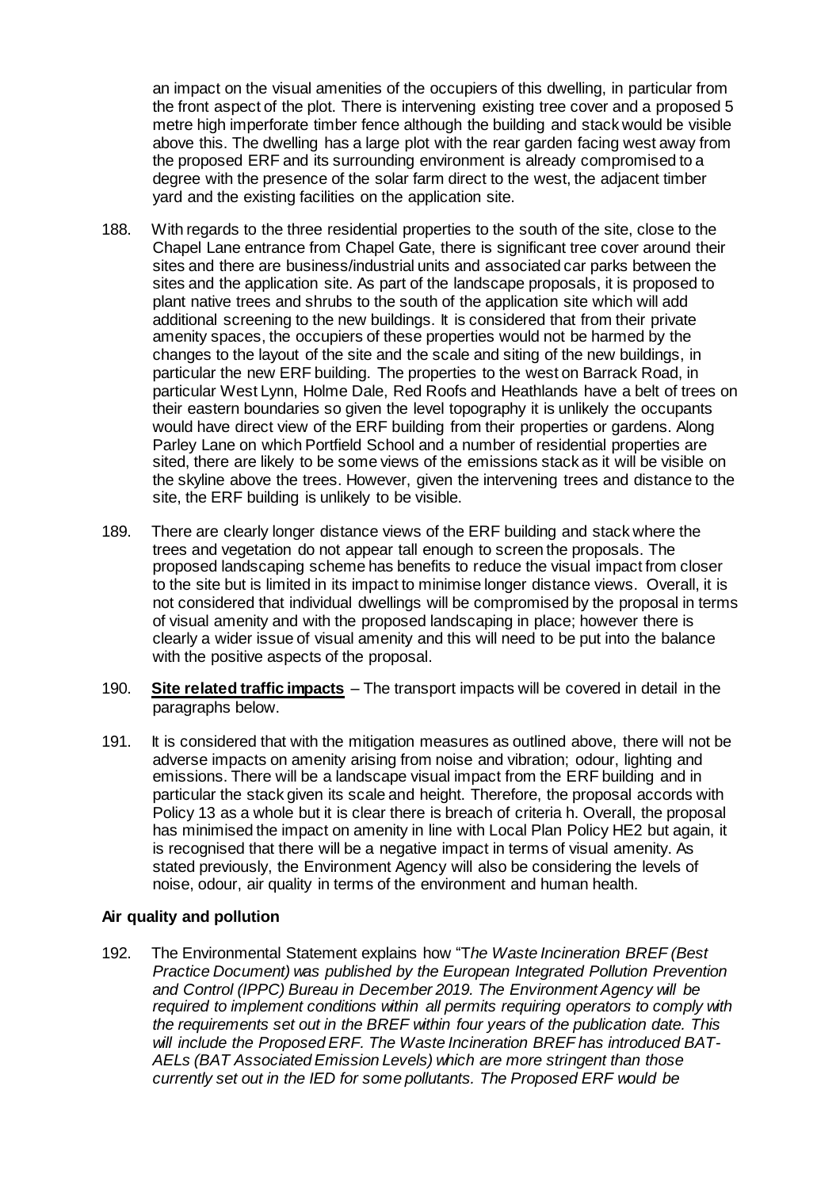an impact on the visual amenities of the occupiers of this dwelling, in particular from the front aspect of the plot. There is intervening existing tree cover and a proposed 5 metre high imperforate timber fence although the building and stack would be visible above this. The dwelling has a large plot with the rear garden facing west away from the proposed ERF and its surrounding environment is already compromised to a degree with the presence of the solar farm direct to the west, the adjacent timber yard and the existing facilities on the application site.

188. With regards to the three residential properties to the south of the site, close to the Chapel Lane entrance from Chapel Gate, there is significant tree cover around their sites and there are business/industrial units and associated car parks between the sites and the application site. As part of the landscape proposals, it is proposed to plant native trees and shrubs to the south of the application site which will add additional screening to the new buildings. It is considered that from their private amenity spaces, the occupiers of these properties would not be harmed by the changes to the layout of the site and the scale and siting of the new buildings, in particular the new ERF building. The properties to the west on Barrack Road, in particular West Lynn, Holme Dale, Red Roofs and Heathlands have a belt of trees on their eastern boundaries so given the level topography it is unlikely the occupants would have direct view of the ERF building from their properties or gardens. Along Parley Lane on which Portfield School and a number of residential properties are sited, there are likely to be some views of the emissions stack as it will be visible on the skyline above the trees. However, given the intervening trees and distance to the site, the ERF building is unlikely to be visible.

189. There are clearly longer distance views of the ERF building and stack where the trees and vegetation do not appear tall enough to screen the proposals. The proposed landscaping scheme has benefits to reduce the visual impact from closer to the site but is limited in its impact to minimise longer distance views. Overall, it is not considered that individual dwellings will be compromised by the proposal in terms of visual amenity and with the proposed landscaping in place; however there is clearly a wider issue of visual amenity and this will need to be put into the balance with the positive aspects of the proposal.

190. **Site related traffic impacts** – The transport impacts will be covered in detail in the paragraphs below.

191. It is considered that with the mitigation measures as outlined above, there will not be adverse impacts on amenity arising from noise and vibration; odour, lighting and emissions. There will be a landscape visual impact from the ERF building and in particular the stack given its scale and height. Therefore, the proposal accords with Policy 13 as a whole but it is clear there is breach of criteria h. Overall, the proposal has minimised the impact on amenity in line with Local Plan Policy HE2 but again, it is recognised that there will be a negative impact in terms of visual amenity. As stated previously, the Environment Agency will also be considering the levels of noise, odour, air quality in terms of the environment and human health.

### Air quality and pollution

192. The Environmental Statement explains how "*The Waste Incineration BREF (Best Practice Document) was published by the European Integrated Pollution Prevention and Control (IPPC) Bureau in December 2019. The Environment Agency will be required to implement conditions within all permits requiring operators to comply with the requirements set out in the BREF within four years of the publication date. This will include the Proposed ERF. The Waste Incineration BREF has introduced BAT-AELs (BAT Associated Emission Levels) which are more stringent than those currently set out in the IED for some pollutants. The Proposed ERF would be*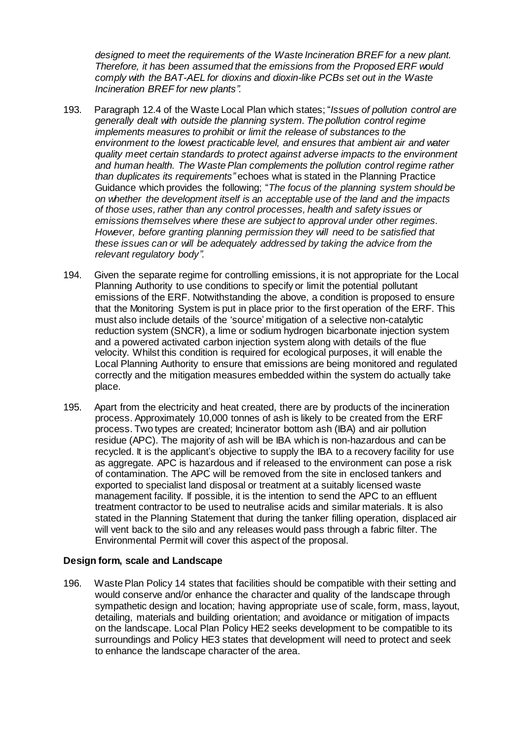*designed to meet the requirements of the Waste Incineration BREF for a new plant. Therefore, it has been assumed that the emissions from the Proposed ERF would comply with the BAT-AEL for dioxins and dioxin-like PCBs set out in the Waste Incineration BREF for new plants".*

193. Paragraph 12.4 of the Waste Local Plan which states; "*Issues of pollution control are generally dealt with outside the planning system. The pollution control regime implements measures to prohibit or limit the release of substances to the environment to the lowest practicable level, and ensures that ambient air and water quality meet certain standards to protect against adverse impacts to the environment and human health. The Waste Plan complements the pollution control regime rather than duplicates its requirements"* echoes what is stated in the Planning Practice Guidance which provides the following; "*The focus of the planning system should be on whether the development itself is an acceptable use of the land and the impacts of those uses, rather than any control processes, health and safety issues or emissions themselves where these are subject to approval under other regimes. However, before granting planning permission they will need to be satisfied that these issues can or will be adequately addressed by taking the advice from the relevant regulatory body".*

194. Given the separate regime for controlling emissions, it is not appropriate for the Local Planning Authority to use conditions to specify or limit the potential pollutant emissions of the ERF. Notwithstanding the above, a condition is proposed to ensure that the Monitoring System is put in place prior to the first operation of the ERF. This must also include details of the 'source' mitigation of a selective non-catalytic reduction system (SNCR), a lime or sodium hydrogen bicarbonate injection system and a powered activated carbon injection system along with details of the flue velocity. Whilst this condition is required for ecological purposes, it will enable the Local Planning Authority to ensure that emissions are being monitored and regulated correctly and the mitigation measures embedded within the system do actually take place.

195. Apart from the electricity and heat created, there are by products of the incineration process. Approximately 10,000 tonnes of ash is likely to be created from the ERF process. Two types are created; Incinerator bottom ash (IBA) and air pollution residue (APC). The majority of ash will be IBA which is non-hazardous and can be recycled. It is the applicant's objective to supply the IBA to a recovery facility for use as aggregate. APC is hazardous and if released to the environment can pose a risk of contamination. The APC will be removed from the site in enclosed tankers and exported to specialist land disposal or treatment at a suitably licensed waste management facility. If possible, it is the intention to send the APC to an effluent treatment contractor to be used to neutralise acids and similar materials. It is also stated in the Planning Statement that during the tanker filling operation, displaced air will vent back to the silo and any releases would pass through a fabric filter. The Environmental Permit will cover this aspect of the proposal.

**Design form, scale and Landscape**

196. Waste Plan Policy 14 states that facilities should be compatible with their setting and would conserve and/or enhance the character and quality of the landscape through sympathetic design and location; having appropriate use of scale, form, mass, layout, detailing, materials and building orientation; and avoidance or mitigation of impacts on the landscape. Local Plan Policy HE2 seeks development to be compatible to its surroundings and Policy HE3 states that development will need to protect and seek to enhance the landscape character of the area.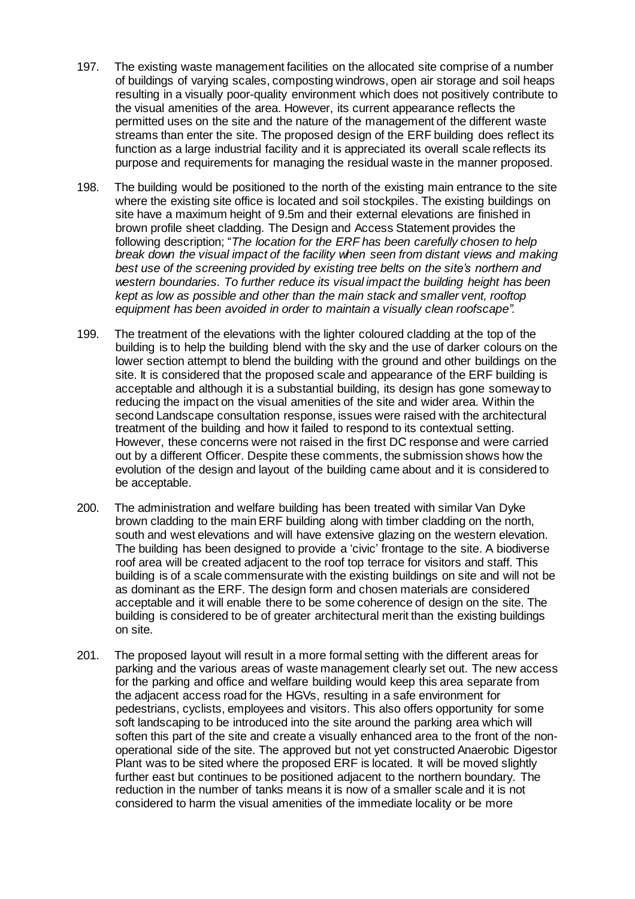197. The existing waste management facilities on the allocated site comprise of a number of buildings of varying scales, composting windrows, open air storage and soil heaps resulting in a visually poor-quality environment which does not positively contribute to the visual amenities of the area. However, its current appearance reflects the permitted uses on the site and the nature of the management of the different waste streams than enter the site. The proposed design of the ERF building does reflect its function as a large industrial facility and it is appreciated its overall scale reflects its purpose and requirements for managing the residual waste in the manner proposed.

198. The building would be positioned to the north of the existing main entrance to the site where the existing site office is located and soil stockpiles. The existing buildings on site have a maximum height of 9.5m and their external elevations are finished in brown profile sheet cladding. The Design and Access Statement provides the following description; "*The location for the ERF has been carefully chosen to help break down the visual impact of the facility when seen from distant views and making best use of the screening provided by existing tree belts on the site's northern and western boundaries. To further reduce its visual impact the building height has been kept as low as possible and other than the main stack and smaller vent, rooftop equipment has been avoided in order to maintain a visually clean roofscape".*

199. The treatment of the elevations with the lighter coloured cladding at the top of the building is to help the building blend with the sky and the use of darker colours on the lower section attempt to blend the building with the ground and other buildings on the site. It is considered that the proposed scale and appearance of the ERF building is acceptable and although it is a substantial building, its design has gone someway to reducing the impact on the visual amenities of the site and wider area. Within the second Landscape consultation response, issues were raised with the architectural treatment of the building and how it failed to respond to its contextual setting. However, these concerns were not raised in the first DC response and were carried out by a different Officer. Despite these comments, the submission shows how the evolution of the design and layout of the building came about and it is considered to be acceptable.

200. The administration and welfare building has been treated with similar Van Dyke brown cladding to the main ERF building along with timber cladding on the north, south and west elevations and will have extensive glazing on the western elevation. The building has been designed to provide a 'civic' frontage to the site. A biodiverse roof area will be created adjacent to the roof top terrace for visitors and staff. This building is of a scale commensurate with the existing buildings on site and will not be as dominant as the ERF. The design form and chosen materials are considered acceptable and it will enable there to be some coherence of design on the site. The building is considered to be of greater architectural merit than the existing buildings on site.

201. The proposed layout will result in a more formal setting with the different areas for parking and the various areas of waste management clearly set out. The new access for the parking and office and welfare building would keep this area separate from the adjacent access road for the HGVs, resulting in a safe environment for pedestrians, cyclists, employees and visitors. This also offers opportunity for some soft landscaping to be introduced into the site around the parking area which will soften this part of the site and create a visually enhanced area to the front of the non-operational side of the site. The approved but not yet constructed Anaerobic Digestor Plant was to be sited where the proposed ERF is located. It will be moved slightly further east but continues to be positioned adjacent to the northern boundary. The reduction in the number of tanks means it is now of a smaller scale and it is not considered to harm the visual amenities of the immediate locality or be more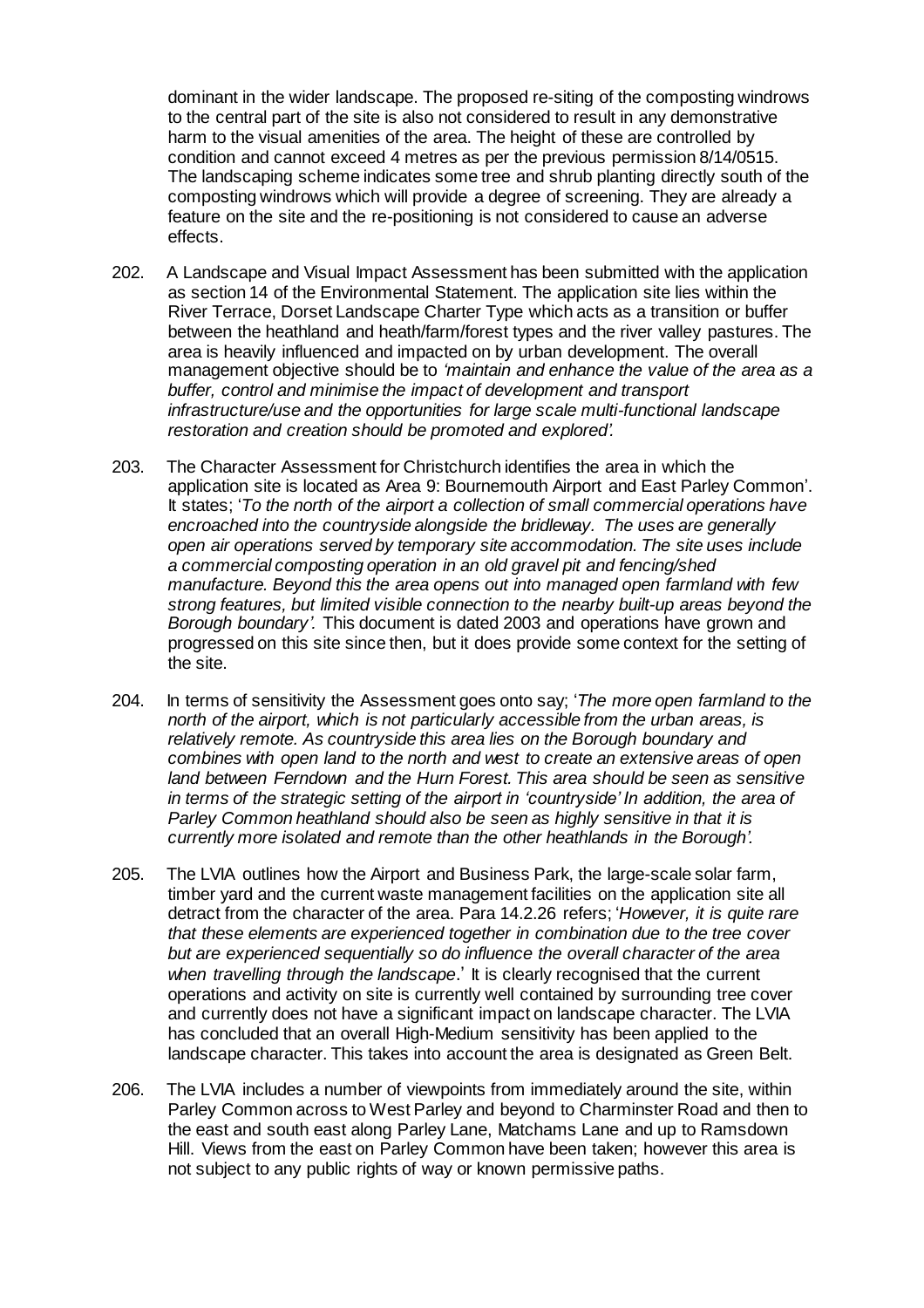dominant in the wider landscape. The proposed re-siting of the composting windrows to the central part of the site is also not considered to result in any demonstrative harm to the visual amenities of the area. The height of these are controlled by condition and cannot exceed 4 metres as per the previous permission 8/14/0515. The landscaping scheme indicates some tree and shrub planting directly south of the composting windrows which will provide a degree of screening. They are already a feature on the site and the re-positioning is not considered to cause an adverse effects.

202. A Landscape and Visual Impact Assessment has been submitted with the application as section 14 of the Environmental Statement. The application site lies within the River Terrace, Dorset Landscape Charter Type which acts as a transition or buffer between the heathland and heath/farm/forest types and the river valley pastures. The area is heavily influenced and impacted on by urban development. The overall management objective should be to *'maintain and enhance the value of the area as a buffer, control and minimise the impact of development and transport infrastructure/use and the opportunities for large scale multi-functional landscape restoration and creation should be promoted and explored'.*

203. The Character Assessment for Christchurch identifies the area in which the application site is located as Area 9: Bournemouth Airport and East Parley Common'. It states; '*To the north of the airport a collection of small commercial operations have encroached into the countryside alongside the bridleway. The uses are generally open air operations served by temporary site accommodation. The site uses include a commercial composting operation in an old gravel pit and fencing/shed manufacture. Beyond this the area opens out into managed open farmland with few strong features, but limited visible connection to the nearby built-up areas beyond the Borough boundary'.* This document is dated 2003 and operations have grown and progressed on this site since then, but it does provide some context for the setting of the site.

204. In terms of sensitivity the Assessment goes onto say; '*The more open farmland to the north of the airport, which is not particularly accessible from the urban areas, is relatively remote. As countryside this area lies on the Borough boundary and combines with open land to the north and west to create an extensive areas of open land between Ferndown and the Hurn Forest. This area should be seen as sensitive in terms of the strategic setting of the airport in 'countryside' In addition, the area of Parley Common heathland should also be seen as highly sensitive in that it is currently more isolated and remote than the other heathlands in the Borough'.*

205. The LVIA outlines how the Airport and Business Park, the large-scale solar farm, timber yard and the current waste management facilities on the application site all detract from the character of the area. Para 14.2.26 refers; '*However, it is quite rare that these elements are experienced together in combination due to the tree cover but are experienced sequentially so do influence the overall character of the area when travelling through the landscape*.' It is clearly recognised that the current operations and activity on site is currently well contained by surrounding tree cover and currently does not have a significant impact on landscape character. The LVIA has concluded that an overall High-Medium sensitivity has been applied to the landscape character. This takes into account the area is designated as Green Belt.

206. The LVIA includes a number of viewpoints from immediately around the site, within Parley Common across to West Parley and beyond to Charminster Road and then to the east and south east along Parley Lane, Matchams Lane and up to Ramsdown Hill. Views from the east on Parley Common have been taken; however this area is not subject to any public rights of way or known permissive paths.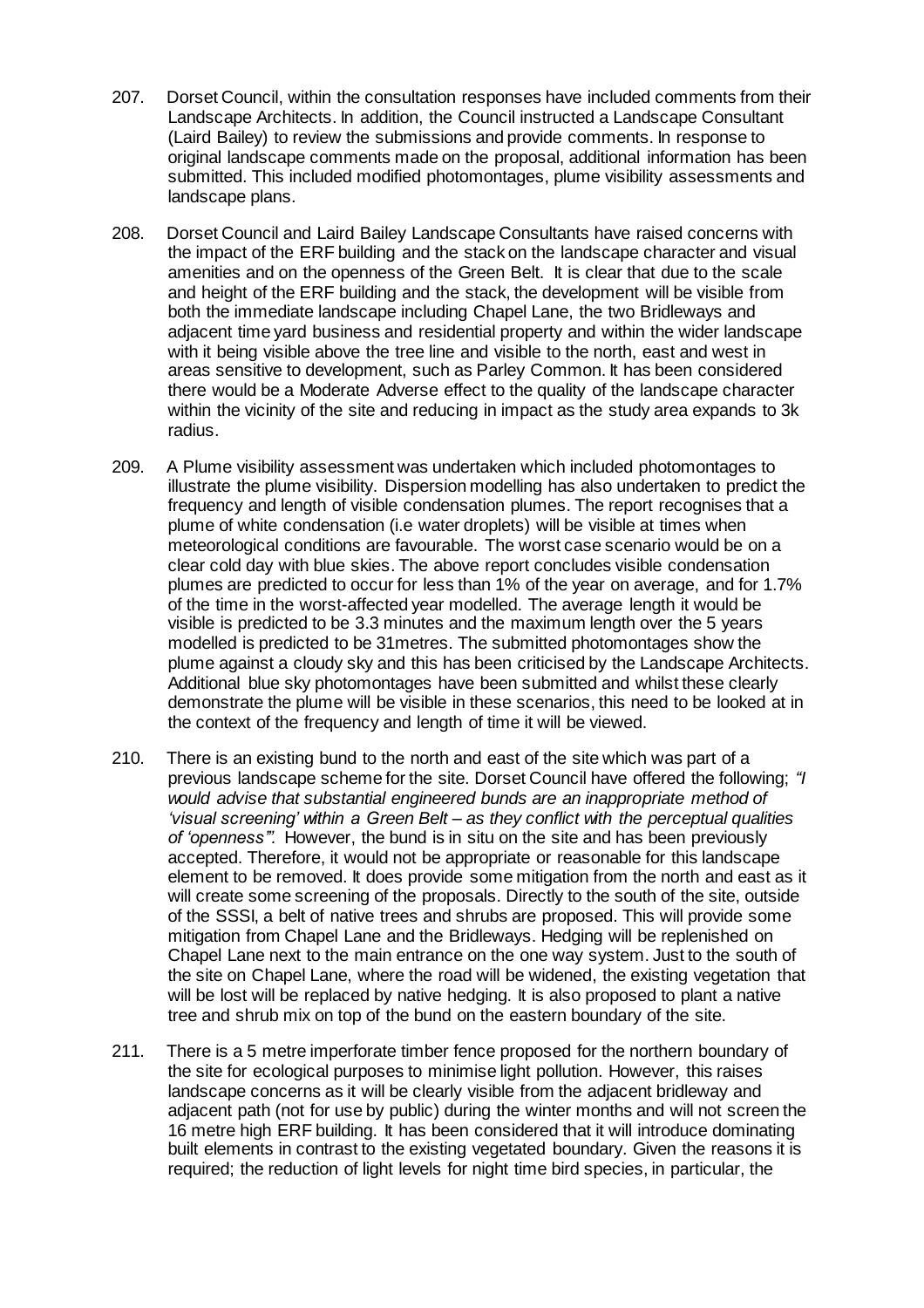207. Dorset Council, within the consultation responses have included comments from their Landscape Architects. In addition, the Council instructed a Landscape Consultant (Laird Bailey) to review the submissions and provide comments. In response to original landscape comments made on the proposal, additional information has been submitted. This included modified photomontages, plume visibility assessments and landscape plans.

208. Dorset Council and Laird Bailey Landscape Consultants have raised concerns with the impact of the ERF building and the stack on the landscape character and visual amenities and on the openness of the Green Belt. It is clear that due to the scale and height of the ERF building and the stack, the development will be visible from both the immediate landscape including Chapel Lane, the two Bridleways and adjacent time yard business and residential property and within the wider landscape with it being visible above the tree line and visible to the north, east and west in areas sensitive to development, such as Parley Common. It has been considered there would be a Moderate Adverse effect to the quality of the landscape character within the vicinity of the site and reducing in impact as the study area expands to 3k radius.

209. A Plume visibility assessment was undertaken which included photomontages to illustrate the plume visibility. Dispersion modelling has also undertaken to predict the frequency and length of visible condensation plumes. The report recognises that a plume of white condensation (i.e water droplets) will be visible at times when meteorological conditions are favourable. The worst case scenario would be on a clear cold day with blue skies. The above report concludes visible condensation plumes are predicted to occur for less than 1% of the year on average, and for 1.7% of the time in the worst-affected year modelled. The average length it would be visible is predicted to be 3.3 minutes and the maximum length over the 5 years modelled is predicted to be 31metres. The submitted photomontages show the plume against a cloudy sky and this has been criticised by the Landscape Architects. Additional blue sky photomontages have been submitted and whilst these clearly demonstrate the plume will be visible in these scenarios, this need to be looked at in the context of the frequency and length of time it will be viewed.

210. There is an existing bund to the north and east of the site which was part of a previous landscape scheme for the site. Dorset Council have offered the following; *"I would advise that substantial engineered bunds are an inappropriate method of 'visual screening' within a Green Belt – as they conflict with the perceptual qualities of 'openness'".* However, the bund is in situ on the site and has been previously accepted. Therefore, it would not be appropriate or reasonable for this landscape element to be removed. It does provide some mitigation from the north and east as it will create some screening of the proposals. Directly to the south of the site, outside of the SSSI, a belt of native trees and shrubs are proposed. This will provide some mitigation from Chapel Lane and the Bridleways. Hedging will be replenished on Chapel Lane next to the main entrance on the one way system. Just to the south of the site on Chapel Lane, where the road will be widened, the existing vegetation that will be lost will be replaced by native hedging. It is also proposed to plant a native tree and shrub mix on top of the bund on the eastern boundary of the site.

211. There is a 5 metre imperforate timber fence proposed for the northern boundary of the site for ecological purposes to minimise light pollution. However, this raises landscape concerns as it will be clearly visible from the adjacent bridleway and adjacent path (not for use by public) during the winter months and will not screen the 16 metre high ERF building. It has been considered that it will introduce dominating built elements in contrast to the existing vegetated boundary. Given the reasons it is required; the reduction of light levels for night time bird species, in particular, the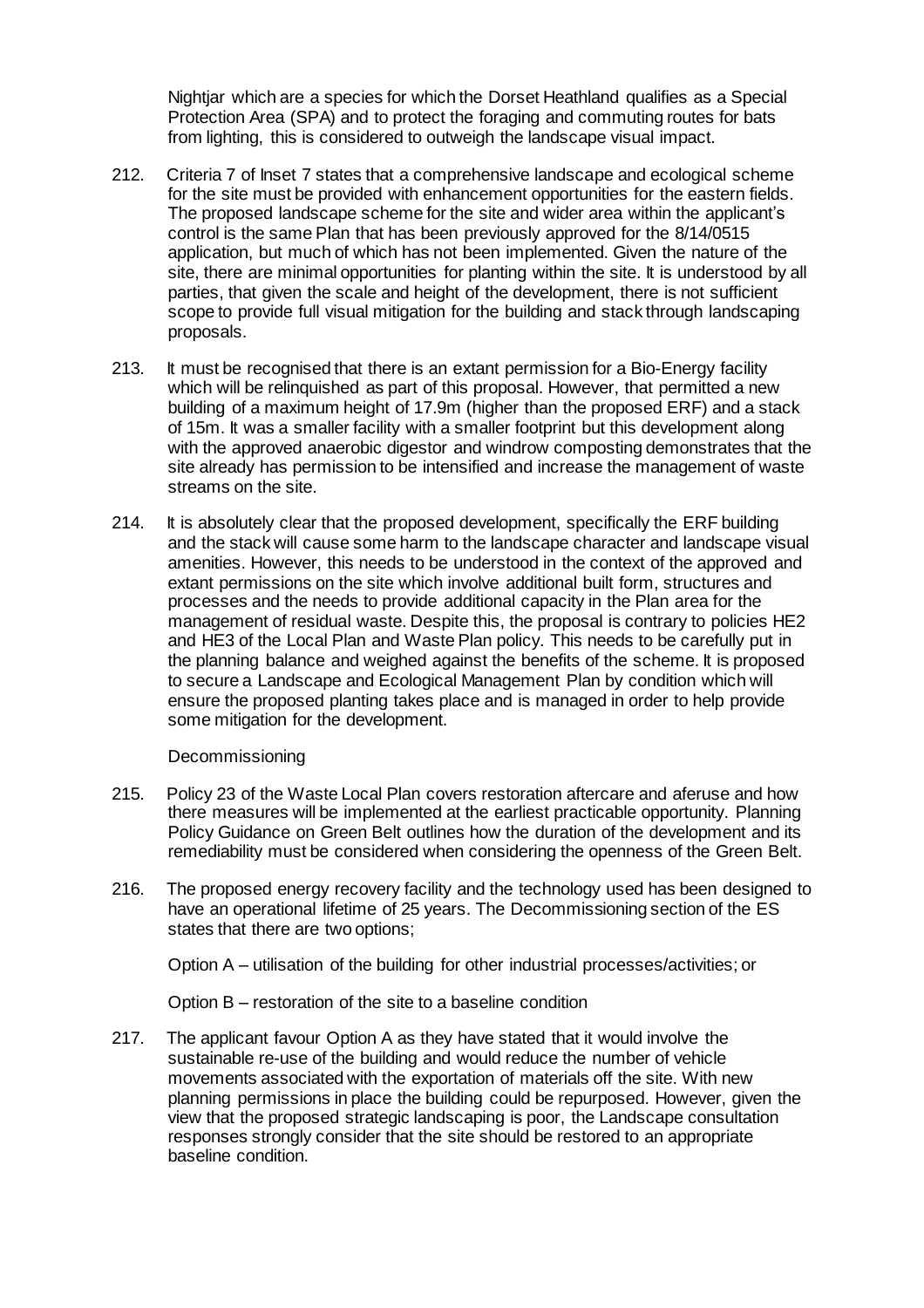Nightjar which are a species for which the Dorset Heathland qualifies as a Special Protection Area (SPA) and to protect the foraging and commuting routes for bats from lighting, this is considered to outweigh the landscape visual impact.

212. Criteria 7 of Inset 7 states that a comprehensive landscape and ecological scheme for the site must be provided with enhancement opportunities for the eastern fields. The proposed landscape scheme for the site and wider area within the applicant's control is the same Plan that has been previously approved for the 8/14/0515 application, but much of which has not been implemented. Given the nature of the site, there are minimal opportunities for planting within the site. It is understood by all parties, that given the scale and height of the development, there is not sufficient scope to provide full visual mitigation for the building and stack through landscaping proposals.

213. It must be recognised that there is an extant permission for a Bio-Energy facility which will be relinquished as part of this proposal. However, that permitted a new building of a maximum height of 17.9m (higher than the proposed ERF) and a stack of 15m. It was a smaller facility with a smaller footprint but this development along with the approved anaerobic digestor and windrow composting demonstrates that the site already has permission to be intensified and increase the management of waste streams on the site.

214. It is absolutely clear that the proposed development, specifically the ERF building and the stack will cause some harm to the landscape character and landscape visual amenities. However, this needs to be understood in the context of the approved and extant permissions on the site which involve additional built form, structures and processes and the needs to provide additional capacity in the Plan area for the management of residual waste. Despite this, the proposal is contrary to policies HE2 and HE3 of the Local Plan and Waste Plan policy. This needs to be carefully put in the planning balance and weighed against the benefits of the scheme. It is proposed to secure a Landscape and Ecological Management Plan by condition which will ensure the proposed planting takes place and is managed in order to help provide some mitigation for the development.

Decommissioning

215. Policy 23 of the Waste Local Plan covers restoration aftercare and aferuse and how there measures will be implemented at the earliest practicable opportunity. Planning Policy Guidance on Green Belt outlines how the duration of the development and its remediability must be considered when considering the openness of the Green Belt.

216. The proposed energy recovery facility and the technology used has been designed to have an operational lifetime of 25 years. The Decommissioning section of the ES states that there are two options;

Option A – utilisation of the building for other industrial processes/activities; or

Option B – restoration of the site to a baseline condition

217. The applicant favour Option A as they have stated that it would involve the sustainable re-use of the building and would reduce the number of vehicle movements associated with the exportation of materials off the site. With new planning permissions in place the building could be repurposed. However, given the view that the proposed strategic landscaping is poor, the Landscape consultation responses strongly consider that the site should be restored to an appropriate baseline condition.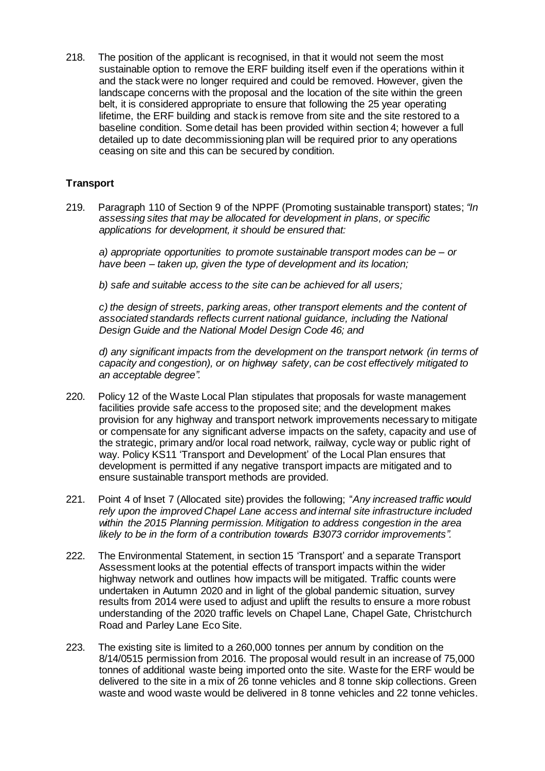218. The position of the applicant is recognised, in that it would not seem the most sustainable option to remove the ERF building itself even if the operations within it and the stack were no longer required and could be removed. However, given the landscape concerns with the proposal and the location of the site within the green belt, it is considered appropriate to ensure that following the 25 year operating lifetime, the ERF building and stack is remove from site and the site restored to a baseline condition. Some detail has been provided within section 4; however a full detailed up to date decommissioning plan will be required prior to any operations ceasing on site and this can be secured by condition.

## Transport

219. Paragraph 110 of Section 9 of the NPPF (Promoting sustainable transport) states; *"In assessing sites that may be allocated for development in plans, or specific applications for development, it should be ensured that:*

*a) appropriate opportunities to promote sustainable transport modes can be – or have been – taken up, given the type of development and its location;*

*b) safe and suitable access to the site can be achieved for all users;*

*c) the design of streets, parking areas, other transport elements and the content of associated standards reflects current national guidance, including the National Design Guide and the National Model Design Code 46; and*

*d) any significant impacts from the development on the transport network (in terms of capacity and congestion), or on highway safety, can be cost effectively mitigated to an acceptable degree".*

220. Policy 12 of the Waste Local Plan stipulates that proposals for waste management facilities provide safe access to the proposed site; and the development makes provision for any highway and transport network improvements necessary to mitigate or compensate for any significant adverse impacts on the safety, capacity and use of the strategic, primary and/or local road network, railway, cycle way or public right of way. Policy KS11 'Transport and Development' of the Local Plan ensures that development is permitted if any negative transport impacts are mitigated and to ensure sustainable transport methods are provided.

221. Point 4 of Inset 7 (Allocated site) provides the following; "*Any increased traffic would rely upon the improved Chapel Lane access and internal site infrastructure included within the 2015 Planning permission. Mitigation to address congestion in the area likely to be in the form of a contribution towards B3073 corridor improvements".*

222. The Environmental Statement, in section 15 'Transport' and a separate Transport Assessment looks at the potential effects of transport impacts within the wider highway network and outlines how impacts will be mitigated. Traffic counts were undertaken in Autumn 2020 and in light of the global pandemic situation, survey results from 2014 were used to adjust and uplift the results to ensure a more robust understanding of the 2020 traffic levels on Chapel Lane, Chapel Gate, Christchurch Road and Parley Lane Eco Site.

223. The existing site is limited to a 260,000 tonnes per annum by condition on the 8/14/0515 permission from 2016. The proposal would result in an increase of 75,000 tonnes of additional waste being imported onto the site. Waste for the ERF would be delivered to the site in a mix of 26 tonne vehicles and 8 tonne skip collections. Green waste and wood waste would be delivered in 8 tonne vehicles and 22 tonne vehicles.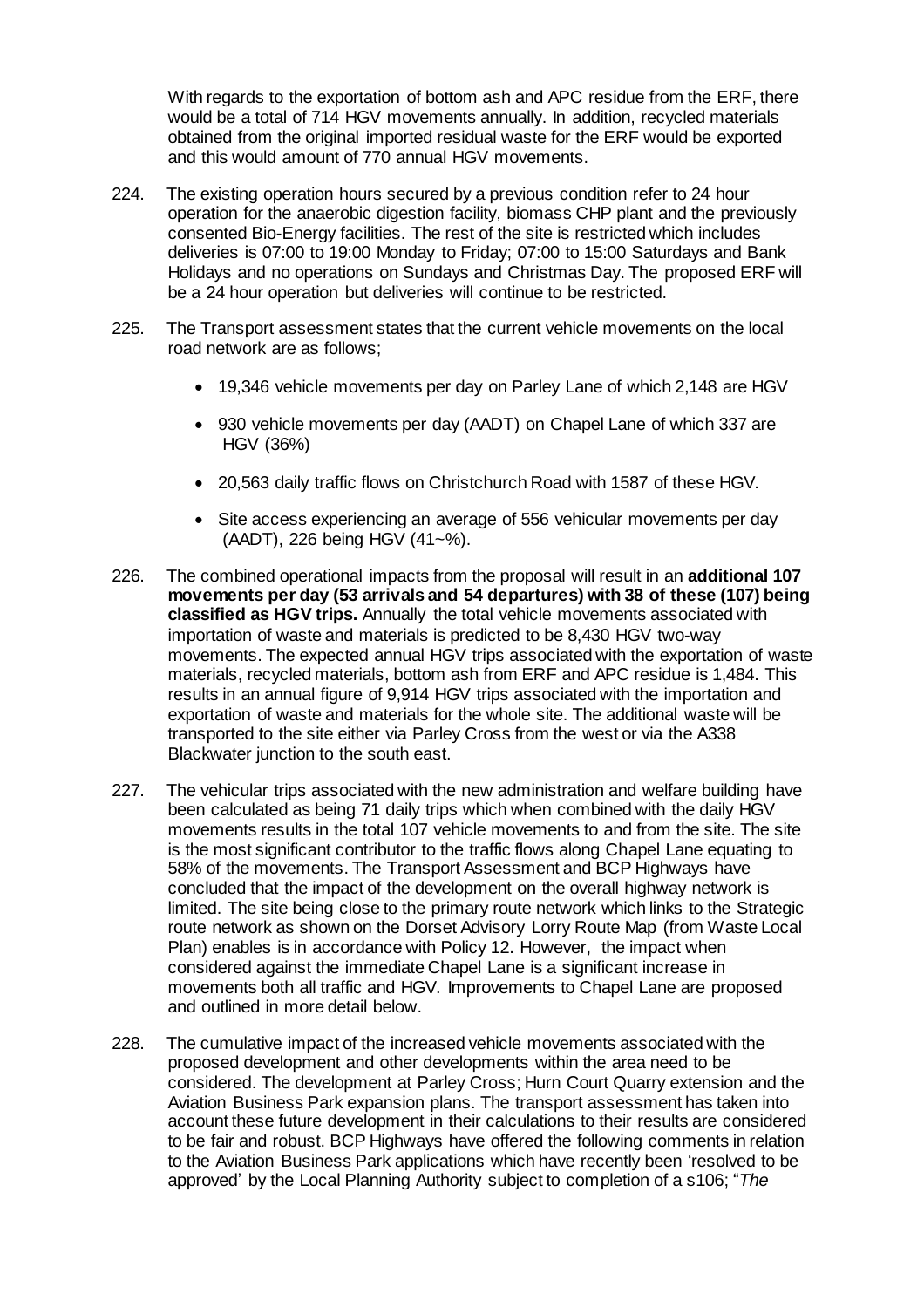With regards to the exportation of bottom ash and APC residue from the ERF, there would be a total of 714 HGV movements annually. In addition, recycled materials obtained from the original imported residual waste for the ERF would be exported and this would amount of 770 annual HGV movements.

224. The existing operation hours secured by a previous condition refer to 24 hour operation for the anaerobic digestion facility, biomass CHP plant and the previously consented Bio-Energy facilities. The rest of the site is restricted which includes deliveries is 07:00 to 19:00 Monday to Friday; 07:00 to 15:00 Saturdays and Bank Holidays and no operations on Sundays and Christmas Day. The proposed ERF will be a 24 hour operation but deliveries will continue to be restricted.

225. The Transport assessment states that the current vehicle movements on the local road network are as follows;

- 19,346 vehicle movements per day on Parley Lane of which 2,148 are HGV
- 930 vehicle movements per day (AADT) on Chapel Lane of which 337 are HGV (36%)
- 20,563 daily traffic flows on Christchurch Road with 1587 of these HGV.
- Site access experiencing an average of 556 vehicular movements per day (AADT), 226 being HGV (41~%).

226. The combined operational impacts from the proposal will result in an **additional 107 movements per day (53 arrivals and 54 departures) with 38 of these (107) being classified as HGV trips.** Annually the total vehicle movements associated with importation of waste and materials is predicted to be 8,430 HGV two-way movements. The expected annual HGV trips associated with the exportation of waste materials, recycled materials, bottom ash from ERF and APC residue is 1,484. This results in an annual figure of 9,914 HGV trips associated with the importation and exportation of waste and materials for the whole site. The additional waste will be transported to the site either via Parley Cross from the west or via the A338 Blackwater junction to the south east.

227. The vehicular trips associated with the new administration and welfare building have been calculated as being 71 daily trips which when combined with the daily HGV movements results in the total 107 vehicle movements to and from the site. The site is the most significant contributor to the traffic flows along Chapel Lane equating to 58% of the movements. The Transport Assessment and BCP Highways have concluded that the impact of the development on the overall highway network is limited. The site being close to the primary route network which links to the Strategic route network as shown on the Dorset Advisory Lorry Route Map (from Waste Local Plan) enables is in accordance with Policy 12. However, the impact when considered against the immediate Chapel Lane is a significant increase in movements both all traffic and HGV. Improvements to Chapel Lane are proposed and outlined in more detail below.

228. The cumulative impact of the increased vehicle movements associated with the proposed development and other developments within the area need to be considered. The development at Parley Cross; Hurn Court Quarry extension and the Aviation Business Park expansion plans. The transport assessment has taken into account these future development in their calculations to their results are considered to be fair and robust. BCP Highways have offered the following comments in relation to the Aviation Business Park applications which have recently been 'resolved to be approved' by the Local Planning Authority subject to completion of a s106; "*The*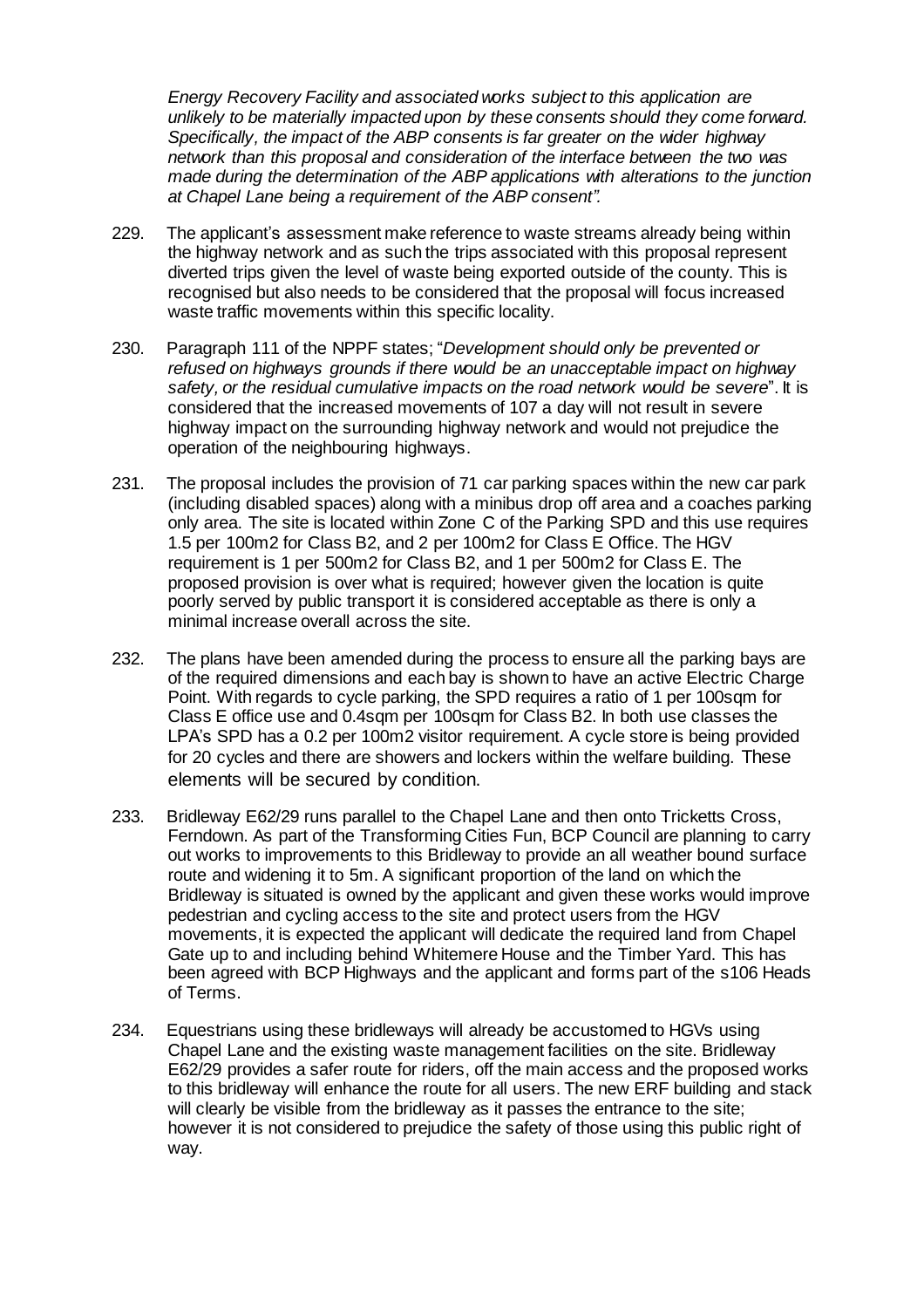*Energy Recovery Facility and associated works subject to this application are unlikely to be materially impacted upon by these consents should they come forward. Specifically, the impact of the ABP consents is far greater on the wider highway network than this proposal and consideration of the interface between the two was made during the determination of the ABP applications with alterations to the junction at Chapel Lane being a requirement of the ABP consent".*

229. The applicant's assessment make reference to waste streams already being within the highway network and as such the trips associated with this proposal represent diverted trips given the level of waste being exported outside of the county. This is recognised but also needs to be considered that the proposal will focus increased waste traffic movements within this specific locality.

230. Paragraph 111 of the NPPF states; "*Development should only be prevented or refused on highways grounds if there would be an unacceptable impact on highway safety, or the residual cumulative impacts on the road network would be severe*". It is considered that the increased movements of 107 a day will not result in severe highway impact on the surrounding highway network and would not prejudice the operation of the neighbouring highways.

231. The proposal includes the provision of 71 car parking spaces within the new car park (including disabled spaces) along with a minibus drop off area and a coaches parking only area. The site is located within Zone C of the Parking SPD and this use requires 1.5 per 100m2 for Class B2, and 2 per 100m2 for Class E Office. The HGV requirement is 1 per 500m2 for Class B2, and 1 per 500m2 for Class E. The proposed provision is over what is required; however given the location is quite poorly served by public transport it is considered acceptable as there is only a minimal increase overall across the site.

232. The plans have been amended during the process to ensure all the parking bays are of the required dimensions and each bay is shown to have an active Electric Charge Point. With regards to cycle parking, the SPD requires a ratio of 1 per 100sqm for Class E office use and 0.4sqm per 100sqm for Class B2. In both use classes the LPA's SPD has a 0.2 per 100m2 visitor requirement. A cycle store is being provided for 20 cycles and there are showers and lockers within the welfare building. These elements will be secured by condition.

233. Bridleway E62/29 runs parallel to the Chapel Lane and then onto Tricketts Cross, Ferndown. As part of the Transforming Cities Fun, BCP Council are planning to carry out works to improvements to this Bridleway to provide an all weather bound surface route and widening it to 5m. A significant proportion of the land on which the Bridleway is situated is owned by the applicant and given these works would improve pedestrian and cycling access to the site and protect users from the HGV movements, it is expected the applicant will dedicate the required land from Chapel Gate up to and including behind Whitemere House and the Timber Yard. This has been agreed with BCP Highways and the applicant and forms part of the s106 Heads of Terms.

234. Equestrians using these bridleways will already be accustomed to HGVs using Chapel Lane and the existing waste management facilities on the site. Bridleway E62/29 provides a safer route for riders, off the main access and the proposed works to this bridleway will enhance the route for all users. The new ERF building and stack will clearly be visible from the bridleway as it passes the entrance to the site; however it is not considered to prejudice the safety of those using this public right of way.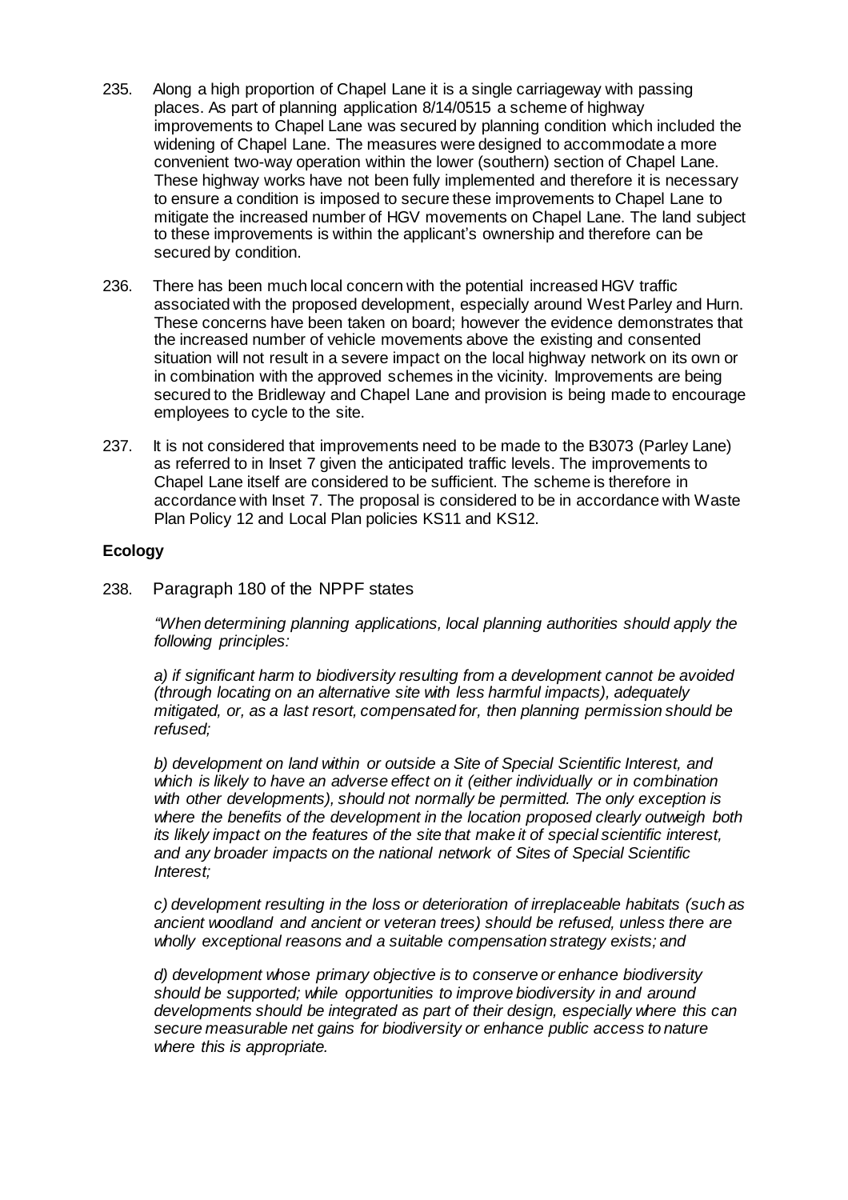235. Along a high proportion of Chapel Lane it is a single carriageway with passing places. As part of planning application 8/14/0515 a scheme of highway improvements to Chapel Lane was secured by planning condition which included the widening of Chapel Lane. The measures were designed to accommodate a more convenient two-way operation within the lower (southern) section of Chapel Lane. These highway works have not been fully implemented and therefore it is necessary to ensure a condition is imposed to secure these improvements to Chapel Lane to mitigate the increased number of HGV movements on Chapel Lane. The land subject to these improvements is within the applicant's ownership and therefore can be secured by condition.

236. There has been much local concern with the potential increased HGV traffic associated with the proposed development, especially around West Parley and Hurn. These concerns have been taken on board; however the evidence demonstrates that the increased number of vehicle movements above the existing and consented situation will not result in a severe impact on the local highway network on its own or in combination with the approved schemes in the vicinity. Improvements are being secured to the Bridleway and Chapel Lane and provision is being made to encourage employees to cycle to the site.

237. It is not considered that improvements need to be made to the B3073 (Parley Lane) as referred to in Inset 7 given the anticipated traffic levels. The improvements to Chapel Lane itself are considered to be sufficient. The scheme is therefore in accordance with Inset 7. The proposal is considered to be in accordance with Waste Plan Policy 12 and Local Plan policies KS11 and KS12.

**Ecology**

238. Paragraph 180 of the NPPF states

*"When determining planning applications, local planning authorities should apply the following principles:*

*a) if significant harm to biodiversity resulting from a development cannot be avoided (through locating on an alternative site with less harmful impacts), adequately mitigated, or, as a last resort, compensated for, then planning permission should be refused;*

*b) development on land within or outside a Site of Special Scientific Interest, and which is likely to have an adverse effect on it (either individually or in combination with other developments), should not normally be permitted. The only exception is where the benefits of the development in the location proposed clearly outweigh both its likely impact on the features of the site that make it of special scientific interest, and any broader impacts on the national network of Sites of Special Scientific Interest;*

*c) development resulting in the loss or deterioration of irreplaceable habitats (such as ancient woodland and ancient or veteran trees) should be refused, unless there are wholly exceptional reasons and a suitable compensation strategy exists; and*

*d) development whose primary objective is to conserve or enhance biodiversity should be supported; while opportunities to improve biodiversity in and around developments should be integrated as part of their design, especially where this can secure measurable net gains for biodiversity or enhance public access to nature where this is appropriate.*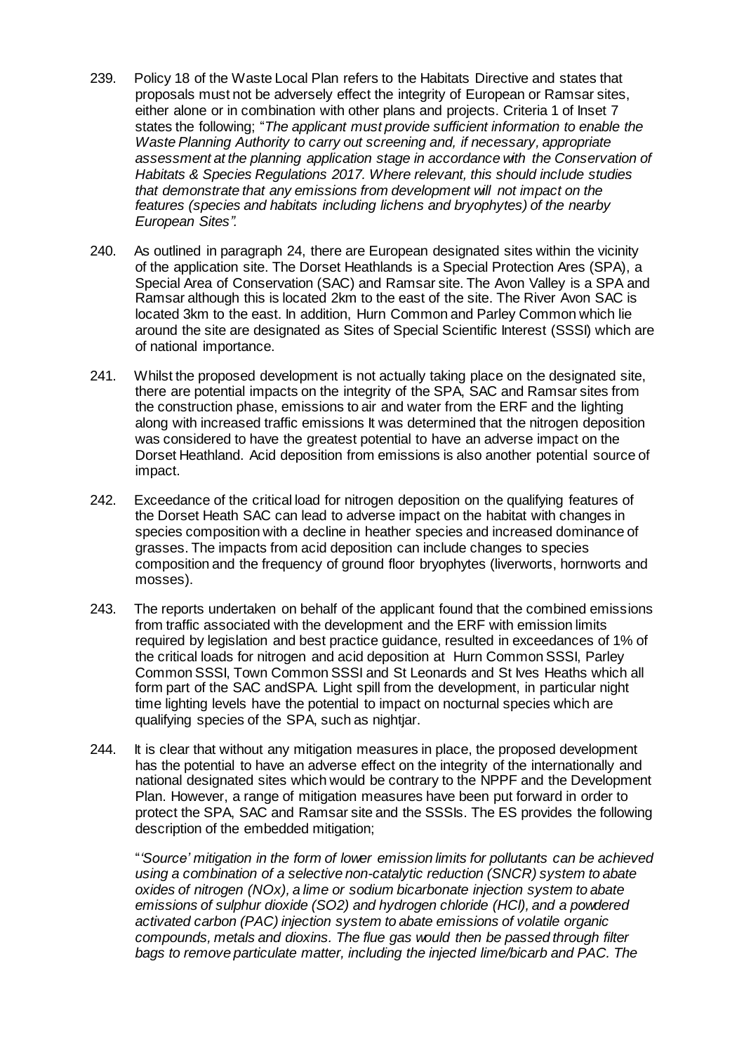239. Policy 18 of the Waste Local Plan refers to the Habitats Directive and states that proposals must not be adversely effect the integrity of European or Ramsar sites, either alone or in combination with other plans and projects. Criteria 1 of Inset 7 states the following; "*The applicant must provide sufficient information to enable the Waste Planning Authority to carry out screening and, if necessary, appropriate assessment at the planning application stage in accordance with the Conservation of Habitats & Species Regulations 2017. Where relevant, this should include studies that demonstrate that any emissions from development will not impact on the features (species and habitats including lichens and bryophytes) of the nearby European Sites".*

240. As outlined in paragraph 24, there are European designated sites within the vicinity of the application site. The Dorset Heathlands is a Special Protection Ares (SPA), a Special Area of Conservation (SAC) and Ramsar site. The Avon Valley is a SPA and Ramsar although this is located 2km to the east of the site. The River Avon SAC is located 3km to the east. In addition, Hurn Common and Parley Common which lie around the site are designated as Sites of Special Scientific Interest (SSSI) which are of national importance.

241. Whilst the proposed development is not actually taking place on the designated site, there are potential impacts on the integrity of the SPA, SAC and Ramsar sites from the construction phase, emissions to air and water from the ERF and the lighting along with increased traffic emissions It was determined that the nitrogen deposition was considered to have the greatest potential to have an adverse impact on the Dorset Heathland. Acid deposition from emissions is also another potential source of impact.

242. Exceedance of the critical load for nitrogen deposition on the qualifying features of the Dorset Heath SAC can lead to adverse impact on the habitat with changes in species composition with a decline in heather species and increased dominance of grasses. The impacts from acid deposition can include changes to species composition and the frequency of ground floor bryophytes (liverworts, hornworts and mosses).

243. The reports undertaken on behalf of the applicant found that the combined emissions from traffic associated with the development and the ERF with emission limits required by legislation and best practice guidance, resulted in exceedances of 1% of the critical loads for nitrogen and acid deposition at Hurn Common SSSI, Parley Common SSSI, Town Common SSSI and St Leonards and St Ives Heaths which all form part of the SAC andSPA. Light spill from the development, in particular night time lighting levels have the potential to impact on nocturnal species which are qualifying species of the SPA, such as nightjar.

244. It is clear that without any mitigation measures in place, the proposed development has the potential to have an adverse effect on the integrity of the internationally and national designated sites which would be contrary to the NPPF and the Development Plan. However, a range of mitigation measures have been put forward in order to protect the SPA, SAC and Ramsar site and the SSSIs. The ES provides the following description of the embedded mitigation;

"*'Source' mitigation in the form of lower emission limits for pollutants can be achieved using a combination of a selective non-catalytic reduction (SNCR) system to abate oxides of nitrogen (NOx), a lime or sodium bicarbonate injection system to abate emissions of sulphur dioxide ($SO_2$) and hydrogen chloride (HCl), and a powdered activated carbon (PAC) injection system to abate emissions of volatile organic compounds, metals and dioxins. The flue gas would then be passed through filter bags to remove particulate matter, including the injected lime/bicarb and PAC. The*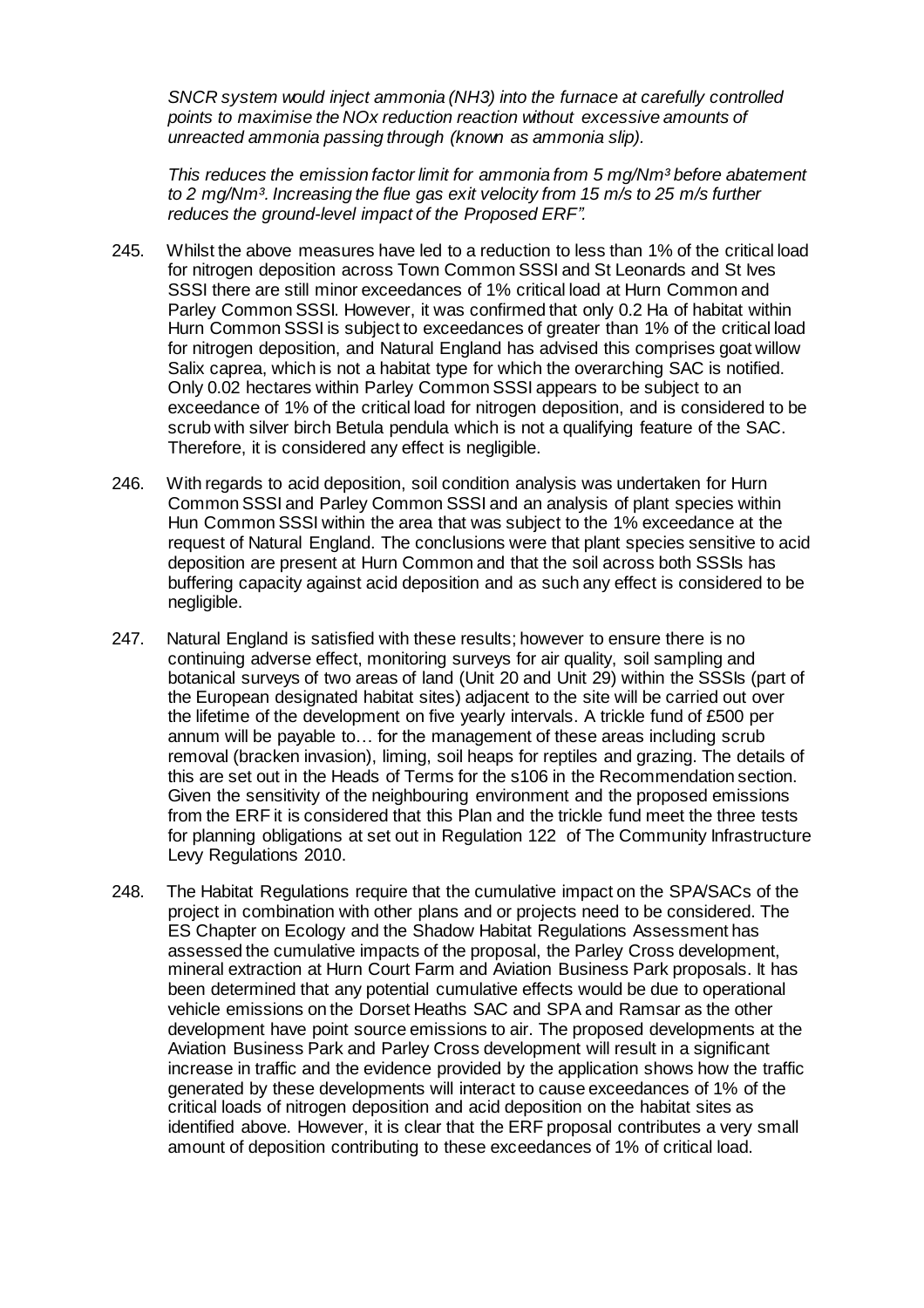*SNCR system would inject ammonia ($NH_3$) into the furnace at carefully controlled points to maximise the NOx reduction reaction without excessive amounts of unreacted ammonia passing through (known as ammonia slip).*

*This reduces the emission factor limit for ammonia from 5 mg/Nm³ before abatement to 2 mg/Nm³. Increasing the flue gas exit velocity from 15 m/s to 25 m/s further reduces the ground-level impact of the Proposed ERF".*

245. Whilst the above measures have led to a reduction to less than 1% of the critical load for nitrogen deposition across Town Common SSSI and St Leonards and St Ives SSSI there are still minor exceedances of 1% critical load at Hurn Common and Parley Common SSSI. However, it was confirmed that only 0.2 Ha of habitat within Hurn Common SSSI is subject to exceedances of greater than 1% of the critical load for nitrogen deposition, and Natural England has advised this comprises goat willow Salix caprea, which is not a habitat type for which the overarching SAC is notified. Only 0.02 hectares within Parley Common SSSI appears to be subject to an exceedance of 1% of the critical load for nitrogen deposition, and is considered to be scrub with silver birch Betula pendula which is not a qualifying feature of the SAC. Therefore, it is considered any effect is negligible.

246. With regards to acid deposition, soil condition analysis was undertaken for Hurn Common SSSI and Parley Common SSSI and an analysis of plant species within Hun Common SSSI within the area that was subject to the 1% exceedance at the request of Natural England. The conclusions were that plant species sensitive to acid deposition are present at Hurn Common and that the soil across both SSSIs has buffering capacity against acid deposition and as such any effect is considered to be negligible.

247. Natural England is satisfied with these results; however to ensure there is no continuing adverse effect, monitoring surveys for air quality, soil sampling and botanical surveys of two areas of land (Unit 20 and Unit 29) within the SSSIs (part of the European designated habitat sites) adjacent to the site will be carried out over the lifetime of the development on five yearly intervals. A trickle fund of £500 per annum will be payable to… for the management of these areas including scrub removal (bracken invasion), liming, soil heaps for reptiles and grazing. The details of this are set out in the Heads of Terms for the s106 in the Recommendation section. Given the sensitivity of the neighbouring environment and the proposed emissions from the ERF it is considered that this Plan and the trickle fund meet the three tests for planning obligations at set out in Regulation 122 of The Community Infrastructure Levy Regulations 2010.

248. The Habitat Regulations require that the cumulative impact on the SPA/SACs of the project in combination with other plans and or projects need to be considered. The ES Chapter on Ecology and the Shadow Habitat Regulations Assessment has assessed the cumulative impacts of the proposal, the Parley Cross development, mineral extraction at Hurn Court Farm and Aviation Business Park proposals. It has been determined that any potential cumulative effects would be due to operational vehicle emissions on the Dorset Heaths SAC and SPA and Ramsar as the other development have point source emissions to air. The proposed developments at the Aviation Business Park and Parley Cross development will result in a significant increase in traffic and the evidence provided by the application shows how the traffic generated by these developments will interact to cause exceedances of 1% of the critical loads of nitrogen deposition and acid deposition on the habitat sites as identified above. However, it is clear that the ERF proposal contributes a very small amount of deposition contributing to these exceedances of 1% of critical load.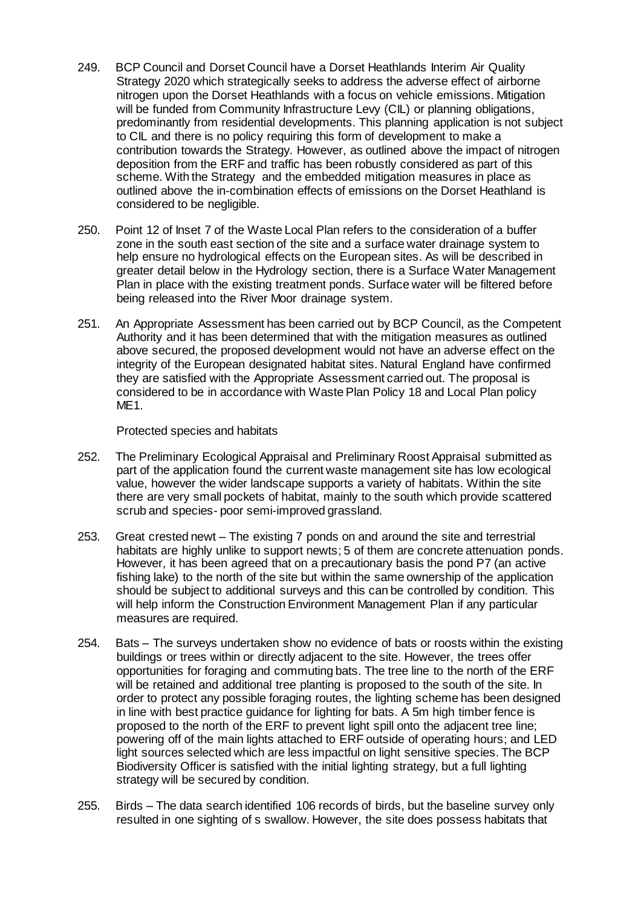249. BCP Council and Dorset Council have a Dorset Heathlands Interim Air Quality Strategy 2020 which strategically seeks to address the adverse effect of airborne nitrogen upon the Dorset Heathlands with a focus on vehicle emissions. Mitigation will be funded from Community Infrastructure Levy (CIL) or planning obligations, predominantly from residential developments. This planning application is not subject to CIL and there is no policy requiring this form of development to make a contribution towards the Strategy. However, as outlined above the impact of nitrogen deposition from the ERF and traffic has been robustly considered as part of this scheme. With the Strategy and the embedded mitigation measures in place as outlined above the in-combination effects of emissions on the Dorset Heathland is considered to be negligible.

250. Point 12 of Inset 7 of the Waste Local Plan refers to the consideration of a buffer zone in the south east section of the site and a surface water drainage system to help ensure no hydrological effects on the European sites. As will be described in greater detail below in the Hydrology section, there is a Surface Water Management Plan in place with the existing treatment ponds. Surface water will be filtered before being released into the River Moor drainage system.

251. An Appropriate Assessment has been carried out by BCP Council, as the Competent Authority and it has been determined that with the mitigation measures as outlined above secured, the proposed development would not have an adverse effect on the integrity of the European designated habitat sites. Natural England have confirmed they are satisfied with the Appropriate Assessment carried out. The proposal is considered to be in accordance with Waste Plan Policy 18 and Local Plan policy ME1.

Protected species and habitats

252. The Preliminary Ecological Appraisal and Preliminary Roost Appraisal submitted as part of the application found the current waste management site has low ecological value, however the wider landscape supports a variety of habitats. Within the site there are very small pockets of habitat, mainly to the south which provide scattered scrub and species- poor semi-improved grassland.

253. Great crested newt – The existing 7 ponds on and around the site and terrestrial habitats are highly unlike to support newts; 5 of them are concrete attenuation ponds. However, it has been agreed that on a precautionary basis the pond P7 (an active fishing lake) to the north of the site but within the same ownership of the application should be subject to additional surveys and this can be controlled by condition. This will help inform the Construction Environment Management Plan if any particular measures are required.

254. Bats – The surveys undertaken show no evidence of bats or roosts within the existing buildings or trees within or directly adjacent to the site. However, the trees offer opportunities for foraging and commuting bats. The tree line to the north of the ERF will be retained and additional tree planting is proposed to the south of the site. In order to protect any possible foraging routes, the lighting scheme has been designed in line with best practice guidance for lighting for bats. A 5m high timber fence is proposed to the north of the ERF to prevent light spill onto the adjacent tree line; powering off of the main lights attached to ERF outside of operating hours; and LED light sources selected which are less impactful on light sensitive species. The BCP Biodiversity Officer is satisfied with the initial lighting strategy, but a full lighting strategy will be secured by condition.

255. Birds – The data search identified 106 records of birds, but the baseline survey only resulted in one sighting of s swallow. However, the site does possess habitats that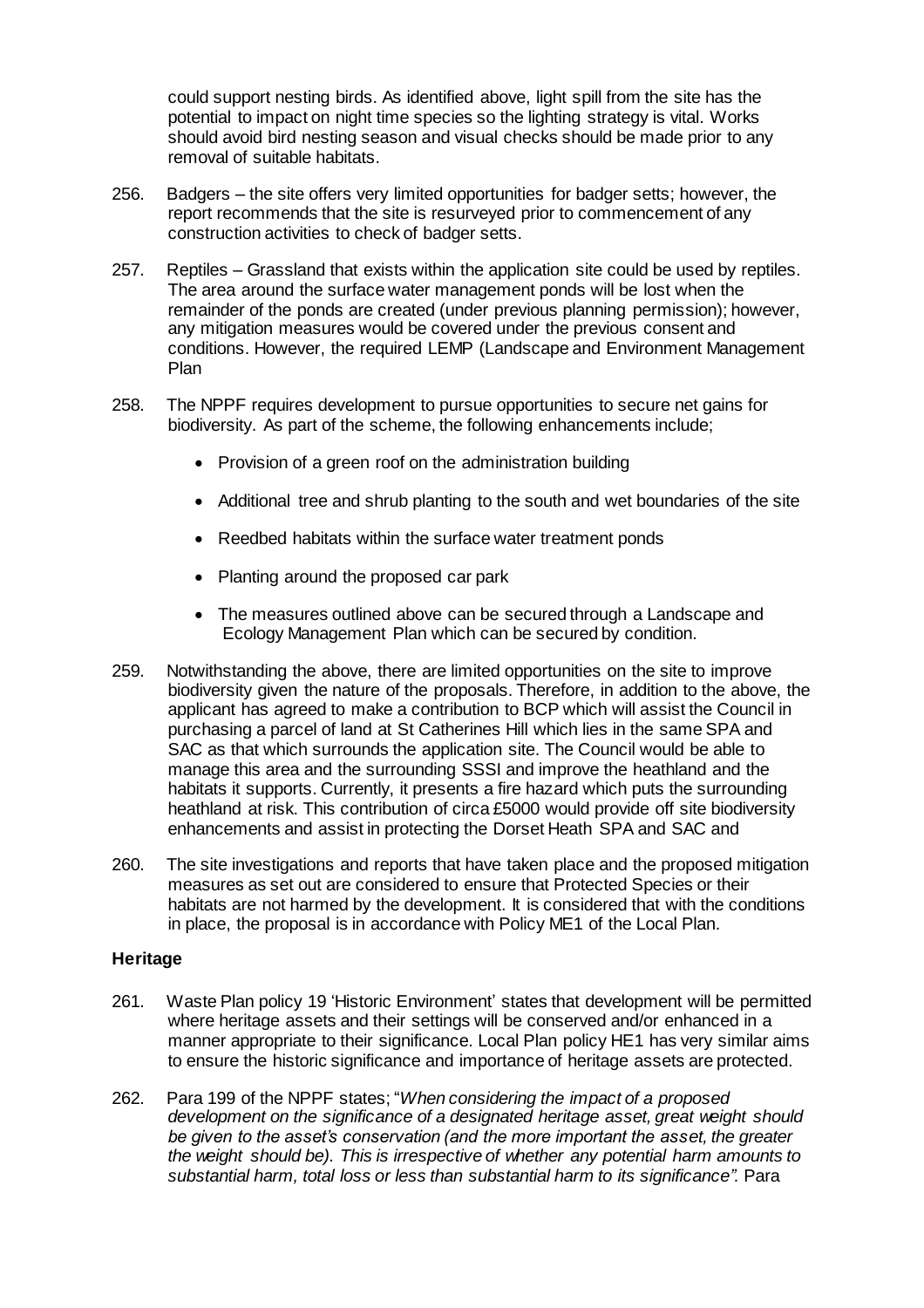could support nesting birds. As identified above, light spill from the site has the potential to impact on night time species so the lighting strategy is vital. Works should avoid bird nesting season and visual checks should be made prior to any removal of suitable habitats.

256. Badgers – the site offers very limited opportunities for badger setts; however, the report recommends that the site is resurveyed prior to commencement of any construction activities to check of badger setts.

257. Reptiles – Grassland that exists within the application site could be used by reptiles. The area around the surface water management ponds will be lost when the remainder of the ponds are created (under previous planning permission); however, any mitigation measures would be covered under the previous consent and conditions. However, the required LEMP (Landscape and Environment Management Plan

258. The NPPF requires development to pursue opportunities to secure net gains for biodiversity. As part of the scheme, the following enhancements include;

- Provision of a green roof on the administration building
- Additional tree and shrub planting to the south and wet boundaries of the site
- Reedbed habitats within the surface water treatment ponds
- Planting around the proposed car park
- The measures outlined above can be secured through a Landscape and Ecology Management Plan which can be secured by condition.

259. Notwithstanding the above, there are limited opportunities on the site to improve biodiversity given the nature of the proposals. Therefore, in addition to the above, the applicant has agreed to make a contribution to BCP which will assist the Council in purchasing a parcel of land at St Catherines Hill which lies in the same SPA and SAC as that which surrounds the application site. The Council would be able to manage this area and the surrounding SSSI and improve the heathland and the habitats it supports. Currently, it presents a fire hazard which puts the surrounding heathland at risk. This contribution of circa £5000 would provide off site biodiversity enhancements and assist in protecting the Dorset Heath SPA and SAC and

260. The site investigations and reports that have taken place and the proposed mitigation measures as set out are considered to ensure that Protected Species or their habitats are not harmed by the development. It is considered that with the conditions in place, the proposal is in accordance with Policy ME1 of the Local Plan.

### Heritage

261. Waste Plan policy 19 'Historic Environment' states that development will be permitted where heritage assets and their settings will be conserved and/or enhanced in a manner appropriate to their significance. Local Plan policy HE1 has very similar aims to ensure the historic significance and importance of heritage assets are protected.

262. Para 199 of the NPPF states; "*When considering the impact of a proposed development on the significance of a designated heritage asset, great weight should be given to the asset's conservation (and the more important the asset, the greater the weight should be). This is irrespective of whether any potential harm amounts to substantial harm, total loss or less than substantial harm to its significance".* Para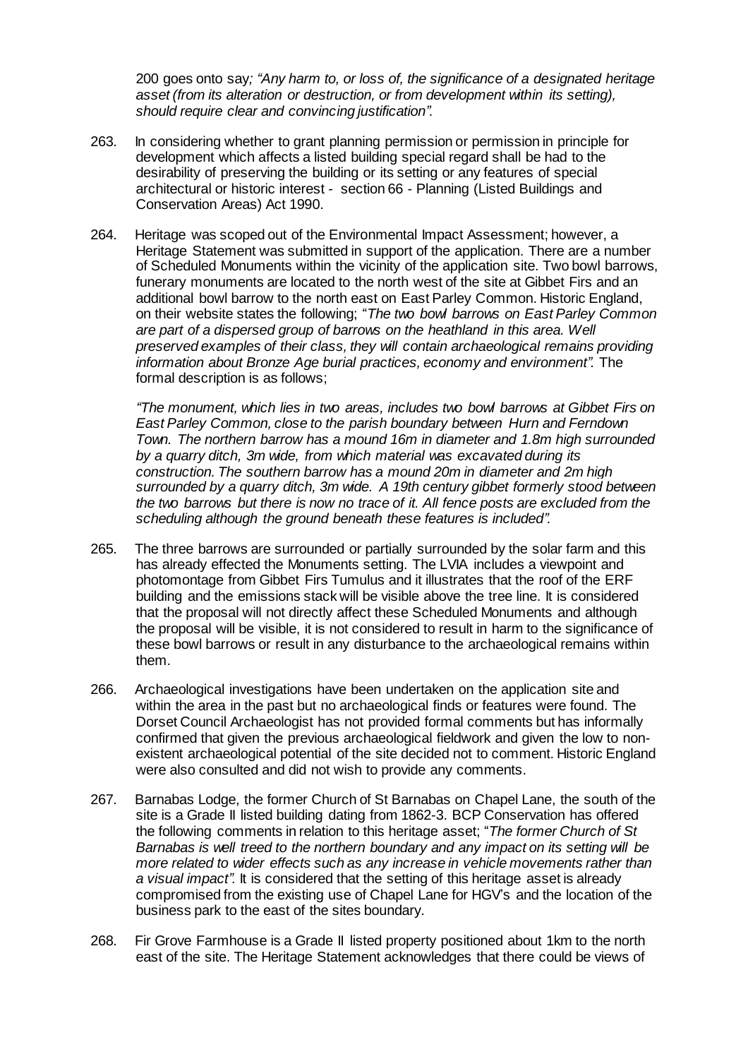200 goes onto say*; "Any harm to, or loss of, the significance of a designated heritage asset (from its alteration or destruction, or from development within its setting), should require clear and convincing justification".*

263. In considering whether to grant planning permission or permission in principle for development which affects a listed building special regard shall be had to the desirability of preserving the building or its setting or any features of special architectural or historic interest - section 66 - Planning (Listed Buildings and Conservation Areas) Act 1990.

264. Heritage was scoped out of the Environmental Impact Assessment; however, a Heritage Statement was submitted in support of the application. There are a number of Scheduled Monuments within the vicinity of the application site. Two bowl barrows, funerary monuments are located to the north west of the site at Gibbet Firs and an additional bowl barrow to the north east on East Parley Common. Historic England, on their website states the following; "*The two bowl barrows on East Parley Common are part of a dispersed group of barrows on the heathland in this area. Well preserved examples of their class, they will contain archaeological remains providing information about Bronze Age burial practices, economy and environment".* The formal description is as follows;

    *"The monument, which lies in two areas, includes two bowl barrows at Gibbet Firs on East Parley Common, close to the parish boundary between Hurn and Ferndown Town. The northern barrow has a mound 16m in diameter and 1.8m high surrounded by a quarry ditch, 3m wide, from which material was excavated during its construction. The southern barrow has a mound 20m in diameter and 2m high surrounded by a quarry ditch, 3m wide. A 19th century gibbet formerly stood between the two barrows but there is now no trace of it. All fence posts are excluded from the scheduling although the ground beneath these features is included".*

265. The three barrows are surrounded or partially surrounded by the solar farm and this has already effected the Monuments setting. The LVIA includes a viewpoint and photomontage from Gibbet Firs Tumulus and it illustrates that the roof of the ERF building and the emissions stack will be visible above the tree line. It is considered that the proposal will not directly affect these Scheduled Monuments and although the proposal will be visible, it is not considered to result in harm to the significance of these bowl barrows or result in any disturbance to the archaeological remains within them.

266. Archaeological investigations have been undertaken on the application site and within the area in the past but no archaeological finds or features were found. The Dorset Council Archaeologist has not provided formal comments but has informally confirmed that given the previous archaeological fieldwork and given the low to non-existent archaeological potential of the site decided not to comment. Historic England were also consulted and did not wish to provide any comments.

267. Barnabas Lodge, the former Church of St Barnabas on Chapel Lane, the south of the site is a Grade II listed building dating from 1862-3. BCP Conservation has offered the following comments in relation to this heritage asset; "*The former Church of St Barnabas is well treed to the northern boundary and any impact on its setting will be more related to wider effects such as any increase in vehicle movements rather than a visual impact".* It is considered that the setting of this heritage asset is already compromised from the existing use of Chapel Lane for HGV's and the location of the business park to the east of the sites boundary.

268. Fir Grove Farmhouse is a Grade II listed property positioned about 1km to the north east of the site. The Heritage Statement acknowledges that there could be views of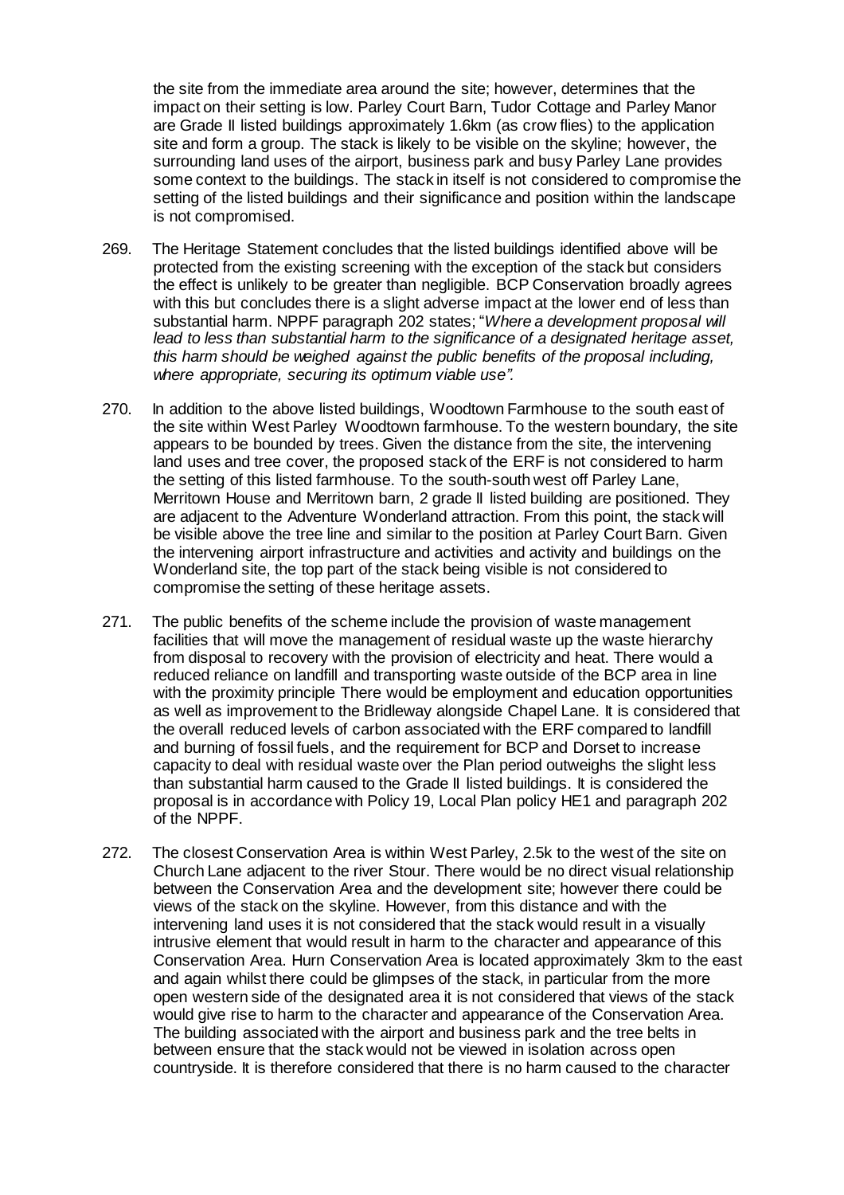the site from the immediate area around the site; however, determines that the impact on their setting is low. Parley Court Barn, Tudor Cottage and Parley Manor are Grade II listed buildings approximately 1.6km (as crow flies) to the application site and form a group. The stack is likely to be visible on the skyline; however, the surrounding land uses of the airport, business park and busy Parley Lane provides some context to the buildings. The stack in itself is not considered to compromise the setting of the listed buildings and their significance and position within the landscape is not compromised.

269. The Heritage Statement concludes that the listed buildings identified above will be protected from the existing screening with the exception of the stack but considers the effect is unlikely to be greater than negligible. BCP Conservation broadly agrees with this but concludes there is a slight adverse impact at the lower end of less than substantial harm. NPPF paragraph 202 states; "*Where a development proposal will lead to less than substantial harm to the significance of a designated heritage asset, this harm should be weighed against the public benefits of the proposal including, where appropriate, securing its optimum viable use".*

270. In addition to the above listed buildings, Woodtown Farmhouse to the south east of the site within West Parley Woodtown farmhouse. To the western boundary, the site appears to be bounded by trees. Given the distance from the site, the intervening land uses and tree cover, the proposed stack of the ERF is not considered to harm the setting of this listed farmhouse. To the south-south west off Parley Lane, Merritown House and Merritown barn, 2 grade II listed building are positioned. They are adjacent to the Adventure Wonderland attraction. From this point, the stack will be visible above the tree line and similar to the position at Parley Court Barn. Given the intervening airport infrastructure and activities and activity and buildings on the Wonderland site, the top part of the stack being visible is not considered to compromise the setting of these heritage assets.

271. The public benefits of the scheme include the provision of waste management facilities that will move the management of residual waste up the waste hierarchy from disposal to recovery with the provision of electricity and heat. There would a reduced reliance on landfill and transporting waste outside of the BCP area in line with the proximity principle There would be employment and education opportunities as well as improvement to the Bridleway alongside Chapel Lane. It is considered that the overall reduced levels of carbon associated with the ERF compared to landfill and burning of fossil fuels, and the requirement for BCP and Dorset to increase capacity to deal with residual waste over the Plan period outweighs the slight less than substantial harm caused to the Grade II listed buildings. It is considered the proposal is in accordance with Policy 19, Local Plan policy HE1 and paragraph 202 of the NPPF.

272. The closest Conservation Area is within West Parley, 2.5k to the west of the site on Church Lane adjacent to the river Stour. There would be no direct visual relationship between the Conservation Area and the development site; however there could be views of the stack on the skyline. However, from this distance and with the intervening land uses it is not considered that the stack would result in a visually intrusive element that would result in harm to the character and appearance of this Conservation Area. Hurn Conservation Area is located approximately 3km to the east and again whilst there could be glimpses of the stack, in particular from the more open western side of the designated area it is not considered that views of the stack would give rise to harm to the character and appearance of the Conservation Area. The building associated with the airport and business park and the tree belts in between ensure that the stack would not be viewed in isolation across open countryside. It is therefore considered that there is no harm caused to the character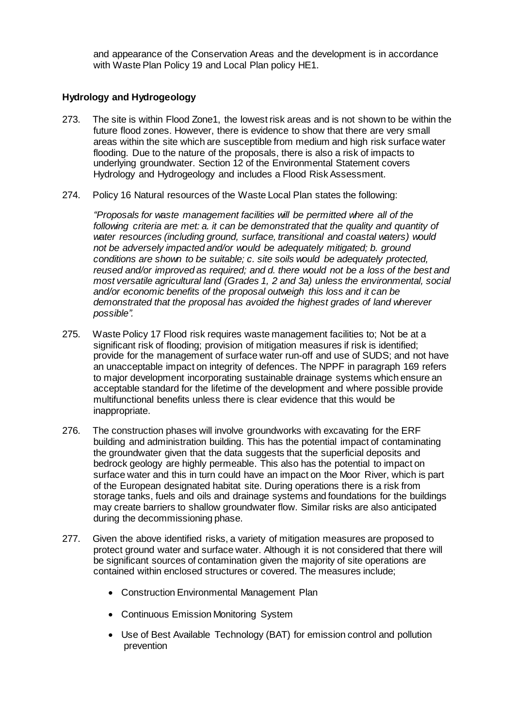and appearance of the Conservation Areas and the development is in accordance with Waste Plan Policy 19 and Local Plan policy HE1.

### Hydrology and Hydrogeology

273. The site is within Flood Zone1, the lowest risk areas and is not shown to be within the future flood zones. However, there is evidence to show that there are very small areas within the site which are susceptible from medium and high risk surface water flooding. Due to the nature of the proposals, there is also a risk of impacts to underlying groundwater. Section 12 of the Environmental Statement covers Hydrology and Hydrogeology and includes a Flood Risk Assessment.

274. Policy 16 Natural resources of the Waste Local Plan states the following:

*"Proposals for waste management facilities will be permitted where all of the following criteria are met: a. it can be demonstrated that the quality and quantity of water resources (including ground, surface, transitional and coastal waters) would not be adversely impacted and/or would be adequately mitigated; b. ground conditions are shown to be suitable; c. site soils would be adequately protected, reused and/or improved as required; and d. there would not be a loss of the best and most versatile agricultural land (Grades 1, 2 and 3a) unless the environmental, social and/or economic benefits of the proposal outweigh this loss and it can be demonstrated that the proposal has avoided the highest grades of land wherever possible".*

275. Waste Policy 17 Flood risk requires waste management facilities to; Not be at a significant risk of flooding; provision of mitigation measures if risk is identified; provide for the management of surface water run-off and use of SUDS; and not have an unacceptable impact on integrity of defences. The NPPF in paragraph 169 refers to major development incorporating sustainable drainage systems which ensure an acceptable standard for the lifetime of the development and where possible provide multifunctional benefits unless there is clear evidence that this would be inappropriate.

276. The construction phases will involve groundworks with excavating for the ERF building and administration building. This has the potential impact of contaminating the groundwater given that the data suggests that the superficial deposits and bedrock geology are highly permeable. This also has the potential to impact on surface water and this in turn could have an impact on the Moor River, which is part of the European designated habitat site. During operations there is a risk from storage tanks, fuels and oils and drainage systems and foundations for the buildings may create barriers to shallow groundwater flow. Similar risks are also anticipated during the decommissioning phase.

277. Given the above identified risks, a variety of mitigation measures are proposed to protect ground water and surface water. Although it is not considered that there will be significant sources of contamination given the majority of site operations are contained within enclosed structures or covered. The measures include;

- Construction Environmental Management Plan
- Continuous Emission Monitoring System
- Use of Best Available Technology (BAT) for emission control and pollution prevention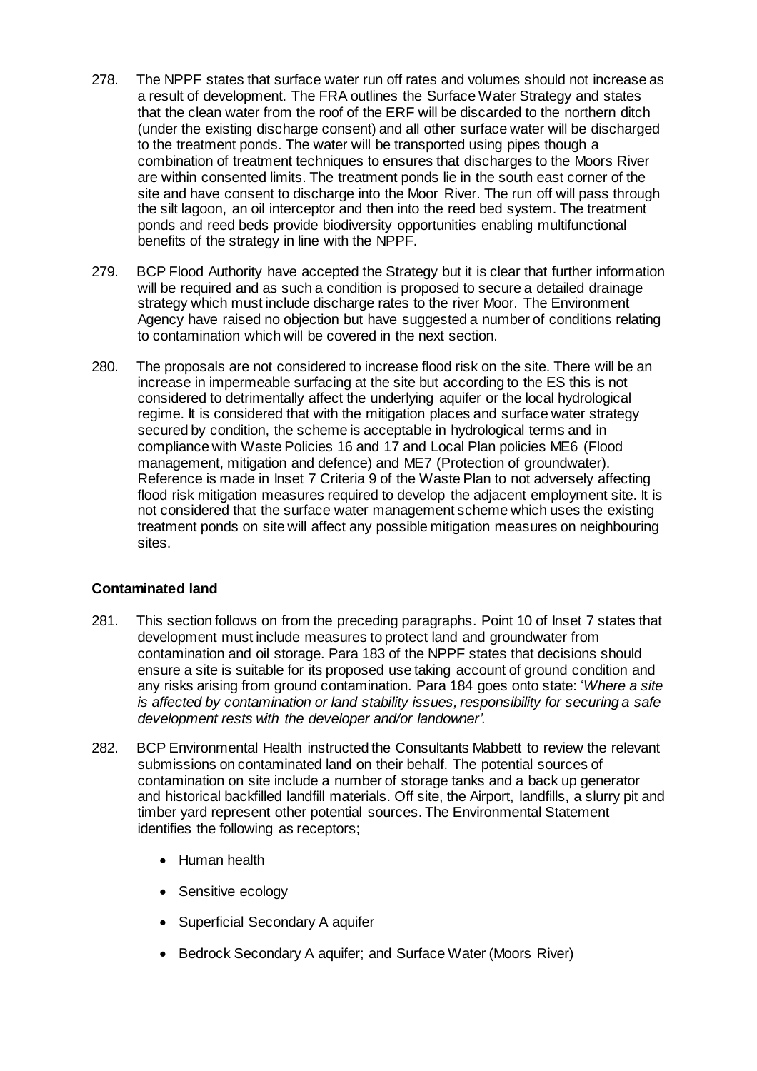278. The NPPF states that surface water run off rates and volumes should not increase as a result of development. The FRA outlines the Surface Water Strategy and states that the clean water from the roof of the ERF will be discarded to the northern ditch (under the existing discharge consent) and all other surface water will be discharged to the treatment ponds. The water will be transported using pipes though a combination of treatment techniques to ensures that discharges to the Moors River are within consented limits. The treatment ponds lie in the south east corner of the site and have consent to discharge into the Moor River. The run off will pass through the silt lagoon, an oil interceptor and then into the reed bed system. The treatment ponds and reed beds provide biodiversity opportunities enabling multifunctional benefits of the strategy in line with the NPPF.

279. BCP Flood Authority have accepted the Strategy but it is clear that further information will be required and as such a condition is proposed to secure a detailed drainage strategy which must include discharge rates to the river Moor. The Environment Agency have raised no objection but have suggested a number of conditions relating to contamination which will be covered in the next section.

280. The proposals are not considered to increase flood risk on the site. There will be an increase in impermeable surfacing at the site but according to the ES this is not considered to detrimentally affect the underlying aquifer or the local hydrological regime. It is considered that with the mitigation places and surface water strategy secured by condition, the scheme is acceptable in hydrological terms and in compliance with Waste Policies 16 and 17 and Local Plan policies ME6 (Flood management, mitigation and defence) and ME7 (Protection of groundwater). Reference is made in Inset 7 Criteria 9 of the Waste Plan to not adversely affecting flood risk mitigation measures required to develop the adjacent employment site. It is not considered that the surface water management scheme which uses the existing treatment ponds on site will affect any possible mitigation measures on neighbouring sites.

**Contaminated land**

281. This section follows on from the preceding paragraphs. Point 10 of Inset 7 states that development must include measures to protect land and groundwater from contamination and oil storage. Para 183 of the NPPF states that decisions should ensure a site is suitable for its proposed use taking account of ground condition and any risks arising from ground contamination. Para 184 goes onto state: '*Where a site is affected by contamination or land stability issues, responsibility for securing a safe development rests with the developer and/or landowner'.*

282. BCP Environmental Health instructed the Consultants Mabbett to review the relevant submissions on contaminated land on their behalf. The potential sources of contamination on site include a number of storage tanks and a back up generator and historical backfilled landfill materials. Off site, the Airport, landfills, a slurry pit and timber yard represent other potential sources. The Environmental Statement identifies the following as receptors;

- Human health
- Sensitive ecology
- Superficial Secondary A aquifer
- Bedrock Secondary A aquifer; and Surface Water (Moors River)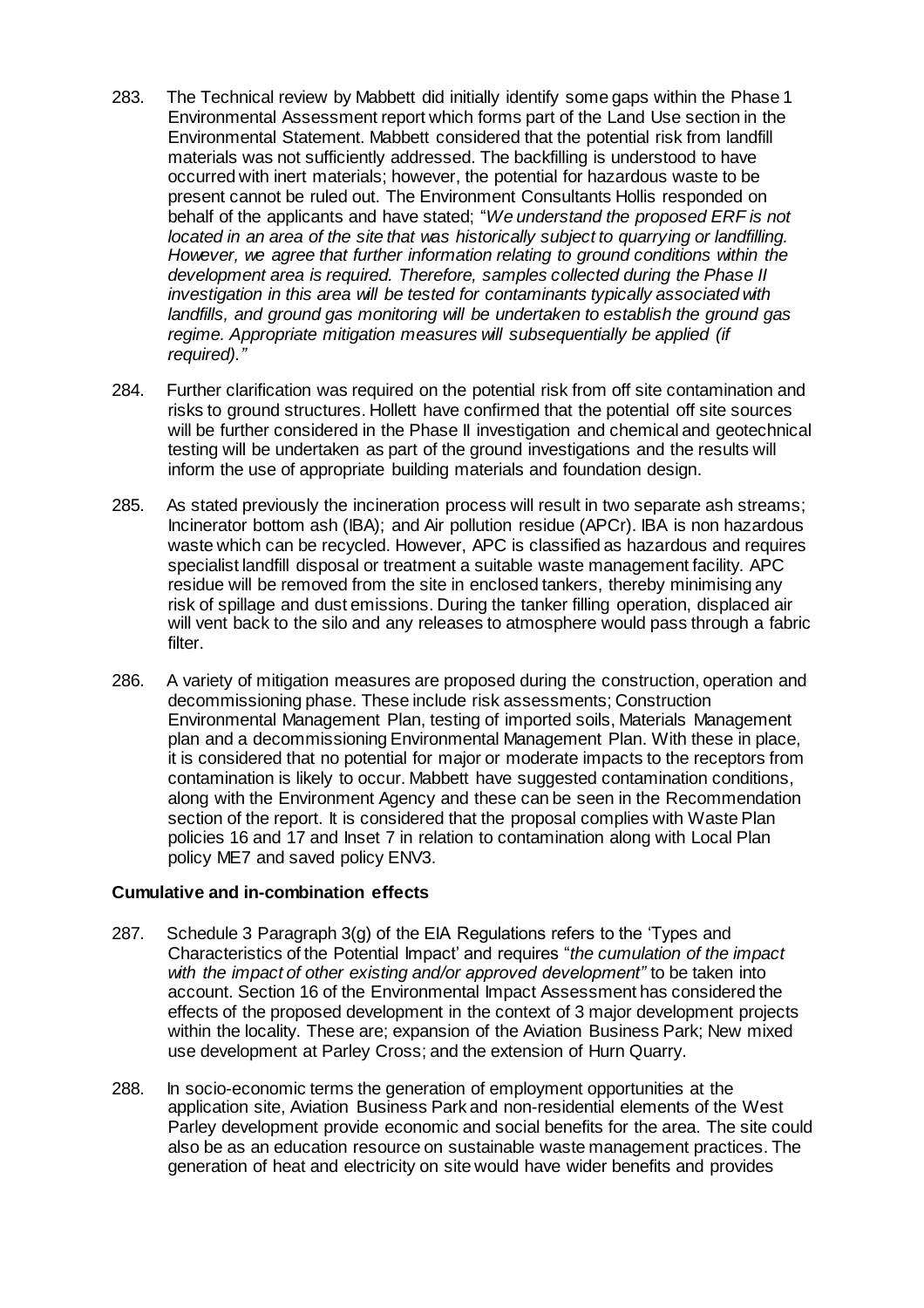283. The Technical review by Mabbett did initially identify some gaps within the Phase 1 Environmental Assessment report which forms part of the Land Use section in the Environmental Statement. Mabbett considered that the potential risk from landfill materials was not sufficiently addressed. The backfilling is understood to have occurred with inert materials; however, the potential for hazardous waste to be present cannot be ruled out. The Environment Consultants Hollis responded on behalf of the applicants and have stated; "*We understand the proposed ERF is not located in an area of the site that was historically subject to quarrying or landfilling. However, we agree that further information relating to ground conditions within the development area is required. Therefore, samples collected during the Phase II investigation in this area will be tested for contaminants typically associated with landfills, and ground gas monitoring will be undertaken to establish the ground gas regime. Appropriate mitigation measures will subsequentially be applied (if required).*"

284. Further clarification was required on the potential risk from off site contamination and risks to ground structures. Hollett have confirmed that the potential off site sources will be further considered in the Phase II investigation and chemical and geotechnical testing will be undertaken as part of the ground investigations and the results will inform the use of appropriate building materials and foundation design.

285. As stated previously the incineration process will result in two separate ash streams; Incinerator bottom ash (IBA); and Air pollution residue (APCr). IBA is non hazardous waste which can be recycled. However, APC is classified as hazardous and requires specialist landfill disposal or treatment a suitable waste management facility. APC residue will be removed from the site in enclosed tankers, thereby minimising any risk of spillage and dust emissions. During the tanker filling operation, displaced air will vent back to the silo and any releases to atmosphere would pass through a fabric filter.

286. A variety of mitigation measures are proposed during the construction, operation and decommissioning phase. These include risk assessments; Construction Environmental Management Plan, testing of imported soils, Materials Management plan and a decommissioning Environmental Management Plan. With these in place, it is considered that no potential for major or moderate impacts to the receptors from contamination is likely to occur. Mabbett have suggested contamination conditions, along with the Environment Agency and these can be seen in the Recommendation section of the report. It is considered that the proposal complies with Waste Plan policies 16 and 17 and Inset 7 in relation to contamination along with Local Plan policy ME7 and saved policy ENV3.

**Cumulative and in-combination effects**

287. Schedule 3 Paragraph 3(g) of the EIA Regulations refers to the 'Types and Characteristics of the Potential Impact' and requires "*the cumulation of the impact with the impact of other existing and/or approved development*" to be taken into account. Section 16 of the Environmental Impact Assessment has considered the effects of the proposed development in the context of 3 major development projects within the locality. These are; expansion of the Aviation Business Park; New mixed use development at Parley Cross; and the extension of Hurn Quarry.

288. In socio-economic terms the generation of employment opportunities at the application site, Aviation Business Park and non-residential elements of the West Parley development provide economic and social benefits for the area. The site could also be as an education resource on sustainable waste management practices. The generation of heat and electricity on site would have wider benefits and provides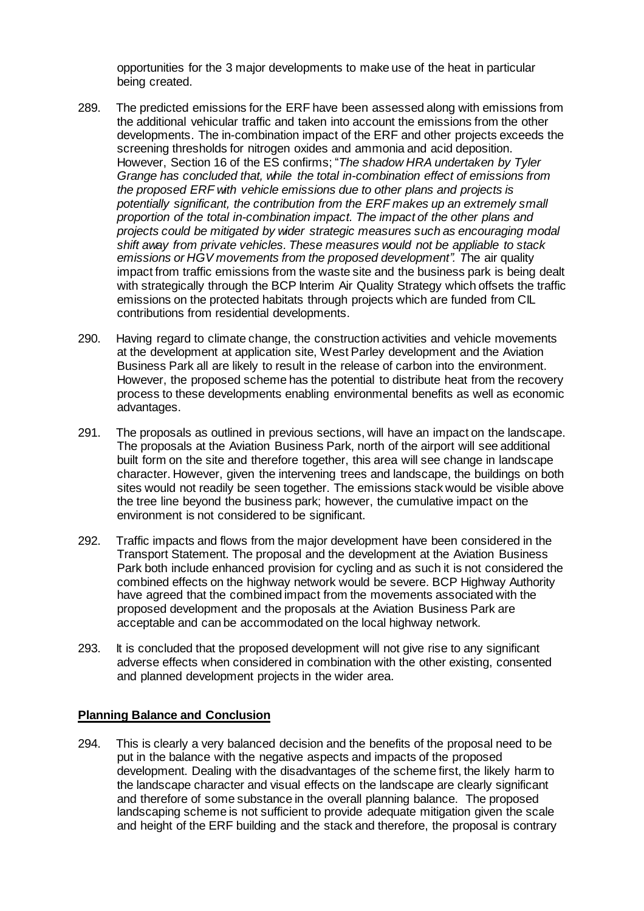opportunities for the 3 major developments to make use of the heat in particular being created.

289. The predicted emissions for the ERF have been assessed along with emissions from the additional vehicular traffic and taken into account the emissions from the other developments. The in-combination impact of the ERF and other projects exceeds the screening thresholds for nitrogen oxides and ammonia and acid deposition. However, Section 16 of the ES confirms; "*The shadow HRA undertaken by Tyler Grange has concluded that, while the total in-combination effect of emissions from the proposed ERF with vehicle emissions due to other plans and projects is potentially significant, the contribution from the ERF makes up an extremely small proportion of the total in-combination impact. The impact of the other plans and projects could be mitigated by wider strategic measures such as encouraging modal shift away from private vehicles. These measures would not be appliable to stack emissions or HGV movements from the proposed development".* The air quality impact from traffic emissions from the waste site and the business park is being dealt with strategically through the BCP Interim Air Quality Strategy which offsets the traffic emissions on the protected habitats through projects which are funded from CIL contributions from residential developments.

290. Having regard to climate change, the construction activities and vehicle movements at the development at application site, West Parley development and the Aviation Business Park all are likely to result in the release of carbon into the environment. However, the proposed scheme has the potential to distribute heat from the recovery process to these developments enabling environmental benefits as well as economic advantages.

291. The proposals as outlined in previous sections, will have an impact on the landscape. The proposals at the Aviation Business Park, north of the airport will see additional built form on the site and therefore together, this area will see change in landscape character. However, given the intervening trees and landscape, the buildings on both sites would not readily be seen together. The emissions stack would be visible above the tree line beyond the business park; however, the cumulative impact on the environment is not considered to be significant.

292. Traffic impacts and flows from the major development have been considered in the Transport Statement. The proposal and the development at the Aviation Business Park both include enhanced provision for cycling and as such it is not considered the combined effects on the highway network would be severe. BCP Highway Authority have agreed that the combined impact from the movements associated with the proposed development and the proposals at the Aviation Business Park are acceptable and can be accommodated on the local highway network.

293. It is concluded that the proposed development will not give rise to any significant adverse effects when considered in combination with the other existing, consented and planned development projects in the wider area.

## **Planning Balance and Conclusion**

294. This is clearly a very balanced decision and the benefits of the proposal need to be put in the balance with the negative aspects and impacts of the proposed development. Dealing with the disadvantages of the scheme first, the likely harm to the landscape character and visual effects on the landscape are clearly significant and therefore of some substance in the overall planning balance. The proposed landscaping scheme is not sufficient to provide adequate mitigation given the scale and height of the ERF building and the stack and therefore, the proposal is contrary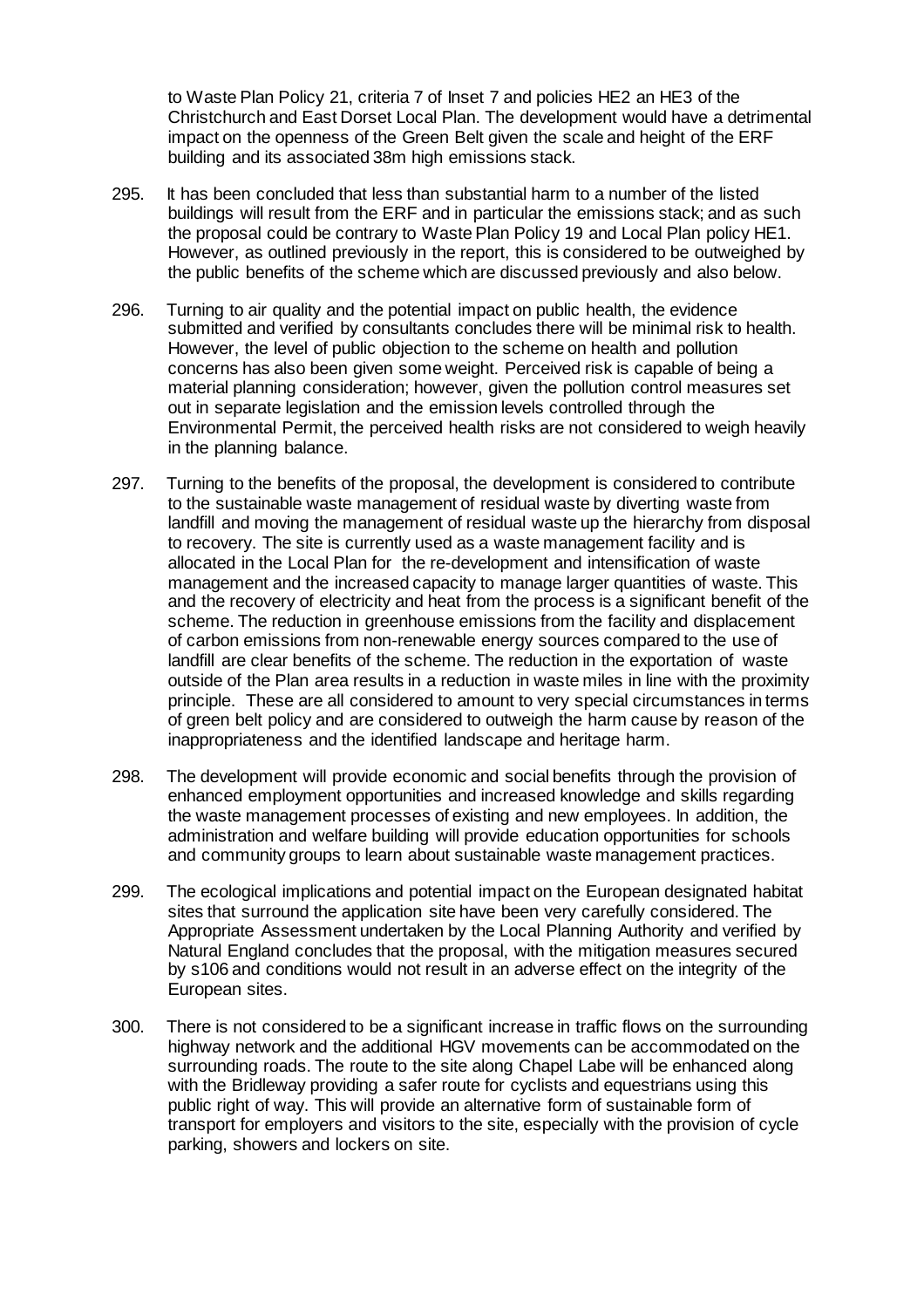to Waste Plan Policy 21, criteria 7 of Inset 7 and policies HE2 an HE3 of the Christchurch and East Dorset Local Plan. The development would have a detrimental impact on the openness of the Green Belt given the scale and height of the ERF building and its associated 38m high emissions stack.

295. It has been concluded that less than substantial harm to a number of the listed buildings will result from the ERF and in particular the emissions stack; and as such the proposal could be contrary to Waste Plan Policy 19 and Local Plan policy HE1. However, as outlined previously in the report, this is considered to be outweighed by the public benefits of the scheme which are discussed previously and also below.

296. Turning to air quality and the potential impact on public health, the evidence submitted and verified by consultants concludes there will be minimal risk to health. However, the level of public objection to the scheme on health and pollution concerns has also been given some weight. Perceived risk is capable of being a material planning consideration; however, given the pollution control measures set out in separate legislation and the emission levels controlled through the Environmental Permit, the perceived health risks are not considered to weigh heavily in the planning balance.

297. Turning to the benefits of the proposal, the development is considered to contribute to the sustainable waste management of residual waste by diverting waste from landfill and moving the management of residual waste up the hierarchy from disposal to recovery. The site is currently used as a waste management facility and is allocated in the Local Plan for the re-development and intensification of waste management and the increased capacity to manage larger quantities of waste. This and the recovery of electricity and heat from the process is a significant benefit of the scheme. The reduction in greenhouse emissions from the facility and displacement of carbon emissions from non-renewable energy sources compared to the use of landfill are clear benefits of the scheme. The reduction in the exportation of waste outside of the Plan area results in a reduction in waste miles in line with the proximity principle. These are all considered to amount to very special circumstances in terms of green belt policy and are considered to outweigh the harm cause by reason of the inappropriateness and the identified landscape and heritage harm.

298. The development will provide economic and social benefits through the provision of enhanced employment opportunities and increased knowledge and skills regarding the waste management processes of existing and new employees. In addition, the administration and welfare building will provide education opportunities for schools and community groups to learn about sustainable waste management practices.

299. The ecological implications and potential impact on the European designated habitat sites that surround the application site have been very carefully considered. The Appropriate Assessment undertaken by the Local Planning Authority and verified by Natural England concludes that the proposal, with the mitigation measures secured by s106 and conditions would not result in an adverse effect on the integrity of the European sites.

300. There is not considered to be a significant increase in traffic flows on the surrounding highway network and the additional HGV movements can be accommodated on the surrounding roads. The route to the site along Chapel Labe will be enhanced along with the Bridleway providing a safer route for cyclists and equestrians using this public right of way. This will provide an alternative form of sustainable form of transport for employers and visitors to the site, especially with the provision of cycle parking, showers and lockers on site.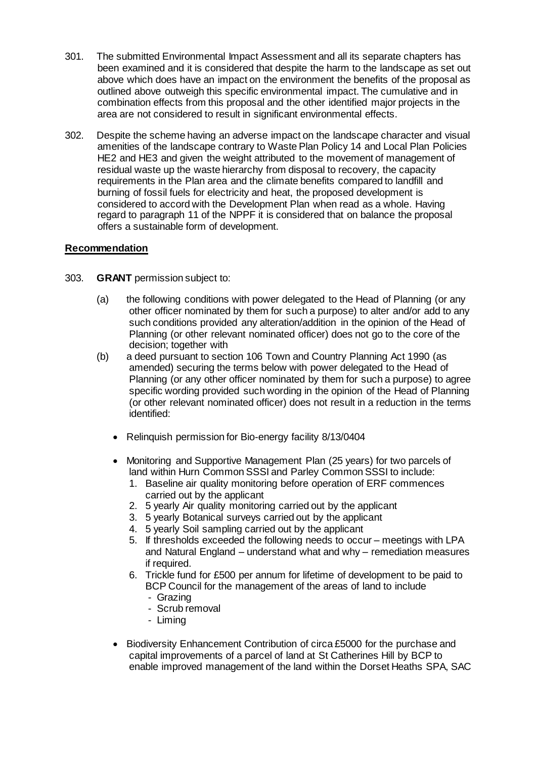301. The submitted Environmental Impact Assessment and all its separate chapters has been examined and it is considered that despite the harm to the landscape as set out above which does have an impact on the environment the benefits of the proposal as outlined above outweigh this specific environmental impact. The cumulative and in combination effects from this proposal and the other identified major projects in the area are not considered to result in significant environmental effects.

302. Despite the scheme having an adverse impact on the landscape character and visual amenities of the landscape contrary to Waste Plan Policy 14 and Local Plan Policies HE2 and HE3 and given the weight attributed to the movement of management of residual waste up the waste hierarchy from disposal to recovery, the capacity requirements in the Plan area and the climate benefits compared to landfill and burning of fossil fuels for electricity and heat, the proposed development is considered to accord with the Development Plan when read as a whole. Having regard to paragraph 11 of the NPPF it is considered that on balance the proposal offers a sustainable form of development.

## Recommendation

303. **GRANT** permission subject to:

(a) the following conditions with power delegated to the Head of Planning (or any other officer nominated by them for such a purpose) to alter and/or add to any such conditions provided any alteration/addition in the opinion of the Head of Planning (or other relevant nominated officer) does not go to the core of the decision; together with

(b) a deed pursuant to section 106 Town and Country Planning Act 1990 (as amended) securing the terms below with power delegated to the Head of Planning (or any other officer nominated by them for such a purpose) to agree specific wording provided such wording in the opinion of the Head of Planning (or other relevant nominated officer) does not result in a reduction in the terms identified:

- Relinquish permission for Bio-energy facility 8/13/0404
- Monitoring and Supportive Management Plan (25 years) for two parcels of land within Hurn Common SSSI and Parley Common SSSI to include:
  1. Baseline air quality monitoring before operation of ERF commences carried out by the applicant
  2. 5 yearly Air quality monitoring carried out by the applicant
  3. 5 yearly Botanical surveys carried out by the applicant
  4. 5 yearly Soil sampling carried out by the applicant
  5. If thresholds exceeded the following needs to occur – meetings with LPA and Natural England – understand what and why – remediation measures if required.
  6. Trickle fund for £500 per annum for lifetime of development to be paid to BCP Council for the management of the areas of land to include
     - Grazing
     - Scrub removal
     - Liming
- Biodiversity Enhancement Contribution of circa £5000 for the purchase and capital improvements of a parcel of land at St Catherines Hill by BCP to enable improved management of the land within the Dorset Heaths SPA, SAC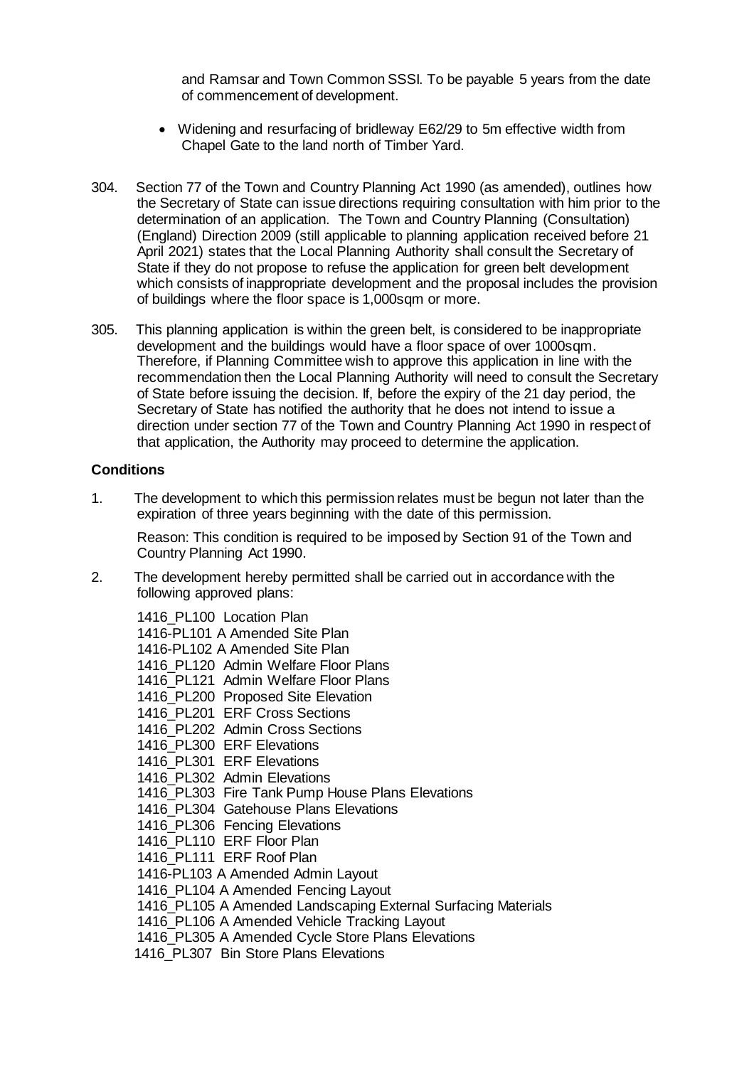and Ramsar and Town Common SSSI. To be payable 5 years from the date of commencement of development.

- Widening and resurfacing of bridleway E62/29 to 5m effective width from Chapel Gate to the land north of Timber Yard.

304. Section 77 of the Town and Country Planning Act 1990 (as amended), outlines how the Secretary of State can issue directions requiring consultation with him prior to the determination of an application. The Town and Country Planning (Consultation) (England) Direction 2009 (still applicable to planning application received before 21 April 2021) states that the Local Planning Authority shall consult the Secretary of State if they do not propose to refuse the application for green belt development which consists of inappropriate development and the proposal includes the provision of buildings where the floor space is 1,000sqm or more.

305. This planning application is within the green belt, is considered to be inappropriate development and the buildings would have a floor space of over 1000sqm. Therefore, if Planning Committee wish to approve this application in line with the recommendation then the Local Planning Authority will need to consult the Secretary of State before issuing the decision. If, before the expiry of the 21 day period, the Secretary of State has notified the authority that he does not intend to issue a direction under section 77 of the Town and Country Planning Act 1990 in respect of that application, the Authority may proceed to determine the application.

**Conditions**

1. The development to which this permission relates must be begun not later than the expiration of three years beginning with the date of this permission.

   Reason: This condition is required to be imposed by Section 91 of the Town and Country Planning Act 1990.

2. The development hereby permitted shall be carried out in accordance with the following approved plans:

   1416_PL100 Location Plan
   1416-PL101 A Amended Site Plan
   1416-PL102 A Amended Site Plan
   1416_PL120 Admin Welfare Floor Plans
   1416_PL121 Admin Welfare Floor Plans
   1416_PL200 Proposed Site Elevation
   1416_PL201 ERF Cross Sections
   1416_PL202 Admin Cross Sections
   1416_PL300 ERF Elevations
   1416_PL301 ERF Elevations
   1416_PL302 Admin Elevations
   1416_PL303 Fire Tank Pump House Plans Elevations
   1416_PL304 Gatehouse Plans Elevations
   1416_PL306 Fencing Elevations
   1416_PL110 ERF Floor Plan
   1416_PL111 ERF Roof Plan
   1416-PL103 A Amended Admin Layout
   1416_PL104 A Amended Fencing Layout
   1416_PL105 A Amended Landscaping External Surfacing Materials
   1416_PL106 A Amended Vehicle Tracking Layout
   1416_PL305 A Amended Cycle Store Plans Elevations
   1416_PL307 Bin Store Plans Elevations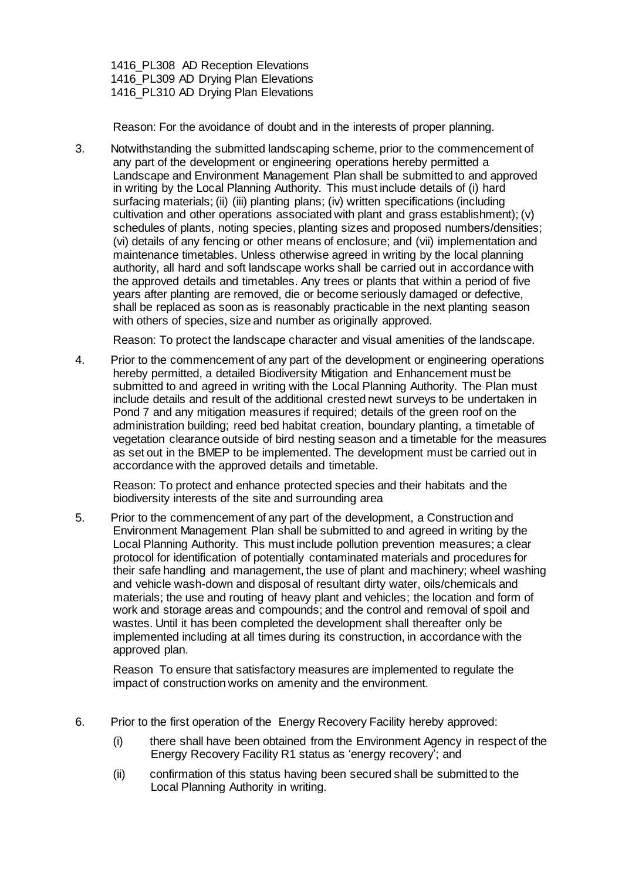1416_PL308 AD Reception Elevations
1416_PL309 AD Drying Plan Elevations
1416_PL310 AD Drying Plan Elevations

Reason: For the avoidance of doubt and in the interests of proper planning.

3. Notwithstanding the submitted landscaping scheme, prior to the commencement of any part of the development or engineering operations hereby permitted a Landscape and Environment Management Plan shall be submitted to and approved in writing by the Local Planning Authority. This must include details of (i) hard surfacing materials; (ii) (iii) planting plans; (iv) written specifications (including cultivation and other operations associated with plant and grass establishment); (v) schedules of plants, noting species, planting sizes and proposed numbers/densities; (vi) details of any fencing or other means of enclosure; and (vii) implementation and maintenance timetables. Unless otherwise agreed in writing by the local planning authority, all hard and soft landscape works shall be carried out in accordance with the approved details and timetables. Any trees or plants that within a period of five years after planting are removed, die or become seriously damaged or defective, shall be replaced as soon as is reasonably practicable in the next planting season with others of species, size and number as originally approved.

   Reason: To protect the landscape character and visual amenities of the landscape.

4. Prior to the commencement of any part of the development or engineering operations hereby permitted, a detailed Biodiversity Mitigation and Enhancement must be submitted to and agreed in writing with the Local Planning Authority. The Plan must include details and result of the additional crested newt surveys to be undertaken in Pond 7 and any mitigation measures if required; details of the green roof on the administration building; reed bed habitat creation, boundary planting, a timetable of vegetation clearance outside of bird nesting season and a timetable for the measures as set out in the BMEP to be implemented. The development must be carried out in accordance with the approved details and timetable.

   Reason: To protect and enhance protected species and their habitats and the biodiversity interests of the site and surrounding area

5. Prior to the commencement of any part of the development, a Construction and Environment Management Plan shall be submitted to and agreed in writing by the Local Planning Authority. This must include pollution prevention measures; a clear protocol for identification of potentially contaminated materials and procedures for their safe handling and management, the use of plant and machinery; wheel washing and vehicle wash-down and disposal of resultant dirty water, oils/chemicals and materials; the use and routing of heavy plant and vehicles; the location and form of work and storage areas and compounds; and the control and removal of spoil and wastes. Until it has been completed the development shall thereafter only be implemented including at all times during its construction, in accordance with the approved plan.

   Reason To ensure that satisfactory measures are implemented to regulate the impact of construction works on amenity and the environment.

6. Prior to the first operation of the Energy Recovery Facility hereby approved:

   (i) there shall have been obtained from the Environment Agency in respect of the Energy Recovery Facility R1 status as 'energy recovery'; and

   (ii) confirmation of this status having been secured shall be submitted to the Local Planning Authority in writing.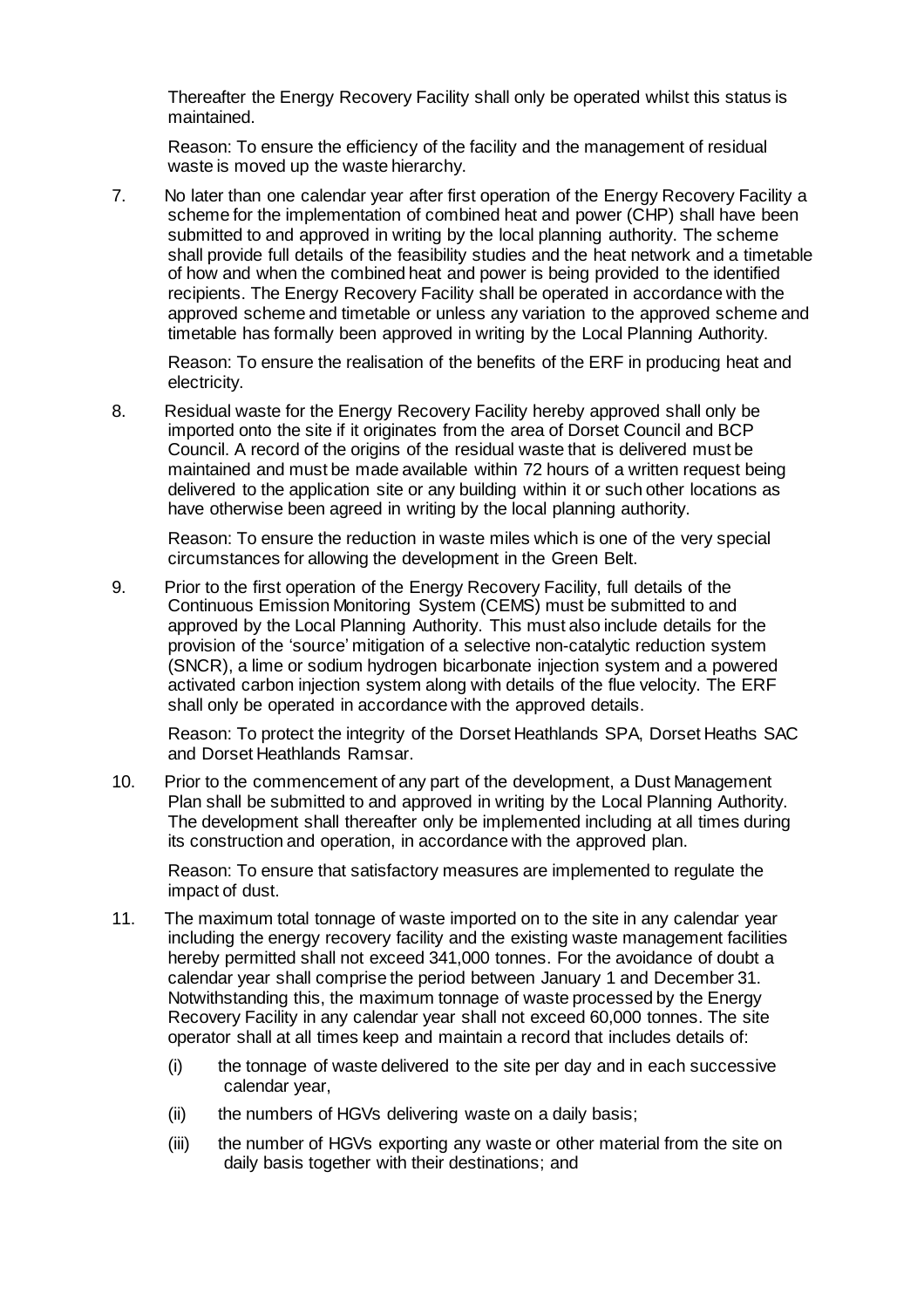Thereafter the Energy Recovery Facility shall only be operated whilst this status is maintained.

Reason: To ensure the efficiency of the facility and the management of residual waste is moved up the waste hierarchy.

7. No later than one calendar year after first operation of the Energy Recovery Facility a scheme for the implementation of combined heat and power (CHP) shall have been submitted to and approved in writing by the local planning authority. The scheme shall provide full details of the feasibility studies and the heat network and a timetable of how and when the combined heat and power is being provided to the identified recipients. The Energy Recovery Facility shall be operated in accordance with the approved scheme and timetable or unless any variation to the approved scheme and timetable has formally been approved in writing by the Local Planning Authority.

   Reason: To ensure the realisation of the benefits of the ERF in producing heat and electricity.

8. Residual waste for the Energy Recovery Facility hereby approved shall only be imported onto the site if it originates from the area of Dorset Council and BCP Council. A record of the origins of the residual waste that is delivered must be maintained and must be made available within 72 hours of a written request being delivered to the application site or any building within it or such other locations as have otherwise been agreed in writing by the local planning authority.

   Reason: To ensure the reduction in waste miles which is one of the very special circumstances for allowing the development in the Green Belt.

9. Prior to the first operation of the Energy Recovery Facility, full details of the Continuous Emission Monitoring System (CEMS) must be submitted to and approved by the Local Planning Authority. This must also include details for the provision of the 'source' mitigation of a selective non-catalytic reduction system (SNCR), a lime or sodium hydrogen bicarbonate injection system and a powered activated carbon injection system along with details of the flue velocity. The ERF shall only be operated in accordance with the approved details.

   Reason: To protect the integrity of the Dorset Heathlands SPA, Dorset Heaths SAC and Dorset Heathlands Ramsar.

10. Prior to the commencement of any part of the development, a Dust Management Plan shall be submitted to and approved in writing by the Local Planning Authority. The development shall thereafter only be implemented including at all times during its construction and operation, in accordance with the approved plan.

    Reason: To ensure that satisfactory measures are implemented to regulate the impact of dust.

11. The maximum total tonnage of waste imported on to the site in any calendar year including the energy recovery facility and the existing waste management facilities hereby permitted shall not exceed 341,000 tonnes. For the avoidance of doubt a calendar year shall comprise the period between January 1 and December 31. Notwithstanding this, the maximum tonnage of waste processed by the Energy Recovery Facility in any calendar year shall not exceed 60,000 tonnes. The site operator shall at all times keep and maintain a record that includes details of:

    (i) the tonnage of waste delivered to the site per day and in each successive calendar year,

    (ii) the numbers of HGVs delivering waste on a daily basis;

    (iii) the number of HGVs exporting any waste or other material from the site on daily basis together with their destinations; and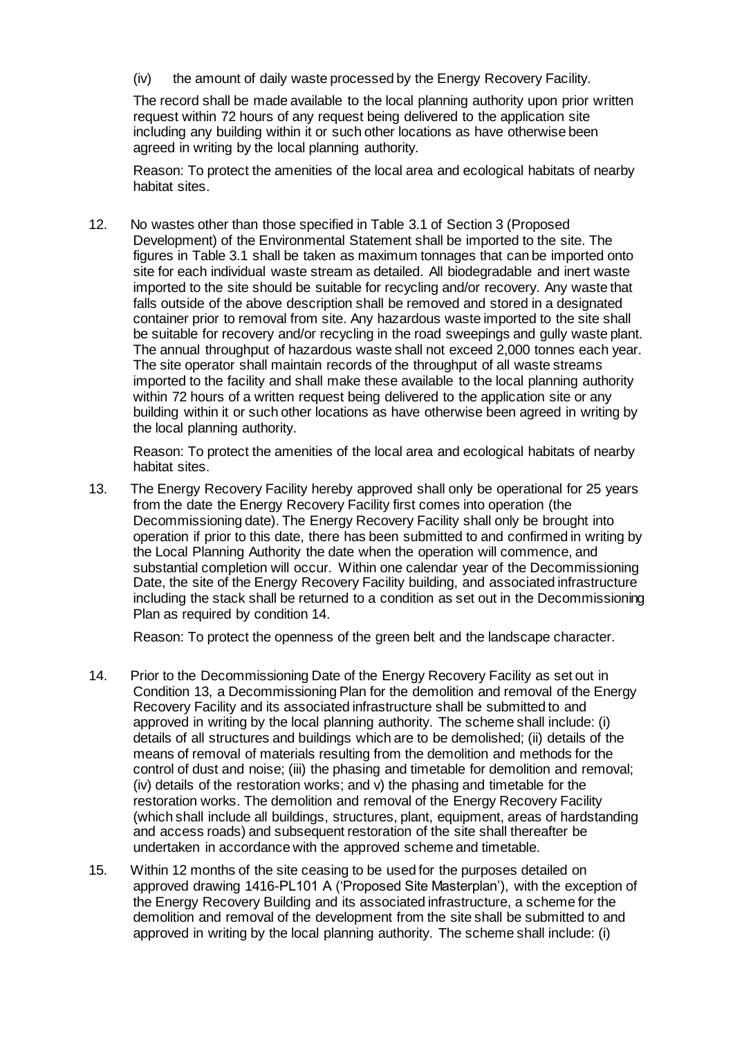(iv) the amount of daily waste processed by the Energy Recovery Facility.

The record shall be made available to the local planning authority upon prior written request within 72 hours of any request being delivered to the application site including any building within it or such other locations as have otherwise been agreed in writing by the local planning authority.

Reason: To protect the amenities of the local area and ecological habitats of nearby habitat sites.

12. No wastes other than those specified in Table 3.1 of Section 3 (Proposed Development) of the Environmental Statement shall be imported to the site. The figures in Table 3.1 shall be taken as maximum tonnages that can be imported onto site for each individual waste stream as detailed. All biodegradable and inert waste imported to the site should be suitable for recycling and/or recovery. Any waste that falls outside of the above description shall be removed and stored in a designated container prior to removal from site. Any hazardous waste imported to the site shall be suitable for recovery and/or recycling in the road sweepings and gully waste plant. The annual throughput of hazardous waste shall not exceed 2,000 tonnes each year. The site operator shall maintain records of the throughput of all waste streams imported to the facility and shall make these available to the local planning authority within 72 hours of a written request being delivered to the application site or any building within it or such other locations as have otherwise been agreed in writing by the local planning authority.

    Reason: To protect the amenities of the local area and ecological habitats of nearby habitat sites.

13. The Energy Recovery Facility hereby approved shall only be operational for 25 years from the date the Energy Recovery Facility first comes into operation (the Decommissioning date). The Energy Recovery Facility shall only be brought into operation if prior to this date, there has been submitted to and confirmed in writing by the Local Planning Authority the date when the operation will commence, and substantial completion will occur. Within one calendar year of the Decommissioning Date, the site of the Energy Recovery Facility building, and associated infrastructure including the stack shall be returned to a condition as set out in the Decommissioning Plan as required by condition 14.

    Reason: To protect the openness of the green belt and the landscape character.

14. Prior to the Decommissioning Date of the Energy Recovery Facility as set out in Condition 13, a Decommissioning Plan for the demolition and removal of the Energy Recovery Facility and its associated infrastructure shall be submitted to and approved in writing by the local planning authority. The scheme shall include: (i) details of all structures and buildings which are to be demolished; (ii) details of the means of removal of materials resulting from the demolition and methods for the control of dust and noise; (iii) the phasing and timetable for demolition and removal; (iv) details of the restoration works; and v) the phasing and timetable for the restoration works. The demolition and removal of the Energy Recovery Facility (which shall include all buildings, structures, plant, equipment, areas of hardstanding and access roads) and subsequent restoration of the site shall thereafter be undertaken in accordance with the approved scheme and timetable.

15. Within 12 months of the site ceasing to be used for the purposes detailed on approved drawing 1416-PL101 A ('Proposed Site Masterplan'), with the exception of the Energy Recovery Building and its associated infrastructure, a scheme for the demolition and removal of the development from the site shall be submitted to and approved in writing by the local planning authority. The scheme shall include: (i)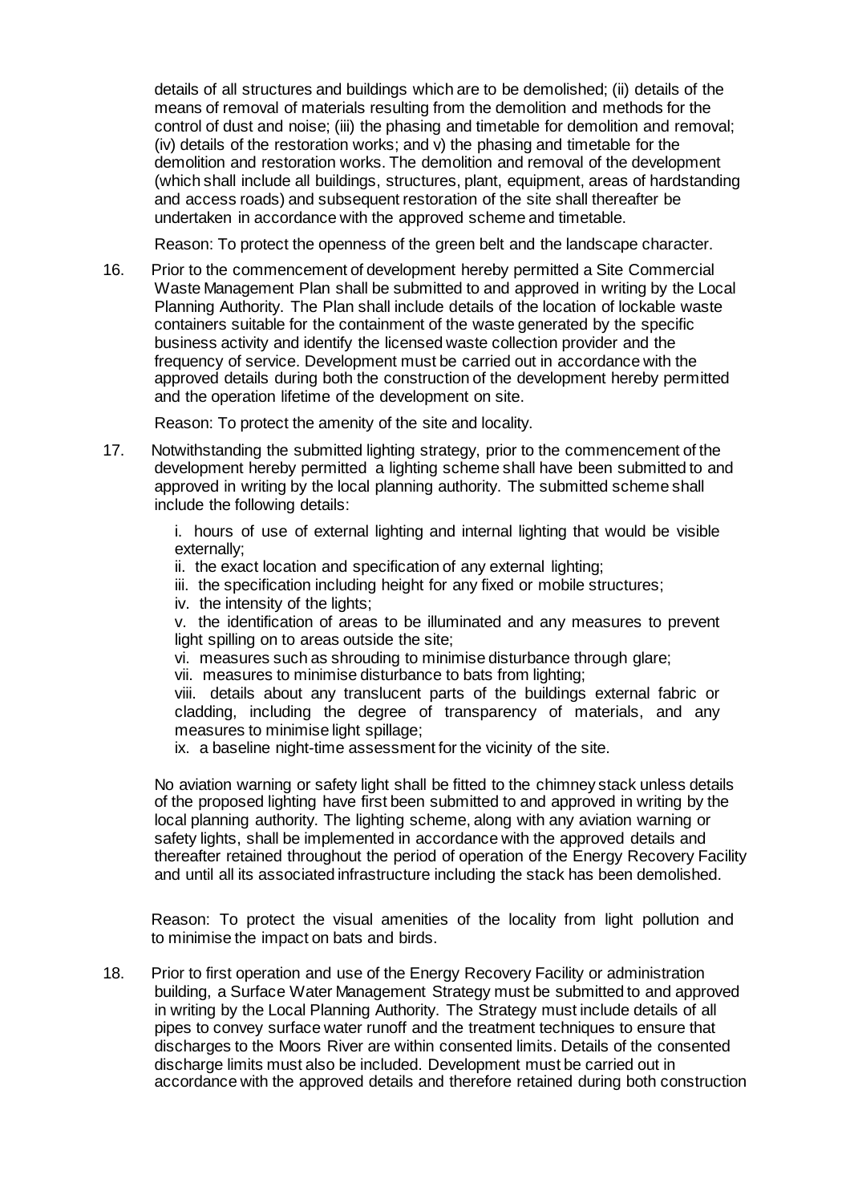details of all structures and buildings which are to be demolished; (ii) details of the means of removal of materials resulting from the demolition and methods for the control of dust and noise; (iii) the phasing and timetable for demolition and removal; (iv) details of the restoration works; and v) the phasing and timetable for the demolition and restoration works. The demolition and removal of the development (which shall include all buildings, structures, plant, equipment, areas of hardstanding and access roads) and subsequent restoration of the site shall thereafter be undertaken in accordance with the approved scheme and timetable.

Reason: To protect the openness of the green belt and the landscape character.

16. Prior to the commencement of development hereby permitted a Site Commercial Waste Management Plan shall be submitted to and approved in writing by the Local Planning Authority. The Plan shall include details of the location of lockable waste containers suitable for the containment of the waste generated by the specific business activity and identify the licensed waste collection provider and the frequency of service. Development must be carried out in accordance with the approved details during both the construction of the development hereby permitted and the operation lifetime of the development on site.

    Reason: To protect the amenity of the site and locality.

17. Notwithstanding the submitted lighting strategy, prior to the commencement of the development hereby permitted a lighting scheme shall have been submitted to and approved in writing by the local planning authority. The submitted scheme shall include the following details:

    i. hours of use of external lighting and internal lighting that would be visible externally;
    ii. the exact location and specification of any external lighting;
    iii. the specification including height for any fixed or mobile structures;
    iv. the intensity of the lights;
    v. the identification of areas to be illuminated and any measures to prevent light spilling on to areas outside the site;
    vi. measures such as shrouding to minimise disturbance through glare;
    vii. measures to minimise disturbance to bats from lighting;
    viii. details about any translucent parts of the buildings external fabric or cladding, including the degree of transparency of materials, and any measures to minimise light spillage;
    ix. a baseline night-time assessment for the vicinity of the site.

    No aviation warning or safety light shall be fitted to the chimney stack unless details of the proposed lighting have first been submitted to and approved in writing by the local planning authority. The lighting scheme, along with any aviation warning or safety lights, shall be implemented in accordance with the approved details and thereafter retained throughout the period of operation of the Energy Recovery Facility and until all its associated infrastructure including the stack has been demolished.

    Reason: To protect the visual amenities of the locality from light pollution and to minimise the impact on bats and birds.

18. Prior to first operation and use of the Energy Recovery Facility or administration building, a Surface Water Management Strategy must be submitted to and approved in writing by the Local Planning Authority. The Strategy must include details of all pipes to convey surface water runoff and the treatment techniques to ensure that discharges to the Moors River are within consented limits. Details of the consented discharge limits must also be included. Development must be carried out in accordance with the approved details and therefore retained during both construction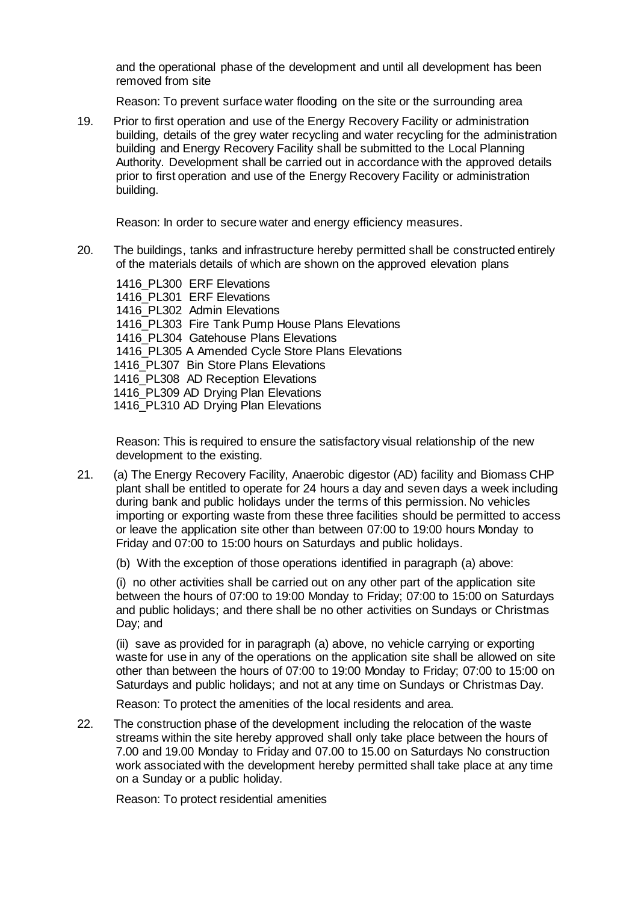and the operational phase of the development and until all development has been removed from site

Reason: To prevent surface water flooding on the site or the surrounding area

19. Prior to first operation and use of the Energy Recovery Facility or administration building, details of the grey water recycling and water recycling for the administration building and Energy Recovery Facility shall be submitted to the Local Planning Authority. Development shall be carried out in accordance with the approved details prior to first operation and use of the Energy Recovery Facility or administration building.

    Reason: In order to secure water and energy efficiency measures.

20. The buildings, tanks and infrastructure hereby permitted shall be constructed entirely of the materials details of which are shown on the approved elevation plans

    1416_PL300 ERF Elevations
    1416_PL301 ERF Elevations
    1416_PL302 Admin Elevations
    1416_PL303 Fire Tank Pump House Plans Elevations
    1416_PL304 Gatehouse Plans Elevations
    1416_PL305 A Amended Cycle Store Plans Elevations
    1416_PL307 Bin Store Plans Elevations
    1416_PL308 AD Reception Elevations
    1416_PL309 AD Drying Plan Elevations
    1416_PL310 AD Drying Plan Elevations

    Reason: This is required to ensure the satisfactory visual relationship of the new development to the existing.

21. (a) The Energy Recovery Facility, Anaerobic digestor (AD) facility and Biomass CHP plant shall be entitled to operate for 24 hours a day and seven days a week including during bank and public holidays under the terms of this permission. No vehicles importing or exporting waste from these three facilities should be permitted to access or leave the application site other than between 07:00 to 19:00 hours Monday to Friday and 07:00 to 15:00 hours on Saturdays and public holidays.

    (b) With the exception of those operations identified in paragraph (a) above:

    (i) no other activities shall be carried out on any other part of the application site between the hours of 07:00 to 19:00 Monday to Friday; 07:00 to 15:00 on Saturdays and public holidays; and there shall be no other activities on Sundays or Christmas Day; and

    (ii) save as provided for in paragraph (a) above, no vehicle carrying or exporting waste for use in any of the operations on the application site shall be allowed on site other than between the hours of 07:00 to 19:00 Monday to Friday; 07:00 to 15:00 on Saturdays and public holidays; and not at any time on Sundays or Christmas Day.

    Reason: To protect the amenities of the local residents and area.

22. The construction phase of the development including the relocation of the waste streams within the site hereby approved shall only take place between the hours of 7.00 and 19.00 Monday to Friday and 07.00 to 15.00 on Saturdays No construction work associated with the development hereby permitted shall take place at any time on a Sunday or a public holiday.

    Reason: To protect residential amenities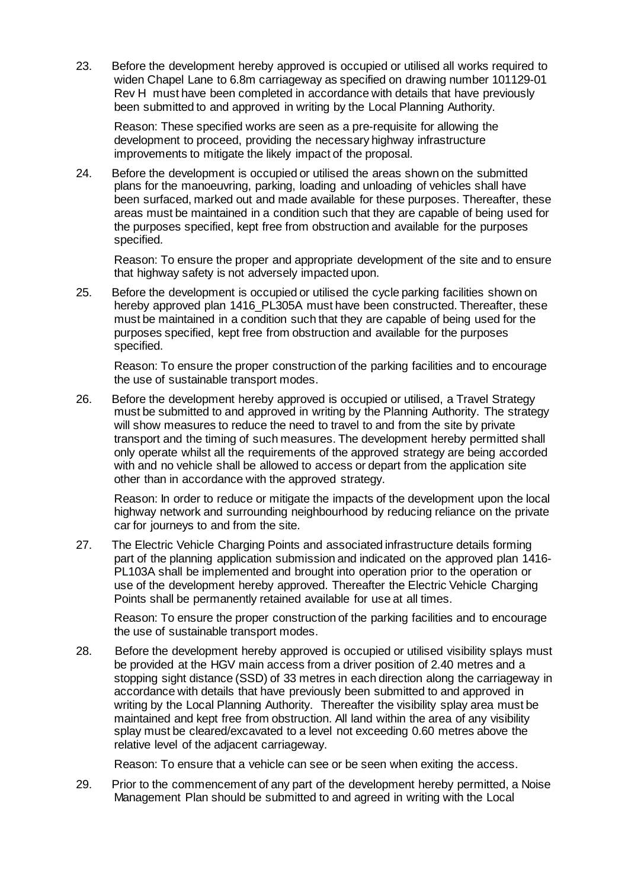23. Before the development hereby approved is occupied or utilised all works required to widen Chapel Lane to 6.8m carriageway as specified on drawing number 101129-01 Rev H must have been completed in accordance with details that have previously been submitted to and approved in writing by the Local Planning Authority.

    Reason: These specified works are seen as a pre-requisite for allowing the development to proceed, providing the necessary highway infrastructure improvements to mitigate the likely impact of the proposal.

24. Before the development is occupied or utilised the areas shown on the submitted plans for the manoeuvring, parking, loading and unloading of vehicles shall have been surfaced, marked out and made available for these purposes. Thereafter, these areas must be maintained in a condition such that they are capable of being used for the purposes specified, kept free from obstruction and available for the purposes specified.

    Reason: To ensure the proper and appropriate development of the site and to ensure that highway safety is not adversely impacted upon.

25. Before the development is occupied or utilised the cycle parking facilities shown on hereby approved plan 1416_PL305A must have been constructed. Thereafter, these must be maintained in a condition such that they are capable of being used for the purposes specified, kept free from obstruction and available for the purposes specified.

    Reason: To ensure the proper construction of the parking facilities and to encourage the use of sustainable transport modes.

26. Before the development hereby approved is occupied or utilised, a Travel Strategy must be submitted to and approved in writing by the Planning Authority. The strategy will show measures to reduce the need to travel to and from the site by private transport and the timing of such measures. The development hereby permitted shall only operate whilst all the requirements of the approved strategy are being accorded with and no vehicle shall be allowed to access or depart from the application site other than in accordance with the approved strategy.

    Reason: In order to reduce or mitigate the impacts of the development upon the local highway network and surrounding neighbourhood by reducing reliance on the private car for journeys to and from the site.

27. The Electric Vehicle Charging Points and associated infrastructure details forming part of the planning application submission and indicated on the approved plan 1416-PL103A shall be implemented and brought into operation prior to the operation or use of the development hereby approved. Thereafter the Electric Vehicle Charging Points shall be permanently retained available for use at all times.

    Reason: To ensure the proper construction of the parking facilities and to encourage the use of sustainable transport modes.

28. Before the development hereby approved is occupied or utilised visibility splays must be provided at the HGV main access from a driver position of 2.40 metres and a stopping sight distance (SSD) of 33 metres in each direction along the carriageway in accordance with details that have previously been submitted to and approved in writing by the Local Planning Authority. Thereafter the visibility splay area must be maintained and kept free from obstruction. All land within the area of any visibility splay must be cleared/excavated to a level not exceeding 0.60 metres above the relative level of the adjacent carriageway.

    Reason: To ensure that a vehicle can see or be seen when exiting the access.

29. Prior to the commencement of any part of the development hereby permitted, a Noise Management Plan should be submitted to and agreed in writing with the Local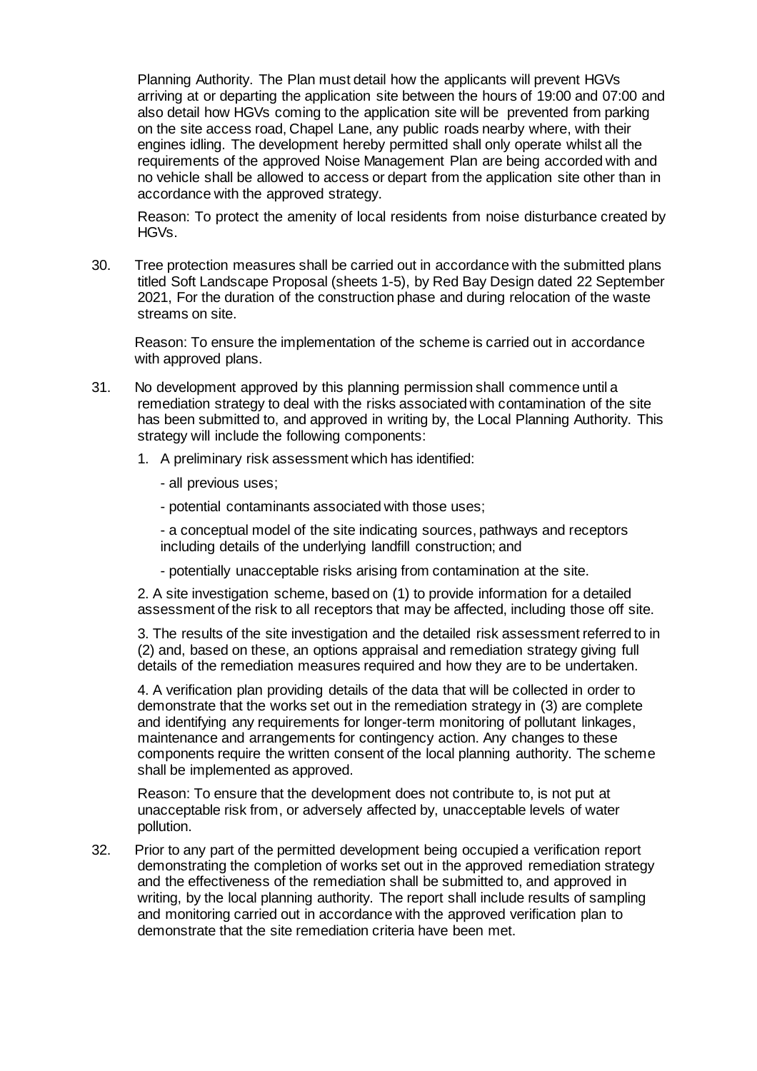Planning Authority. The Plan must detail how the applicants will prevent HGVs arriving at or departing the application site between the hours of 19:00 and 07:00 and also detail how HGVs coming to the application site will be prevented from parking on the site access road, Chapel Lane, any public roads nearby where, with their engines idling. The development hereby permitted shall only operate whilst all the requirements of the approved Noise Management Plan are being accorded with and no vehicle shall be allowed to access or depart from the application site other than in accordance with the approved strategy.

Reason: To protect the amenity of local residents from noise disturbance created by HGVs.

30. Tree protection measures shall be carried out in accordance with the submitted plans titled Soft Landscape Proposal (sheets 1-5), by Red Bay Design dated 22 September 2021, For the duration of the construction phase and during relocation of the waste streams on site.

    Reason: To ensure the implementation of the scheme is carried out in accordance with approved plans.

31. No development approved by this planning permission shall commence until a remediation strategy to deal with the risks associated with contamination of the site has been submitted to, and approved in writing by, the Local Planning Authority. This strategy will include the following components:

    1. A preliminary risk assessment which has identified:

       - all previous uses;

       - potential contaminants associated with those uses;

       - a conceptual model of the site indicating sources, pathways and receptors including details of the underlying landfill construction; and

       - potentially unacceptable risks arising from contamination at the site.

    2. A site investigation scheme, based on (1) to provide information for a detailed assessment of the risk to all receptors that may be affected, including those off site.

    3. The results of the site investigation and the detailed risk assessment referred to in (2) and, based on these, an options appraisal and remediation strategy giving full details of the remediation measures required and how they are to be undertaken.

    4. A verification plan providing details of the data that will be collected in order to demonstrate that the works set out in the remediation strategy in (3) are complete and identifying any requirements for longer-term monitoring of pollutant linkages, maintenance and arrangements for contingency action. Any changes to these components require the written consent of the local planning authority. The scheme shall be implemented as approved.

    Reason: To ensure that the development does not contribute to, is not put at unacceptable risk from, or adversely affected by, unacceptable levels of water pollution.

32. Prior to any part of the permitted development being occupied a verification report demonstrating the completion of works set out in the approved remediation strategy and the effectiveness of the remediation shall be submitted to, and approved in writing, by the local planning authority. The report shall include results of sampling and monitoring carried out in accordance with the approved verification plan to demonstrate that the site remediation criteria have been met.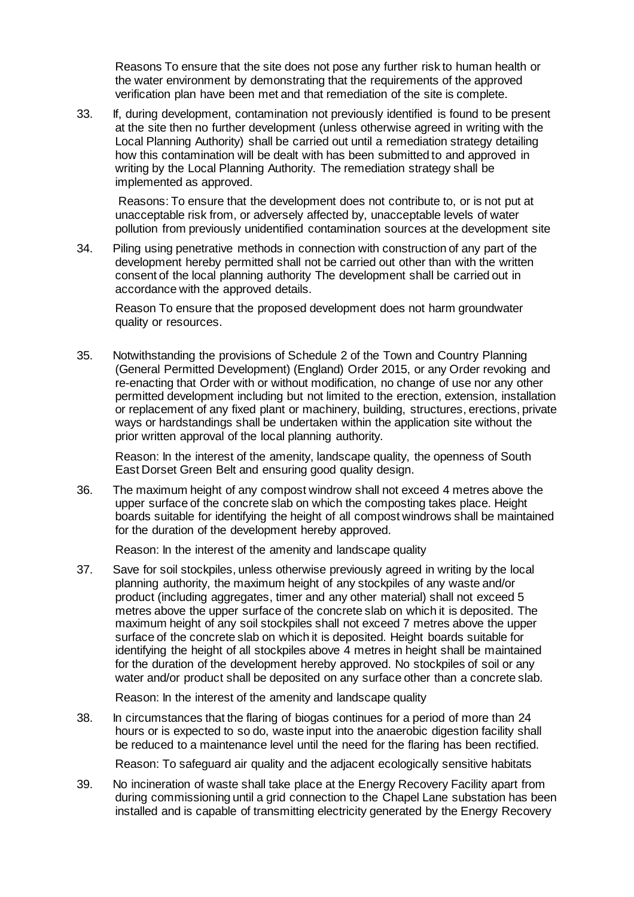Reasons To ensure that the site does not pose any further risk to human health or the water environment by demonstrating that the requirements of the approved verification plan have been met and that remediation of the site is complete.

33. If, during development, contamination not previously identified is found to be present at the site then no further development (unless otherwise agreed in writing with the Local Planning Authority) shall be carried out until a remediation strategy detailing how this contamination will be dealt with has been submitted to and approved in writing by the Local Planning Authority. The remediation strategy shall be implemented as approved.

    Reasons: To ensure that the development does not contribute to, or is not put at unacceptable risk from, or adversely affected by, unacceptable levels of water pollution from previously unidentified contamination sources at the development site

34. Piling using penetrative methods in connection with construction of any part of the development hereby permitted shall not be carried out other than with the written consent of the local planning authority The development shall be carried out in accordance with the approved details.

    Reason To ensure that the proposed development does not harm groundwater quality or resources.

35. Notwithstanding the provisions of Schedule 2 of the Town and Country Planning (General Permitted Development) (England) Order 2015, or any Order revoking and re-enacting that Order with or without modification, no change of use nor any other permitted development including but not limited to the erection, extension, installation or replacement of any fixed plant or machinery, building, structures, erections, private ways or hardstandings shall be undertaken within the application site without the prior written approval of the local planning authority.

    Reason: In the interest of the amenity, landscape quality, the openness of South East Dorset Green Belt and ensuring good quality design.

36. The maximum height of any compost windrow shall not exceed 4 metres above the upper surface of the concrete slab on which the composting takes place. Height boards suitable for identifying the height of all compost windrows shall be maintained for the duration of the development hereby approved.

    Reason: In the interest of the amenity and landscape quality

37. Save for soil stockpiles, unless otherwise previously agreed in writing by the local planning authority, the maximum height of any stockpiles of any waste and/or product (including aggregates, timer and any other material) shall not exceed 5 metres above the upper surface of the concrete slab on which it is deposited. The maximum height of any soil stockpiles shall not exceed 7 metres above the upper surface of the concrete slab on which it is deposited. Height boards suitable for identifying the height of all stockpiles above 4 metres in height shall be maintained for the duration of the development hereby approved. No stockpiles of soil or any water and/or product shall be deposited on any surface other than a concrete slab.

    Reason: In the interest of the amenity and landscape quality

38. In circumstances that the flaring of biogas continues for a period of more than 24 hours or is expected to so do, waste input into the anaerobic digestion facility shall be reduced to a maintenance level until the need for the flaring has been rectified.

    Reason: To safeguard air quality and the adjacent ecologically sensitive habitats

39. No incineration of waste shall take place at the Energy Recovery Facility apart from during commissioning until a grid connection to the Chapel Lane substation has been installed and is capable of transmitting electricity generated by the Energy Recovery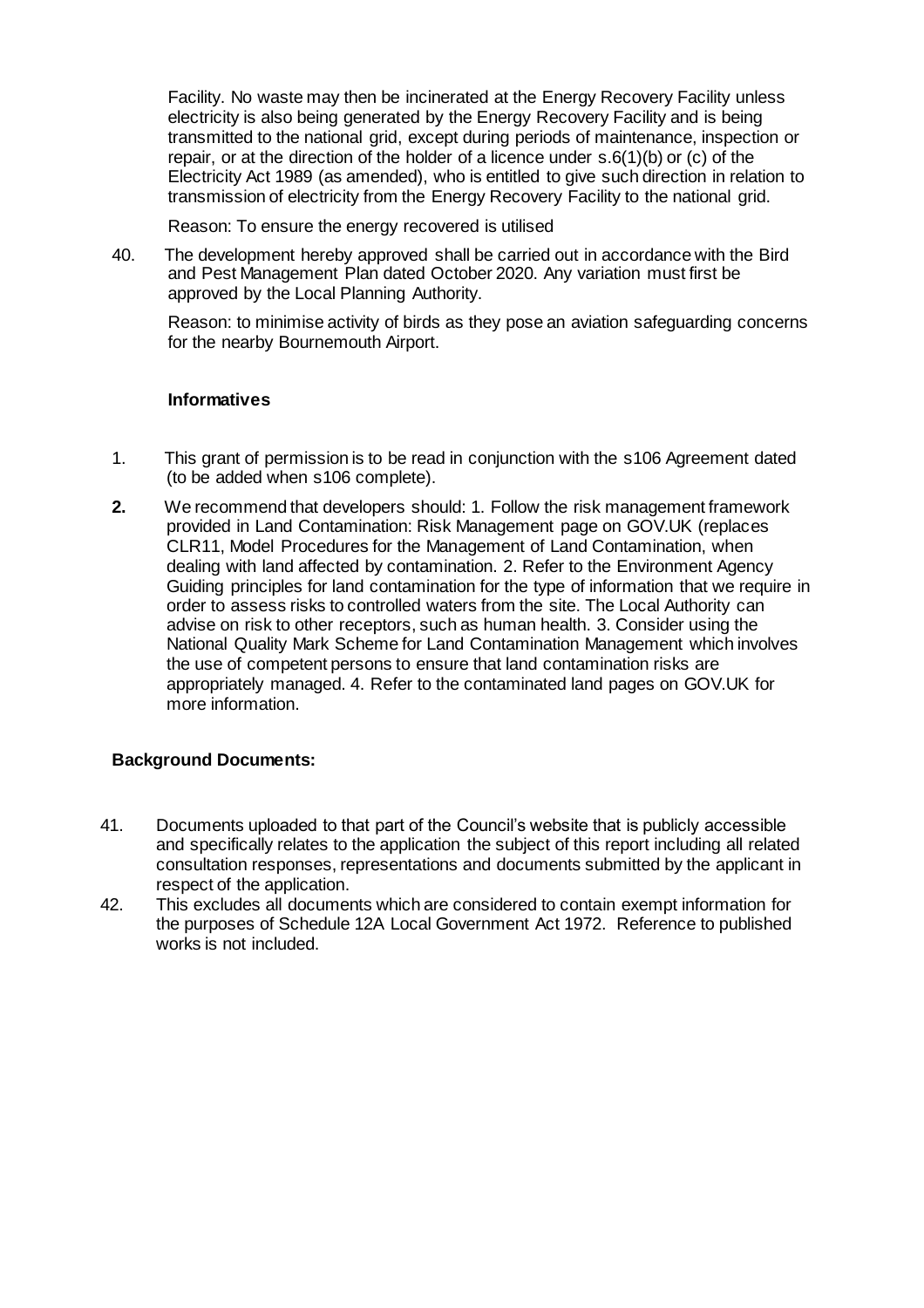Facility. No waste may then be incinerated at the Energy Recovery Facility unless electricity is also being generated by the Energy Recovery Facility and is being transmitted to the national grid, except during periods of maintenance, inspection or repair, or at the direction of the holder of a licence under s.6(1)(b) or (c) of the Electricity Act 1989 (as amended), who is entitled to give such direction in relation to transmission of electricity from the Energy Recovery Facility to the national grid.

Reason: To ensure the energy recovered is utilised

40. The development hereby approved shall be carried out in accordance with the Bird and Pest Management Plan dated October 2020. Any variation must first be approved by the Local Planning Authority.

    Reason: to minimise activity of birds as they pose an aviation safeguarding concerns for the nearby Bournemouth Airport.

### Informatives

1. This grant of permission is to be read in conjunction with the s106 Agreement dated (to be added when s106 complete).
2. We recommend that developers should: 1. Follow the risk management framework provided in Land Contamination: Risk Management page on GOV.UK (replaces CLR11, Model Procedures for the Management of Land Contamination, when dealing with land affected by contamination. 2. Refer to the Environment Agency Guiding principles for land contamination for the type of information that we require in order to assess risks to controlled waters from the site. The Local Authority can advise on risk to other receptors, such as human health. 3. Consider using the National Quality Mark Scheme for Land Contamination Management which involves the use of competent persons to ensure that land contamination risks are appropriately managed. 4. Refer to the contaminated land pages on GOV.UK for more information.

### Background Documents:

41. Documents uploaded to that part of the Council's website that is publicly accessible and specifically relates to the application the subject of this report including all related consultation responses, representations and documents submitted by the applicant in respect of the application.
42. This excludes all documents which are considered to contain exempt information for the purposes of Schedule 12A Local Government Act 1972. Reference to published works is not included.